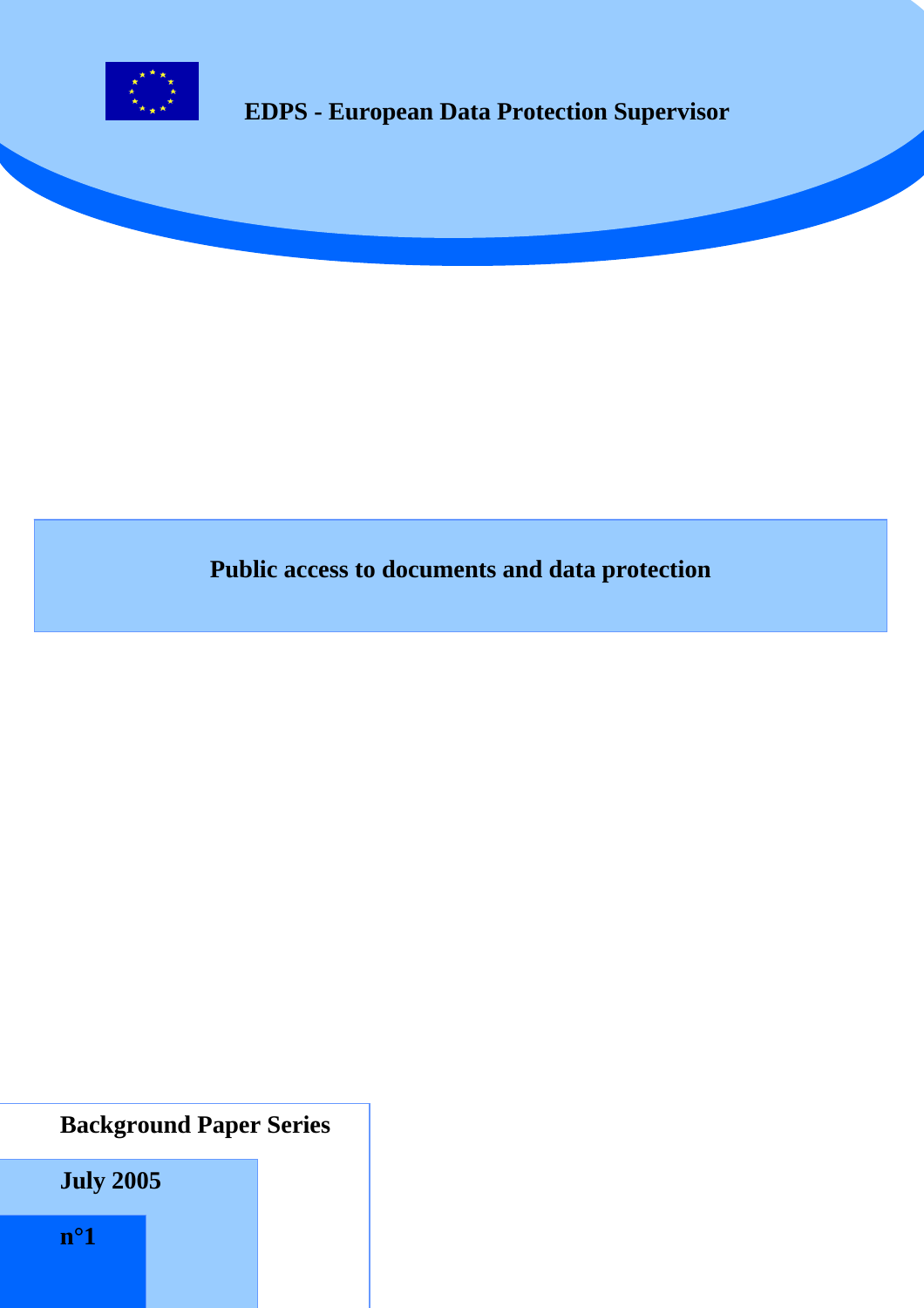**EDPS - European Data Protection Supervisor**

# Public access to documents and data protection

**Background Paper Series**

**July 2005**

**n°1**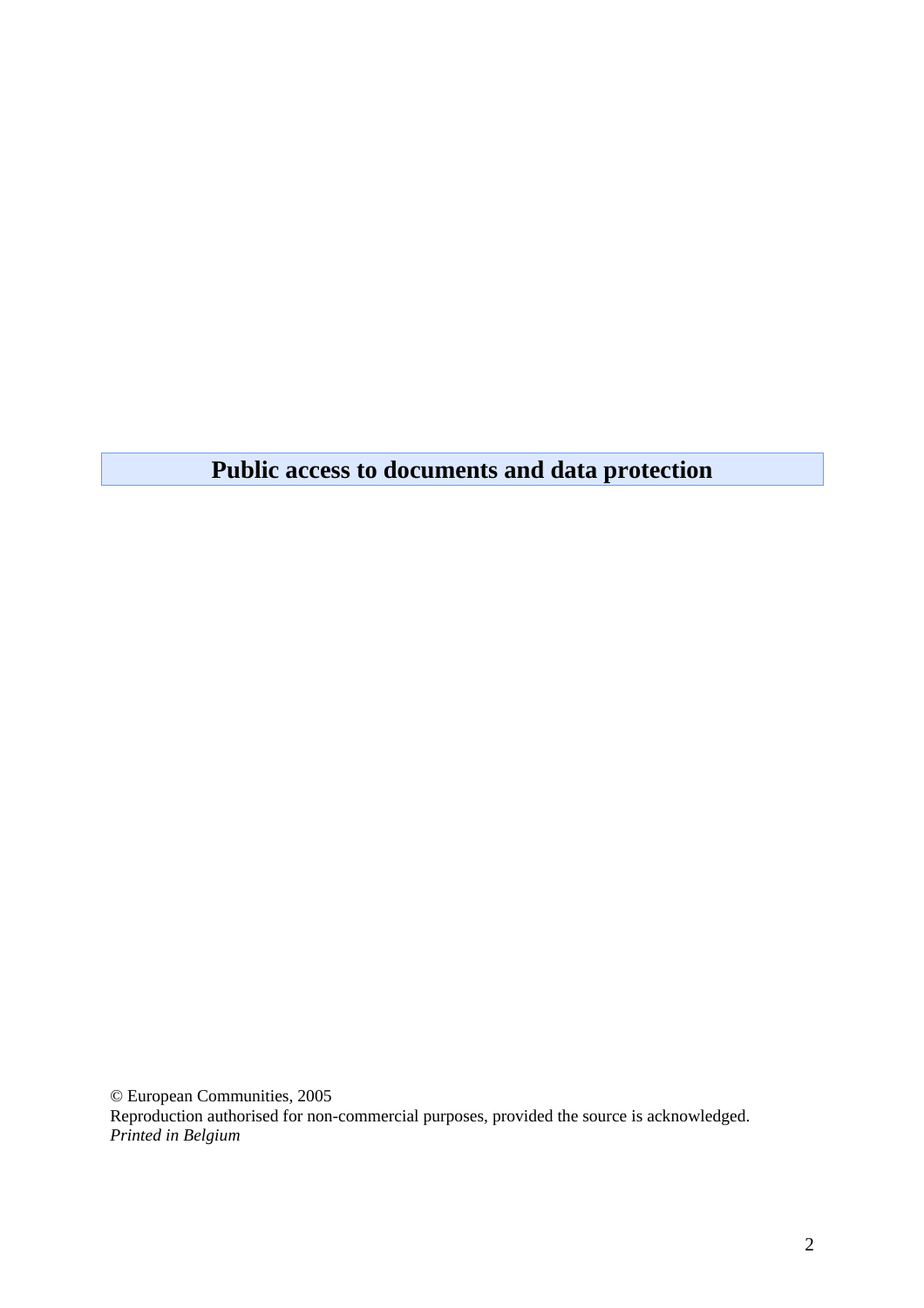# Public access to documents and data protection

© European Communities, 2005
Reproduction authorised for non-commercial purposes, provided the source is acknowledged.
*Printed in Belgium*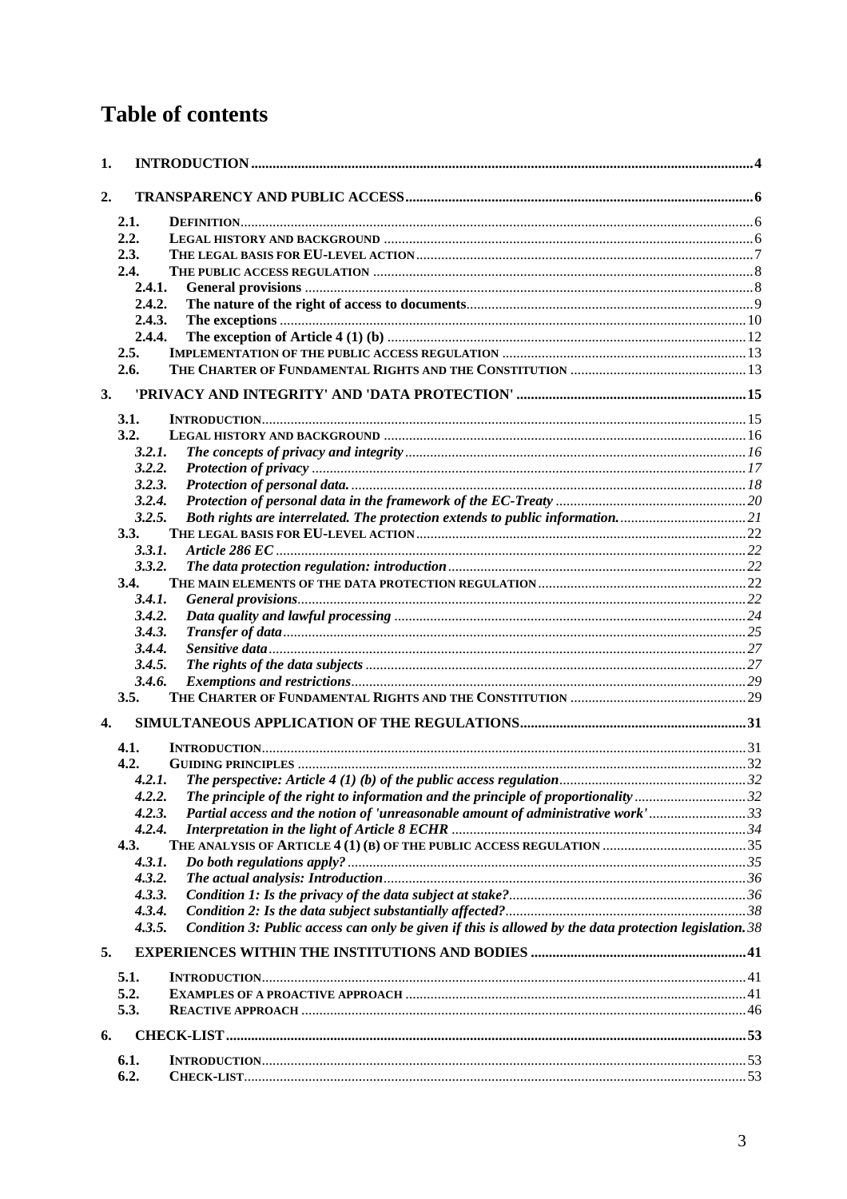# Table of contents

1. **INTRODUCTION** ........ 4

2. **TRANSPARENCY AND PUBLIC ACCESS** ........ 6

   - 2.1. DEFINITION ........ 6
   - 2.2. LEGAL HISTORY AND BACKGROUND ........ 6
   - 2.3. THE LEGAL BASIS FOR EU-LEVEL ACTION ........ 7
   - 2.4. THE PUBLIC ACCESS REGULATION ........ 8
     - 2.4.1. **General provisions** ........ 8
     - 2.4.2. **The nature of the right of access to documents** ........ 9
     - 2.4.3. **The exceptions** ........ 10
     - 2.4.4. **The exception of Article 4 (1) (b)** ........ 12
   - 2.5. IMPLEMENTATION OF THE PUBLIC ACCESS REGULATION ........ 13
   - 2.6. THE CHARTER OF FUNDAMENTAL RIGHTS AND THE CONSTITUTION ........ 13

3. **'PRIVACY AND INTEGRITY' AND 'DATA PROTECTION'** ........ 15

   - 3.1. INTRODUCTION ........ 15
   - 3.2. LEGAL HISTORY AND BACKGROUND ........ 16
     - 3.2.1. ***The concepts of privacy and integrity*** ........ 16
     - 3.2.2. ***Protection of privacy*** ........ 17
     - 3.2.3. ***Protection of personal data.*** ........ 18
     - 3.2.4. ***Protection of personal data in the framework of the EC-Treaty*** ........ 20
     - 3.2.5. ***Both rights are interrelated. The protection extends to public information.*** ........ 21
   - 3.3. THE LEGAL BASIS FOR EU-LEVEL ACTION ........ 22
     - 3.3.1. ***Article 286 EC*** ........ 22
     - 3.3.2. ***The data protection regulation: introduction*** ........ 22
   - 3.4. THE MAIN ELEMENTS OF THE DATA PROTECTION REGULATION ........ 22
     - 3.4.1. ***General provisions*** ........ 22
     - 3.4.2. ***Data quality and lawful processing*** ........ 24
     - 3.4.3. ***Transfer of data*** ........ 25
     - 3.4.4. ***Sensitive data*** ........ 27
     - 3.4.5. ***The rights of the data subjects*** ........ 27
     - 3.4.6. ***Exemptions and restrictions*** ........ 29
   - 3.5. THE CHARTER OF FUNDAMENTAL RIGHTS AND THE CONSTITUTION ........ 29

4. **SIMULTANEOUS APPLICATION OF THE REGULATIONS** ........ 31

   - 4.1. INTRODUCTION ........ 31
   - 4.2. GUIDING PRINCIPLES ........ 32
     - 4.2.1. ***The perspective: Article 4 (1) (b) of the public access regulation*** ........ 32
     - 4.2.2. ***The principle of the right to information and the principle of proportionality*** ........ 32
     - 4.2.3. ***Partial access and the notion of 'unreasonable amount of administrative work'*** ........ 33
     - 4.2.4. ***Interpretation in the light of Article 8 ECHR*** ........ 34
   - 4.3. THE ANALYSIS OF ARTICLE 4 (1) (B) OF THE PUBLIC ACCESS REGULATION ........ 35
     - 4.3.1. ***Do both regulations apply?*** ........ 35
     - 4.3.2. ***The actual analysis: Introduction*** ........ 36
     - 4.3.3. ***Condition 1: Is the privacy of the data subject at stake?*** ........ 36
     - 4.3.4. ***Condition 2: Is the data subject substantially affected?*** ........ 38
     - 4.3.5. ***Condition 3: Public access can only be given if this is allowed by the data protection legislation.*** ........ 38

5. **EXPERIENCES WITHIN THE INSTITUTIONS AND BODIES** ........ 41

   - 5.1. INTRODUCTION ........ 41
   - 5.2. EXAMPLES OF A PROACTIVE APPROACH ........ 41
   - 5.3. REACTIVE APPROACH ........ 46

6. **CHECK-LIST** ........ 53

   - 6.1. INTRODUCTION ........ 53
   - 6.2. CHECK-LIST ........ 53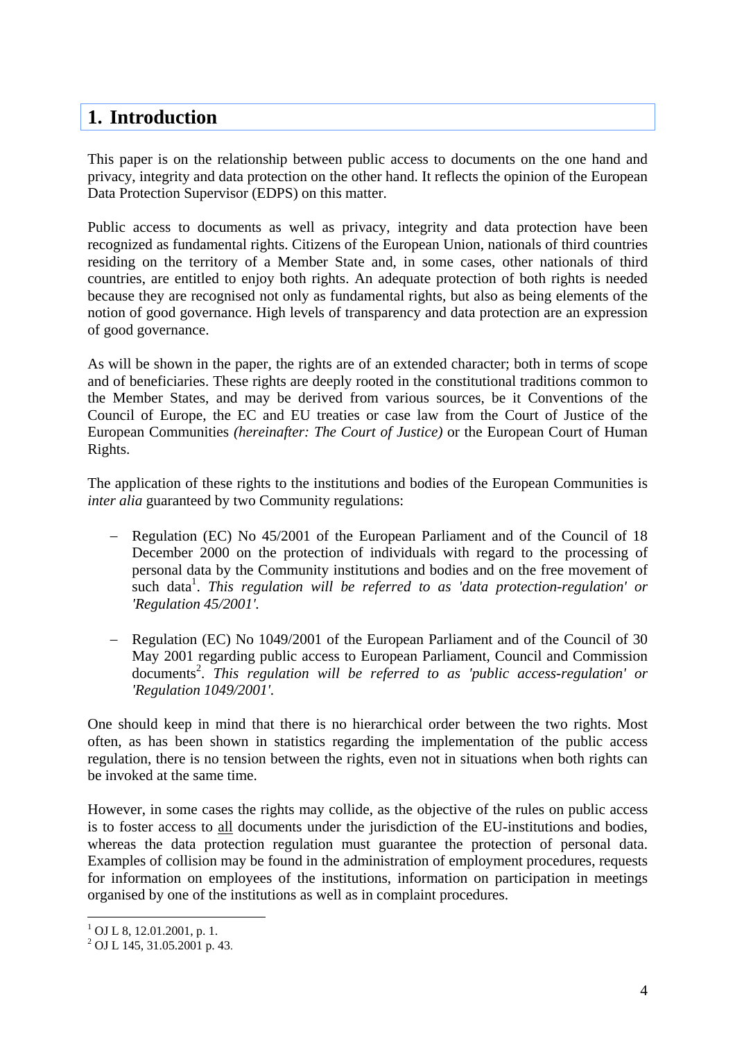# 1. Introduction

This paper is on the relationship between public access to documents on the one hand and privacy, integrity and data protection on the other hand. It reflects the opinion of the European Data Protection Supervisor (EDPS) on this matter.

Public access to documents as well as privacy, integrity and data protection have been recognized as fundamental rights. Citizens of the European Union, nationals of third countries residing on the territory of a Member State and, in some cases, other nationals of third countries, are entitled to enjoy both rights. An adequate protection of both rights is needed because they are recognised not only as fundamental rights, but also as being elements of the notion of good governance. High levels of transparency and data protection are an expression of good governance.

As will be shown in the paper, the rights are of an extended character; both in terms of scope and of beneficiaries. These rights are deeply rooted in the constitutional traditions common to the Member States, and may be derived from various sources, be it Conventions of the Council of Europe, the EC and EU treaties or case law from the Court of Justice of the European Communities *(hereinafter: The Court of Justice)* or the European Court of Human Rights.

The application of these rights to the institutions and bodies of the European Communities is *inter alia* guaranteed by two Community regulations:

- Regulation (EC) No 45/2001 of the European Parliament and of the Council of 18 December 2000 on the protection of individuals with regard to the processing of personal data by the Community institutions and bodies and on the free movement of such data[1]. *This regulation will be referred to as 'data protection-regulation' or 'Regulation 45/2001'.*

- Regulation (EC) No 1049/2001 of the European Parliament and of the Council of 30 May 2001 regarding public access to European Parliament, Council and Commission documents[2]. *This regulation will be referred to as 'public access-regulation' or 'Regulation 1049/2001'.*

One should keep in mind that there is no hierarchical order between the two rights. Most often, as has been shown in statistics regarding the implementation of the public access regulation, there is no tension between the rights, even not in situations when both rights can be invoked at the same time.

However, in some cases the rights may collide, as the objective of the rules on public access is to foster access to <u>all</u> documents under the jurisdiction of the EU-institutions and bodies, whereas the data protection regulation must guarantee the protection of personal data. Examples of collision may be found in the administration of employment procedures, requests for information on employees of the institutions, information on participation in meetings organised by one of the institutions as well as in complaint procedures.

---

[1] OJ L 8, 12.01.2001, p. 1.

[2] OJ L 145, 31.05.2001 p. 43.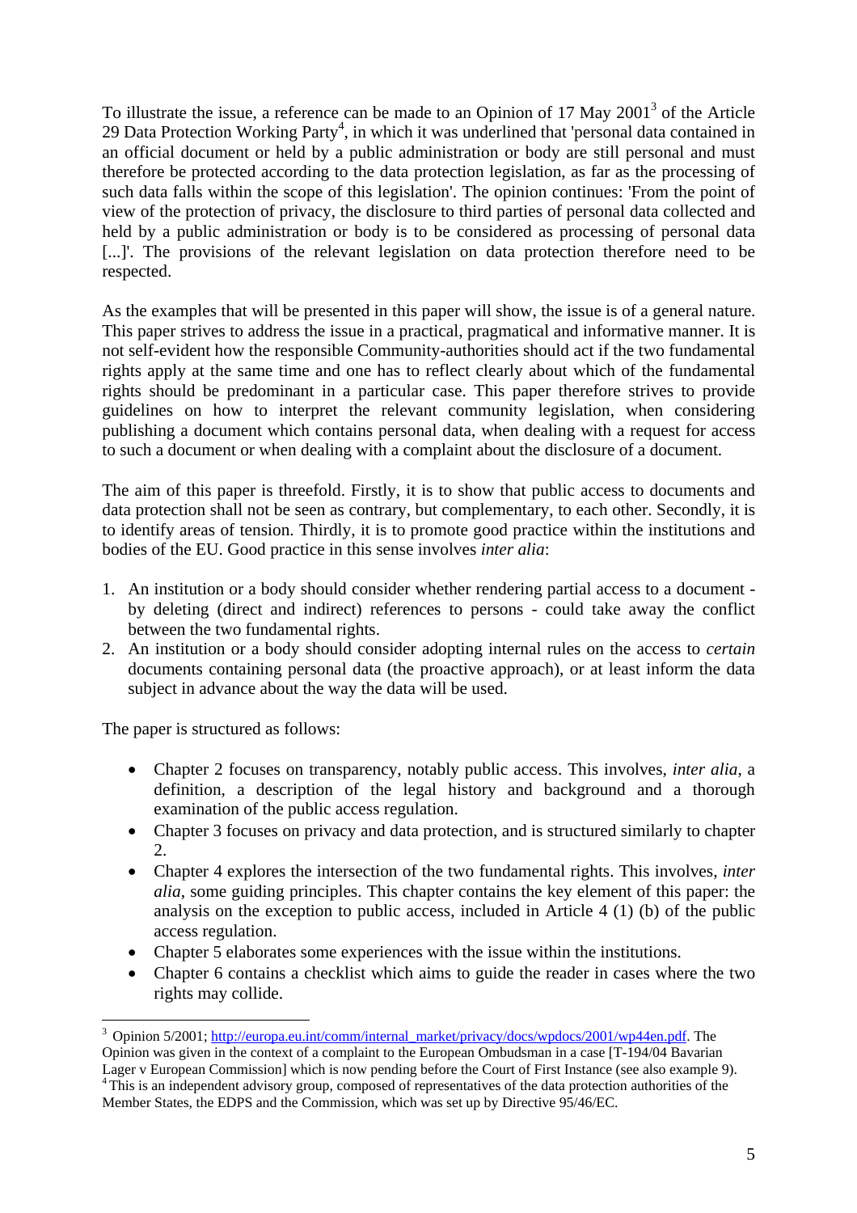To illustrate the issue, a reference can be made to an Opinion of 17 May 2001[3] of the Article 29 Data Protection Working Party[4], in which it was underlined that 'personal data contained in an official document or held by a public administration or body are still personal and must therefore be protected according to the data protection legislation, as far as the processing of such data falls within the scope of this legislation'. The opinion continues: 'From the point of view of the protection of privacy, the disclosure to third parties of personal data collected and held by a public administration or body is to be considered as processing of personal data [...]'. The provisions of the relevant legislation on data protection therefore need to be respected.

As the examples that will be presented in this paper will show, the issue is of a general nature. This paper strives to address the issue in a practical, pragmatical and informative manner. It is not self-evident how the responsible Community-authorities should act if the two fundamental rights apply at the same time and one has to reflect clearly about which of the fundamental rights should be predominant in a particular case. This paper therefore strives to provide guidelines on how to interpret the relevant community legislation, when considering publishing a document which contains personal data, when dealing with a request for access to such a document or when dealing with a complaint about the disclosure of a document.

The aim of this paper is threefold. Firstly, it is to show that public access to documents and data protection shall not be seen as contrary, but complementary, to each other. Secondly, it is to identify areas of tension. Thirdly, it is to promote good practice within the institutions and bodies of the EU. Good practice in this sense involves *inter alia*:

1. An institution or a body should consider whether rendering partial access to a document - by deleting (direct and indirect) references to persons - could take away the conflict between the two fundamental rights.
2. An institution or a body should consider adopting internal rules on the access to *certain* documents containing personal data (the proactive approach), or at least inform the data subject in advance about the way the data will be used.

The paper is structured as follows:

- Chapter 2 focuses on transparency, notably public access. This involves, *inter alia*, a definition, a description of the legal history and background and a thorough examination of the public access regulation.
- Chapter 3 focuses on privacy and data protection, and is structured similarly to chapter 2.
- Chapter 4 explores the intersection of the two fundamental rights. This involves, *inter alia*, some guiding principles. This chapter contains the key element of this paper: the analysis on the exception to public access, included in Article 4 (1) (b) of the public access regulation.
- Chapter 5 elaborates some experiences with the issue within the institutions.
- Chapter 6 contains a checklist which aims to guide the reader in cases where the two rights may collide.

---

[3] Opinion 5/2001; http://europa.eu.int/comm/internal_market/privacy/docs/wpdocs/2001/wp44en.pdf. The Opinion was given in the context of a complaint to the European Ombudsman in a case [T-194/04 Bavarian Lager v European Commission] which is now pending before the Court of First Instance (see also example 9).

[4] This is an independent advisory group, composed of representatives of the data protection authorities of the Member States, the EDPS and the Commission, which was set up by Directive 95/46/EC.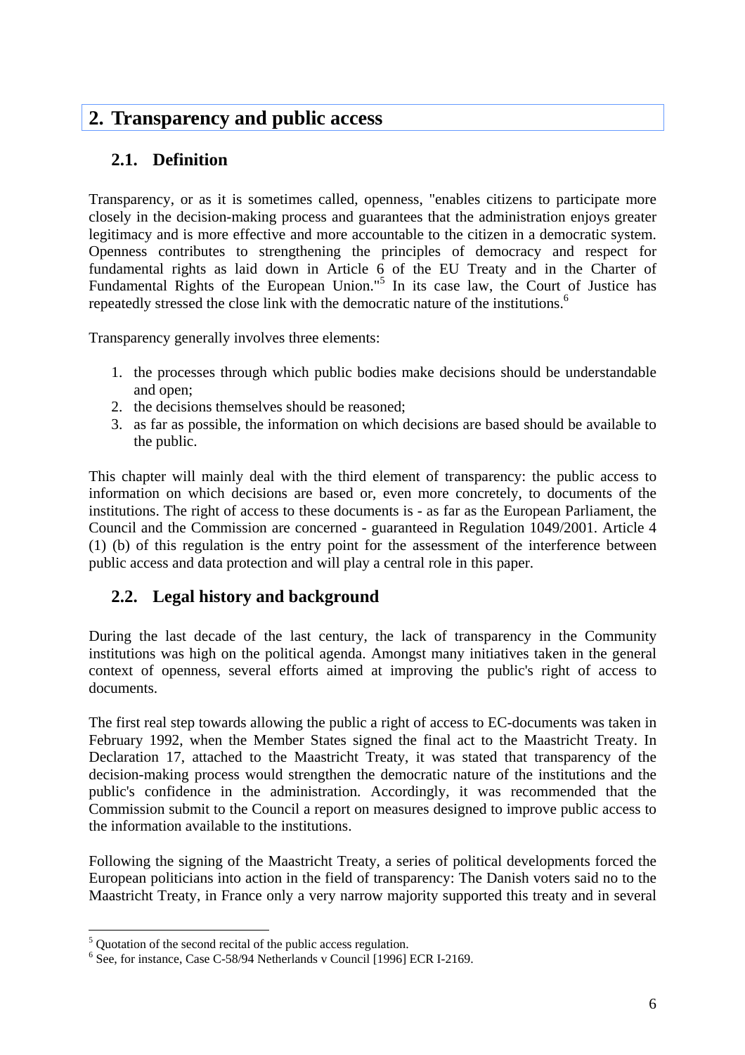## 2. Transparency and public access

### 2.1. Definition

Transparency, or as it is sometimes called, openness, "enables citizens to participate more closely in the decision-making process and guarantees that the administration enjoys greater legitimacy and is more effective and more accountable to the citizen in a democratic system. Openness contributes to strengthening the principles of democracy and respect for fundamental rights as laid down in Article 6 of the EU Treaty and in the Charter of Fundamental Rights of the European Union."[5] In its case law, the Court of Justice has repeatedly stressed the close link with the democratic nature of the institutions.[6]

Transparency generally involves three elements:

1. the processes through which public bodies make decisions should be understandable and open;
2. the decisions themselves should be reasoned;
3. as far as possible, the information on which decisions are based should be available to the public.

This chapter will mainly deal with the third element of transparency: the public access to information on which decisions are based or, even more concretely, to documents of the institutions. The right of access to these documents is - as far as the European Parliament, the Council and the Commission are concerned - guaranteed in Regulation 1049/2001. Article 4 (1) (b) of this regulation is the entry point for the assessment of the interference between public access and data protection and will play a central role in this paper.

### 2.2. Legal history and background

During the last decade of the last century, the lack of transparency in the Community institutions was high on the political agenda. Amongst many initiatives taken in the general context of openness, several efforts aimed at improving the public's right of access to documents.

The first real step towards allowing the public a right of access to EC-documents was taken in February 1992, when the Member States signed the final act to the Maastricht Treaty. In Declaration 17, attached to the Maastricht Treaty, it was stated that transparency of the decision-making process would strengthen the democratic nature of the institutions and the public's confidence in the administration. Accordingly, it was recommended that the Commission submit to the Council a report on measures designed to improve public access to the information available to the institutions.

Following the signing of the Maastricht Treaty, a series of political developments forced the European politicians into action in the field of transparency: The Danish voters said no to the Maastricht Treaty, in France only a very narrow majority supported this treaty and in several

[5] Quotation of the second recital of the public access regulation.

[6] See, for instance, Case C-58/94 Netherlands v Council [1996] ECR I-2169.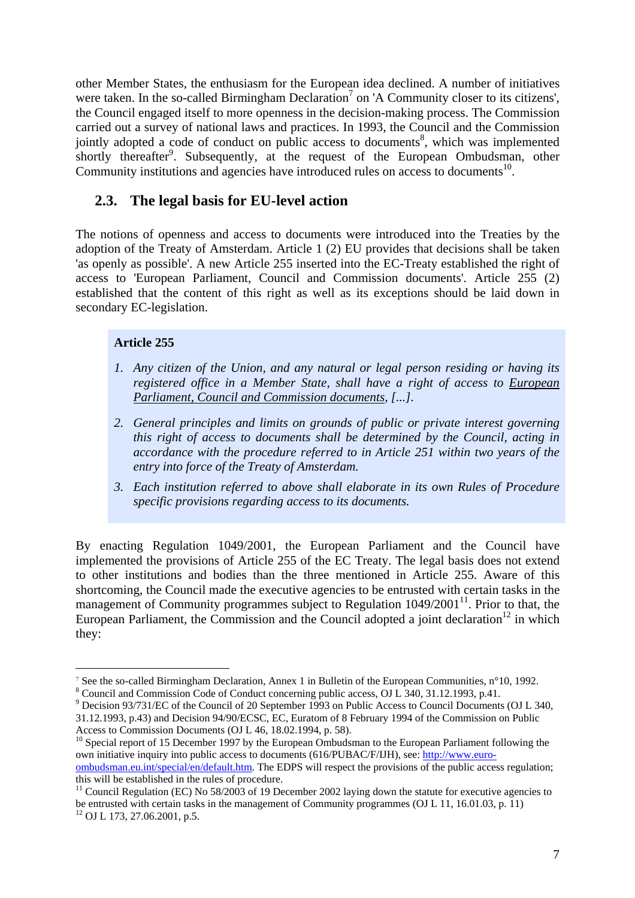other Member States, the enthusiasm for the European idea declined. A number of initiatives were taken. In the so-called Birmingham Declaration[7] on 'A Community closer to its citizens', the Council engaged itself to more openness in the decision-making process. The Commission carried out a survey of national laws and practices. In 1993, the Council and the Commission jointly adopted a code of conduct on public access to documents[8], which was implemented shortly thereafter[9]. Subsequently, at the request of the European Ombudsman, other Community institutions and agencies have introduced rules on access to documents[10].

## 2.3. The legal basis for EU-level action

The notions of openness and access to documents were introduced into the Treaties by the adoption of the Treaty of Amsterdam. Article 1 (2) EU provides that decisions shall be taken 'as openly as possible'. A new Article 255 inserted into the EC-Treaty established the right of access to 'European Parliament, Council and Commission documents'. Article 255 (2) established that the content of this right as well as its exceptions should be laid down in secondary EC-legislation.

> **Article 255**
>
> 1. *Any citizen of the Union, and any natural or legal person residing or having its registered office in a Member State, shall have a right of access to European Parliament, Council and Commission documents, [...].*
>
> 2. *General principles and limits on grounds of public or private interest governing this right of access to documents shall be determined by the Council, acting in accordance with the procedure referred to in Article 251 within two years of the entry into force of the Treaty of Amsterdam.*
>
> 3. *Each institution referred to above shall elaborate in its own Rules of Procedure specific provisions regarding access to its documents.*

By enacting Regulation 1049/2001, the European Parliament and the Council have implemented the provisions of Article 255 of the EC Treaty. The legal basis does not extend to other institutions and bodies than the three mentioned in Article 255. Aware of this shortcoming, the Council made the executive agencies to be entrusted with certain tasks in the management of Community programmes subject to Regulation 1049/2001[11]. Prior to that, the European Parliament, the Commission and the Council adopted a joint declaration[12] in which they:

---

[7] See the so-called Birmingham Declaration, Annex 1 in Bulletin of the European Communities, n°10, 1992.

[8] Council and Commission Code of Conduct concerning public access, OJ L 340, 31.12.1993, p.41.

[9] Decision 93/731/EC of the Council of 20 September 1993 on Public Access to Council Documents (OJ L 340, 31.12.1993, p.43) and Decision 94/90/ECSC, EC, Euratom of 8 February 1994 of the Commission on Public Access to Commission Documents (OJ L 46, 18.02.1994, p. 58).

[10] Special report of 15 December 1997 by the European Ombudsman to the European Parliament following the own initiative inquiry into public access to documents (616/PUBAC/F/IJH), see: http://www.euro-ombudsman.eu.int/special/en/default.htm. The EDPS will respect the provisions of the public access regulation; this will be established in the rules of procedure.

[11] Council Regulation (EC) No 58/2003 of 19 December 2002 laying down the statute for executive agencies to be entrusted with certain tasks in the management of Community programmes (OJ L 11, 16.01.03, p. 11)

[12] OJ L 173, 27.06.2001, p.5.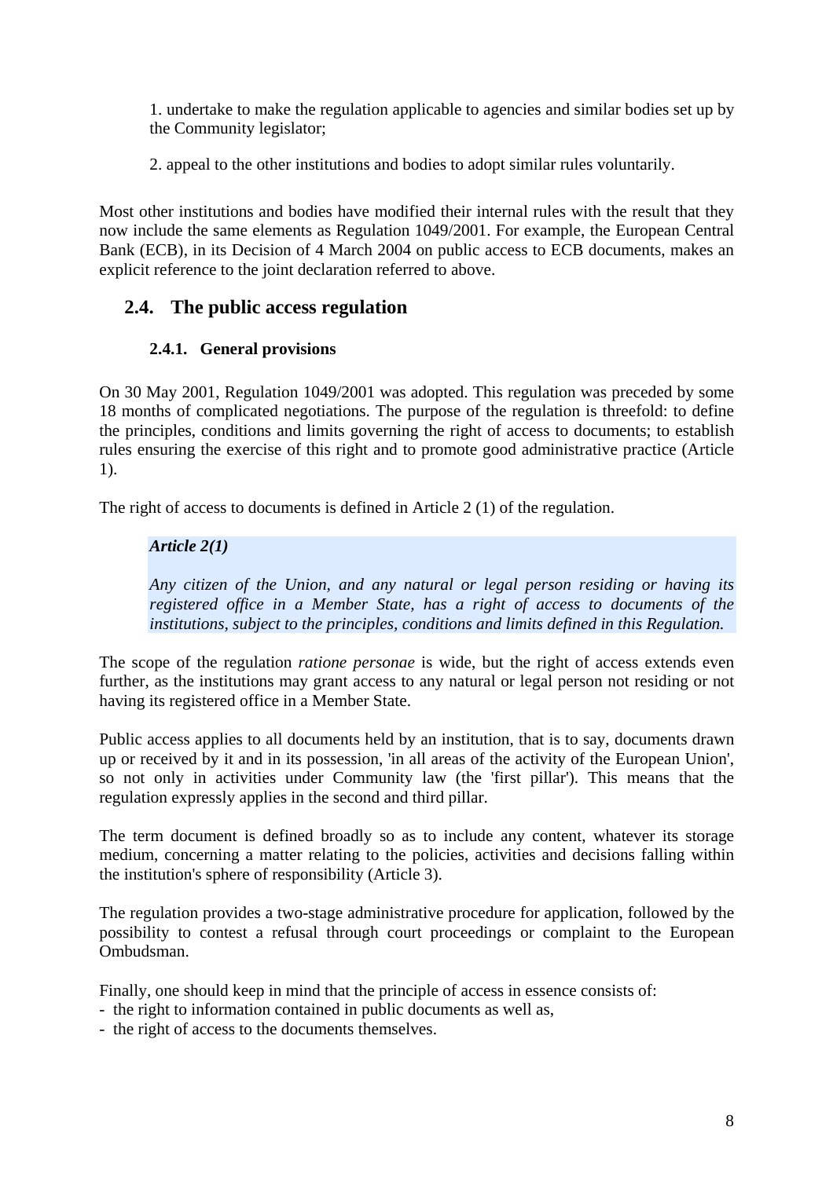1. undertake to make the regulation applicable to agencies and similar bodies set up by the Community legislator;

2. appeal to the other institutions and bodies to adopt similar rules voluntarily.

Most other institutions and bodies have modified their internal rules with the result that they now include the same elements as Regulation 1049/2001. For example, the European Central Bank (ECB), in its Decision of 4 March 2004 on public access to ECB documents, makes an explicit reference to the joint declaration referred to above.

## 2.4. The public access regulation

### 2.4.1. General provisions

On 30 May 2001, Regulation 1049/2001 was adopted. This regulation was preceded by some 18 months of complicated negotiations. The purpose of the regulation is threefold: to define the principles, conditions and limits governing the right of access to documents; to establish rules ensuring the exercise of this right and to promote good administrative practice (Article 1).

The right of access to documents is defined in Article 2 (1) of the regulation.

> ***Article 2(1)***
>
> *Any citizen of the Union, and any natural or legal person residing or having its registered office in a Member State, has a right of access to documents of the institutions, subject to the principles, conditions and limits defined in this Regulation.*

The scope of the regulation *ratione personae* is wide, but the right of access extends even further, as the institutions may grant access to any natural or legal person not residing or not having its registered office in a Member State.

Public access applies to all documents held by an institution, that is to say, documents drawn up or received by it and in its possession, 'in all areas of the activity of the European Union', so not only in activities under Community law (the 'first pillar'). This means that the regulation expressly applies in the second and third pillar.

The term document is defined broadly so as to include any content, whatever its storage medium, concerning a matter relating to the policies, activities and decisions falling within the institution's sphere of responsibility (Article 3).

The regulation provides a two-stage administrative procedure for application, followed by the possibility to contest a refusal through court proceedings or complaint to the European Ombudsman.

Finally, one should keep in mind that the principle of access in essence consists of:
- the right to information contained in public documents as well as,
- the right of access to the documents themselves.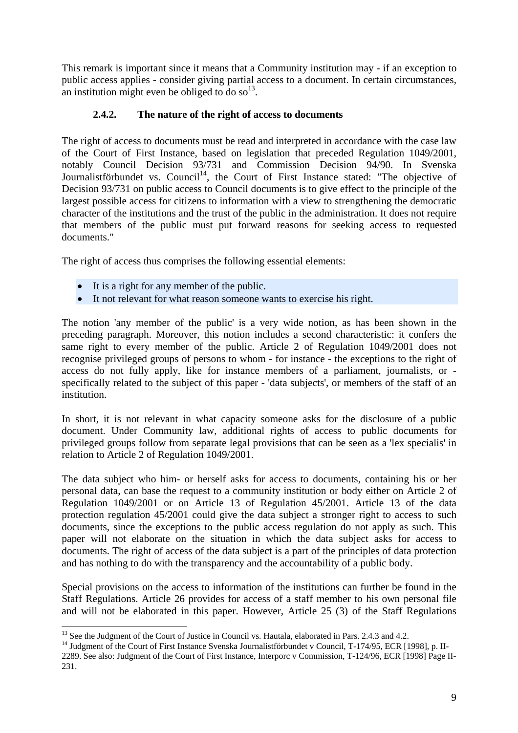This remark is important since it means that a Community institution may - if an exception to public access applies - consider giving partial access to a document. In certain circumstances, an institution might even be obliged to do so[13].

### 2.4.2. The nature of the right of access to documents

The right of access to documents must be read and interpreted in accordance with the case law of the Court of First Instance, based on legislation that preceded Regulation 1049/2001, notably Council Decision 93/731 and Commission Decision 94/90. In Svenska Journalistförbundet vs. Council[14], the Court of First Instance stated: "The objective of Decision 93/731 on public access to Council documents is to give effect to the principle of the largest possible access for citizens to information with a view to strengthening the democratic character of the institutions and the trust of the public in the administration. It does not require that members of the public must put forward reasons for seeking access to requested documents."

The right of access thus comprises the following essential elements:

- It is a right for any member of the public.
- It not relevant for what reason someone wants to exercise his right.

The notion 'any member of the public' is a very wide notion, as has been shown in the preceding paragraph. Moreover, this notion includes a second characteristic: it confers the same right to every member of the public. Article 2 of Regulation 1049/2001 does not recognise privileged groups of persons to whom - for instance - the exceptions to the right of access do not fully apply, like for instance members of a parliament, journalists, or - specifically related to the subject of this paper - 'data subjects', or members of the staff of an institution.

In short, it is not relevant in what capacity someone asks for the disclosure of a public document. Under Community law, additional rights of access to public documents for privileged groups follow from separate legal provisions that can be seen as a 'lex specialis' in relation to Article 2 of Regulation 1049/2001.

The data subject who him- or herself asks for access to documents, containing his or her personal data, can base the request to a community institution or body either on Article 2 of Regulation 1049/2001 or on Article 13 of Regulation 45/2001. Article 13 of the data protection regulation 45/2001 could give the data subject a stronger right to access to such documents, since the exceptions to the public access regulation do not apply as such. This paper will not elaborate on the situation in which the data subject asks for access to documents. The right of access of the data subject is a part of the principles of data protection and has nothing to do with the transparency and the accountability of a public body.

Special provisions on the access to information of the institutions can further be found in the Staff Regulations. Article 26 provides for access of a staff member to his own personal file and will not be elaborated in this paper. However, Article 25 (3) of the Staff Regulations

---

[13] See the Judgment of the Court of Justice in Council vs. Hautala, elaborated in Pars. 2.4.3 and 4.2.

[14] Judgment of the Court of First Instance Svenska Journalistförbundet v Council, T-174/95, ECR [1998], p. II-2289. See also: Judgment of the Court of First Instance, Interporc v Commission, T-124/96, ECR [1998] Page II-231.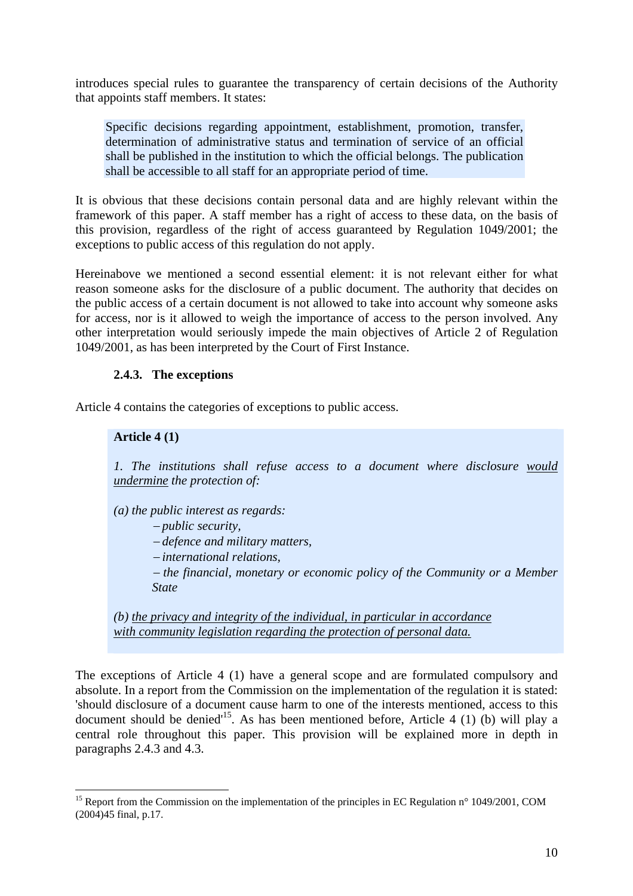introduces special rules to guarantee the transparency of certain decisions of the Authority that appoints staff members. It states:

> Specific decisions regarding appointment, establishment, promotion, transfer, determination of administrative status and termination of service of an official shall be published in the institution to which the official belongs. The publication shall be accessible to all staff for an appropriate period of time.

It is obvious that these decisions contain personal data and are highly relevant within the framework of this paper. A staff member has a right of access to these data, on the basis of this provision, regardless of the right of access guaranteed by Regulation 1049/2001; the exceptions to public access of this regulation do not apply.

Hereinabove we mentioned a second essential element: it is not relevant either for what reason someone asks for the disclosure of a public document. The authority that decides on the public access of a certain document is not allowed to take into account why someone asks for access, nor is it allowed to weigh the importance of access to the person involved. Any other interpretation would seriously impede the main objectives of Article 2 of Regulation 1049/2001, as has been interpreted by the Court of First Instance.

### 2.4.3. The exceptions

Article 4 contains the categories of exceptions to public access.

> **Article 4 (1)**
>
> *1. The institutions shall refuse access to a document where disclosure would undermine the protection of:*
>
> *(a) the public interest as regards:*
> - *public security,*
> - *defence and military matters,*
> - *international relations,*
> - *the financial, monetary or economic policy of the Community or a Member State*
>
> *(b) the privacy and integrity of the individual, in particular in accordance with community legislation regarding the protection of personal data.*

The exceptions of Article 4 (1) have a general scope and are formulated compulsory and absolute. In a report from the Commission on the implementation of the regulation it is stated: 'should disclosure of a document cause harm to one of the interests mentioned, access to this document should be denied'[15]. As has been mentioned before, Article 4 (1) (b) will play a central role throughout this paper. This provision will be explained more in depth in paragraphs 2.4.3 and 4.3.

[15] Report from the Commission on the implementation of the principles in EC Regulation n° 1049/2001, COM (2004)45 final, p.17.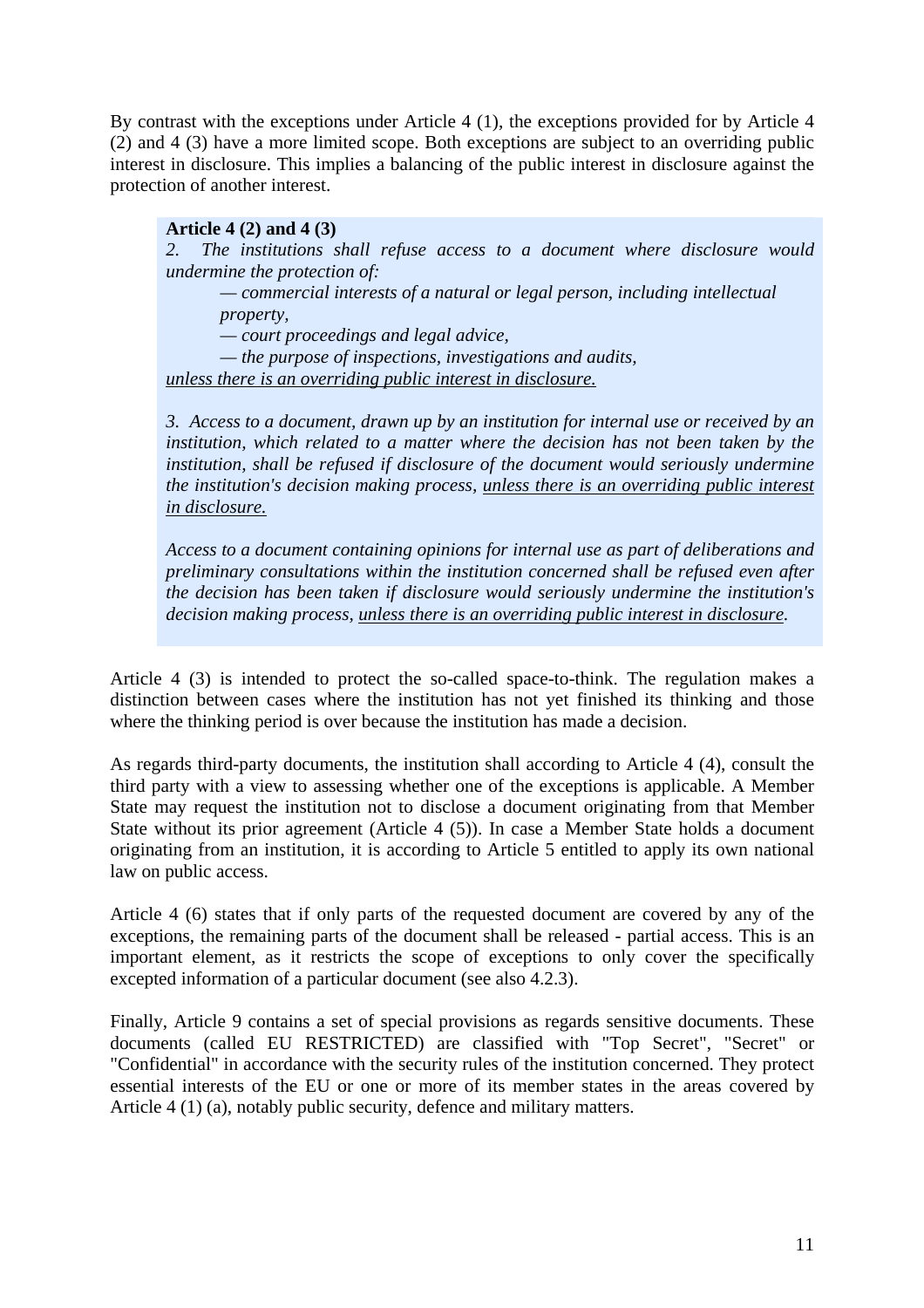By contrast with the exceptions under Article 4 (1), the exceptions provided for by Article 4 (2) and 4 (3) have a more limited scope. Both exceptions are subject to an overriding public interest in disclosure. This implies a balancing of the public interest in disclosure against the protection of another interest.

> **Article 4 (2) and 4 (3)**
>
> *2. The institutions shall refuse access to a document where disclosure would undermine the protection of:*
>
> *— commercial interests of a natural or legal person, including intellectual property,*
>
> *— court proceedings and legal advice,*
>
> *— the purpose of inspections, investigations and audits,*
>
> *<u>unless there is an overriding public interest in disclosure.</u>*
>
> *3. Access to a document, drawn up by an institution for internal use or received by an institution, which related to a matter where the decision has not been taken by the institution, shall be refused if disclosure of the document would seriously undermine the institution's decision making process, <u>unless there is an overriding public interest in disclosure.</u>*
>
> *Access to a document containing opinions for internal use as part of deliberations and preliminary consultations within the institution concerned shall be refused even after the decision has been taken if disclosure would seriously undermine the institution's decision making process, <u>unless there is an overriding public interest in disclosure</u>.*

Article 4 (3) is intended to protect the so-called space-to-think. The regulation makes a distinction between cases where the institution has not yet finished its thinking and those where the thinking period is over because the institution has made a decision.

As regards third-party documents, the institution shall according to Article 4 (4), consult the third party with a view to assessing whether one of the exceptions is applicable. A Member State may request the institution not to disclose a document originating from that Member State without its prior agreement (Article 4 (5)). In case a Member State holds a document originating from an institution, it is according to Article 5 entitled to apply its own national law on public access.

Article 4 (6) states that if only parts of the requested document are covered by any of the exceptions, the remaining parts of the document shall be released - partial access. This is an important element, as it restricts the scope of exceptions to only cover the specifically excepted information of a particular document (see also 4.2.3).

Finally, Article 9 contains a set of special provisions as regards sensitive documents. These documents (called EU RESTRICTED) are classified with "Top Secret", "Secret" or "Confidential" in accordance with the security rules of the institution concerned. They protect essential interests of the EU or one or more of its member states in the areas covered by Article 4 (1) (a), notably public security, defence and military matters.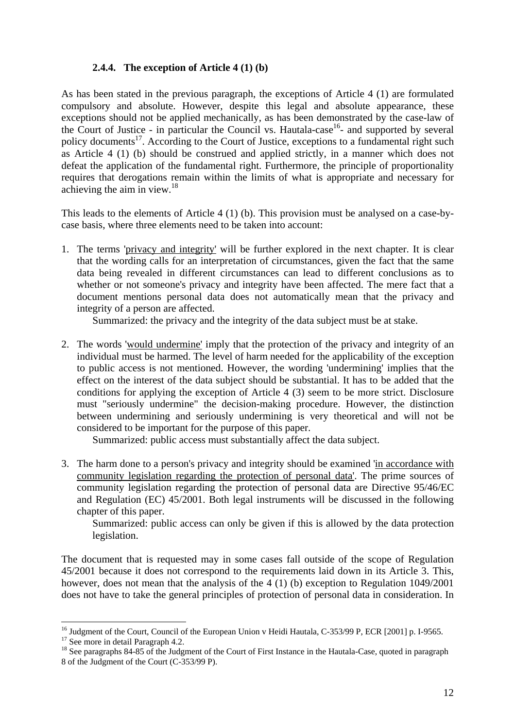### 2.4.4. The exception of Article 4 (1) (b)

As has been stated in the previous paragraph, the exceptions of Article 4 (1) are formulated compulsory and absolute. However, despite this legal and absolute appearance, these exceptions should not be applied mechanically, as has been demonstrated by the case-law of the Court of Justice - in particular the Council vs. Hautala-case[16]- and supported by several policy documents[17]. According to the Court of Justice, exceptions to a fundamental right such as Article 4 (1) (b) should be construed and applied strictly, in a manner which does not defeat the application of the fundamental right. Furthermore, the principle of proportionality requires that derogations remain within the limits of what is appropriate and necessary for achieving the aim in view.[18]

This leads to the elements of Article 4 (1) (b). This provision must be analysed on a case-by-case basis, where three elements need to be taken into account:

1. The terms 'privacy and integrity' will be further explored in the next chapter. It is clear that the wording calls for an interpretation of circumstances, given the fact that the same data being revealed in different circumstances can lead to different conclusions as to whether or not someone's privacy and integrity have been affected. The mere fact that a document mentions personal data does not automatically mean that the privacy and integrity of a person are affected.

   Summarized: the privacy and the integrity of the data subject must be at stake.

2. The words 'would undermine' imply that the protection of the privacy and integrity of an individual must be harmed. The level of harm needed for the applicability of the exception to public access is not mentioned. However, the wording 'undermining' implies that the effect on the interest of the data subject should be substantial. It has to be added that the conditions for applying the exception of Article 4 (3) seem to be more strict. Disclosure must "seriously undermine" the decision-making procedure. However, the distinction between undermining and seriously undermining is very theoretical and will not be considered to be important for the purpose of this paper.

   Summarized: public access must substantially affect the data subject.

3. The harm done to a person's privacy and integrity should be examined 'in accordance with community legislation regarding the protection of personal data'. The prime sources of community legislation regarding the protection of personal data are Directive 95/46/EC and Regulation (EC) 45/2001. Both legal instruments will be discussed in the following chapter of this paper.

   Summarized: public access can only be given if this is allowed by the data protection legislation.

The document that is requested may in some cases fall outside of the scope of Regulation 45/2001 because it does not correspond to the requirements laid down in its Article 3. This, however, does not mean that the analysis of the 4 (1) (b) exception to Regulation 1049/2001 does not have to take the general principles of protection of personal data in consideration. In

---

[16] Judgment of the Court, Council of the European Union v Heidi Hautala, C-353/99 P, ECR [2001] p. I-9565.

[17] See more in detail Paragraph 4.2.

[18] See paragraphs 84-85 of the Judgment of the Court of First Instance in the Hautala-Case, quoted in paragraph 8 of the Judgment of the Court (C-353/99 P).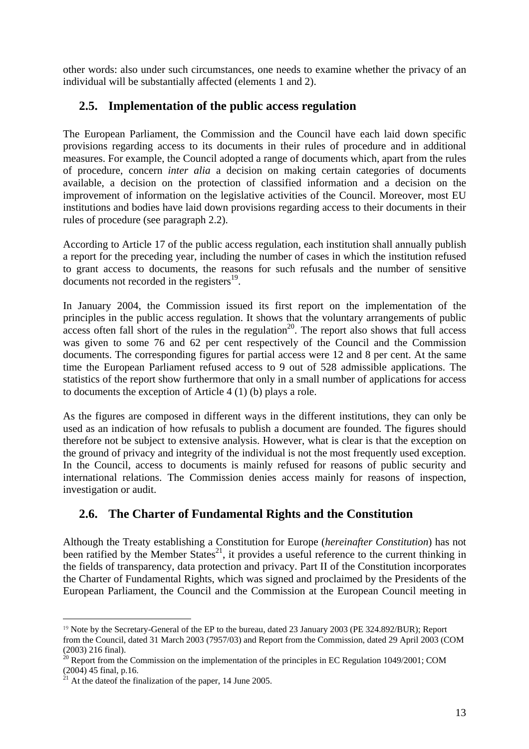other words: also under such circumstances, one needs to examine whether the privacy of an individual will be substantially affected (elements 1 and 2).

## 2.5. Implementation of the public access regulation

The European Parliament, the Commission and the Council have each laid down specific provisions regarding access to its documents in their rules of procedure and in additional measures. For example, the Council adopted a range of documents which, apart from the rules of procedure, concern *inter alia* a decision on making certain categories of documents available, a decision on the protection of classified information and a decision on the improvement of information on the legislative activities of the Council. Moreover, most EU institutions and bodies have laid down provisions regarding access to their documents in their rules of procedure (see paragraph 2.2).

According to Article 17 of the public access regulation, each institution shall annually publish a report for the preceding year, including the number of cases in which the institution refused to grant access to documents, the reasons for such refusals and the number of sensitive documents not recorded in the registers[19].

In January 2004, the Commission issued its first report on the implementation of the principles in the public access regulation. It shows that the voluntary arrangements of public access often fall short of the rules in the regulation[20]. The report also shows that full access was given to some 76 and 62 per cent respectively of the Council and the Commission documents. The corresponding figures for partial access were 12 and 8 per cent. At the same time the European Parliament refused access to 9 out of 528 admissible applications. The statistics of the report show furthermore that only in a small number of applications for access to documents the exception of Article 4 (1) (b) plays a role.

As the figures are composed in different ways in the different institutions, they can only be used as an indication of how refusals to publish a document are founded. The figures should therefore not be subject to extensive analysis. However, what is clear is that the exception on the ground of privacy and integrity of the individual is not the most frequently used exception. In the Council, access to documents is mainly refused for reasons of public security and international relations. The Commission denies access mainly for reasons of inspection, investigation or audit.

## 2.6. The Charter of Fundamental Rights and the Constitution

Although the Treaty establishing a Constitution for Europe (*hereinafter Constitution*) has not been ratified by the Member States[21], it provides a useful reference to the current thinking in the fields of transparency, data protection and privacy. Part II of the Constitution incorporates the Charter of Fundamental Rights, which was signed and proclaimed by the Presidents of the European Parliament, the Council and the Commission at the European Council meeting in

---

[19] Note by the Secretary-General of the EP to the bureau, dated 23 January 2003 (PE 324.892/BUR); Report from the Council, dated 31 March 2003 (7957/03) and Report from the Commission, dated 29 April 2003 (COM (2003) 216 final).

[20] Report from the Commission on the implementation of the principles in EC Regulation 1049/2001; COM (2004) 45 final, p.16.

[21] At the dateof the finalization of the paper, 14 June 2005.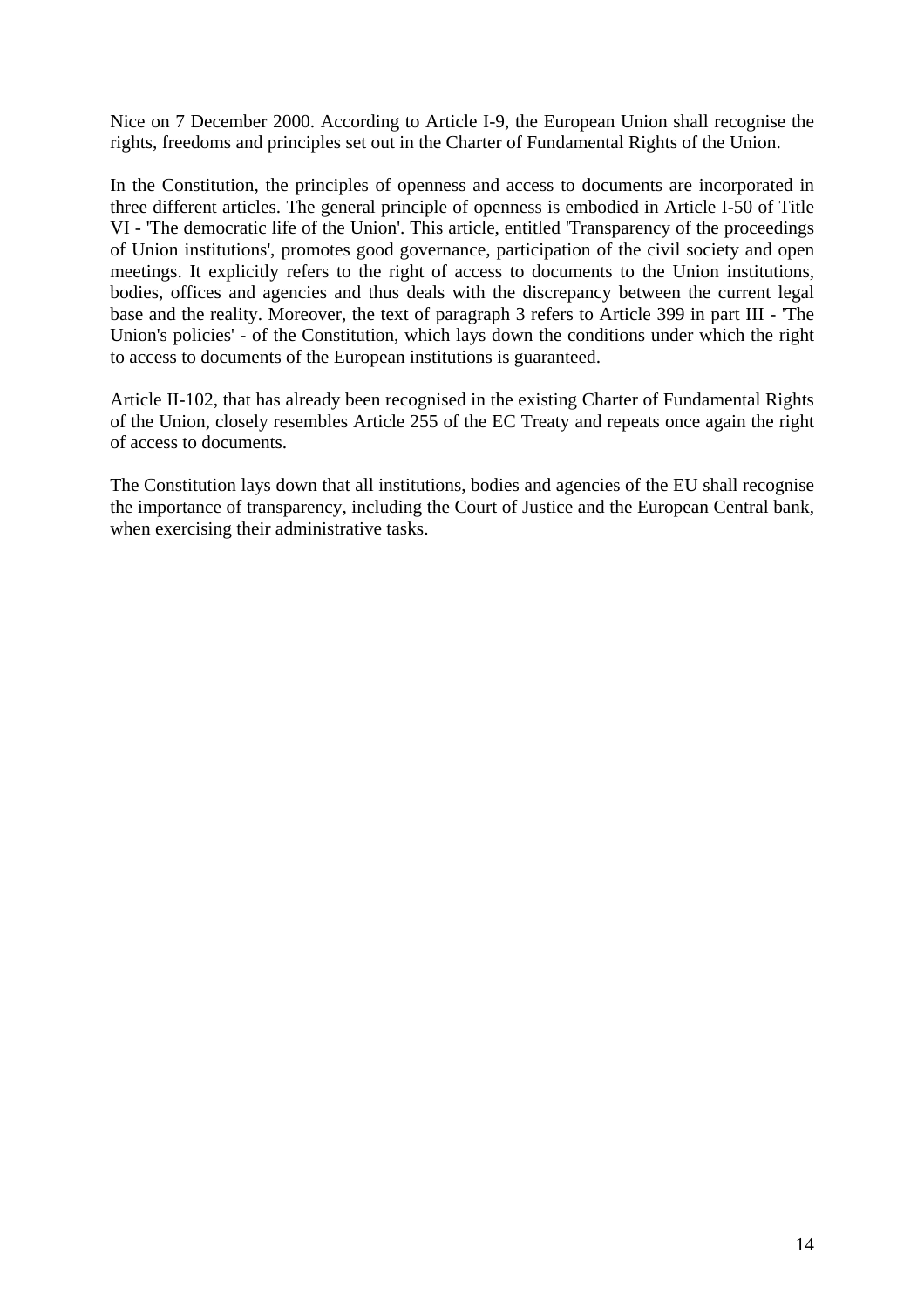Nice on 7 December 2000. According to Article I-9, the European Union shall recognise the rights, freedoms and principles set out in the Charter of Fundamental Rights of the Union.

In the Constitution, the principles of openness and access to documents are incorporated in three different articles. The general principle of openness is embodied in Article I-50 of Title VI - 'The democratic life of the Union'. This article, entitled 'Transparency of the proceedings of Union institutions', promotes good governance, participation of the civil society and open meetings. It explicitly refers to the right of access to documents to the Union institutions, bodies, offices and agencies and thus deals with the discrepancy between the current legal base and the reality. Moreover, the text of paragraph 3 refers to Article 399 in part III - 'The Union's policies' - of the Constitution, which lays down the conditions under which the right to access to documents of the European institutions is guaranteed.

Article II-102, that has already been recognised in the existing Charter of Fundamental Rights of the Union, closely resembles Article 255 of the EC Treaty and repeats once again the right of access to documents.

The Constitution lays down that all institutions, bodies and agencies of the EU shall recognise the importance of transparency, including the Court of Justice and the European Central bank, when exercising their administrative tasks.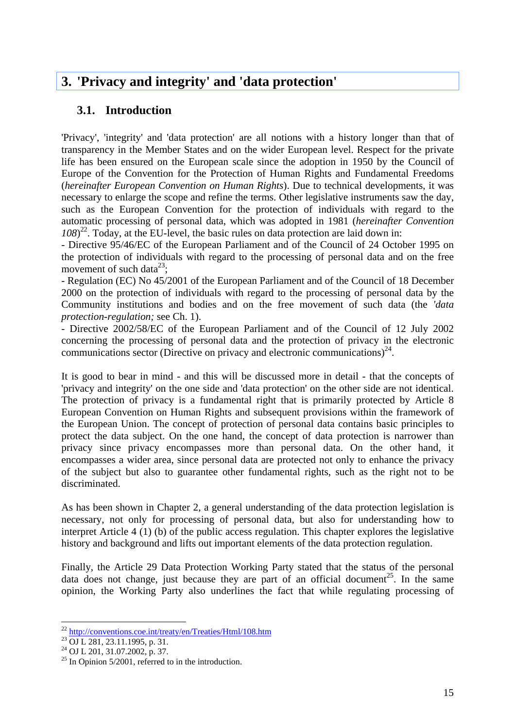# 3. 'Privacy and integrity' and 'data protection'

## 3.1. Introduction

'Privacy', 'integrity' and 'data protection' are all notions with a history longer than that of transparency in the Member States and on the wider European level. Respect for the private life has been ensured on the European scale since the adoption in 1950 by the Council of Europe of the Convention for the Protection of Human Rights and Fundamental Freedoms (*hereinafter European Convention on Human Rights*). Due to technical developments, it was necessary to enlarge the scope and refine the terms. Other legislative instruments saw the day, such as the European Convention for the protection of individuals with regard to the automatic processing of personal data, which was adopted in 1981 (*hereinafter Convention 108*)[22]. Today, at the EU-level, the basic rules on data protection are laid down in:

- Directive 95/46/EC of the European Parliament and of the Council of 24 October 1995 on the protection of individuals with regard to the processing of personal data and on the free movement of such data[23];
- Regulation (EC) No 45/2001 of the European Parliament and of the Council of 18 December 2000 on the protection of individuals with regard to the processing of personal data by the Community institutions and bodies and on the free movement of such data (the *'data protection-regulation;* see Ch. 1).
- Directive 2002/58/EC of the European Parliament and of the Council of 12 July 2002 concerning the processing of personal data and the protection of privacy in the electronic communications sector (Directive on privacy and electronic communications)[24].

It is good to bear in mind - and this will be discussed more in detail - that the concepts of 'privacy and integrity' on the one side and 'data protection' on the other side are not identical. The protection of privacy is a fundamental right that is primarily protected by Article 8 European Convention on Human Rights and subsequent provisions within the framework of the European Union. The concept of protection of personal data contains basic principles to protect the data subject. On the one hand, the concept of data protection is narrower than privacy since privacy encompasses more than personal data. On the other hand, it encompasses a wider area, since personal data are protected not only to enhance the privacy of the subject but also to guarantee other fundamental rights, such as the right not to be discriminated.

As has been shown in Chapter 2, a general understanding of the data protection legislation is necessary, not only for processing of personal data, but also for understanding how to interpret Article 4 (1) (b) of the public access regulation. This chapter explores the legislative history and background and lifts out important elements of the data protection regulation.

Finally, the Article 29 Data Protection Working Party stated that the status of the personal data does not change, just because they are part of an official document[25]. In the same opinion, the Working Party also underlines the fact that while regulating processing of

---

[22] http://conventions.coe.int/treaty/en/Treaties/Html/108.htm

[23] OJ L 281, 23.11.1995, p. 31.

[24] OJ L 201, 31.07.2002, p. 37.

[25] In Opinion 5/2001, referred to in the introduction.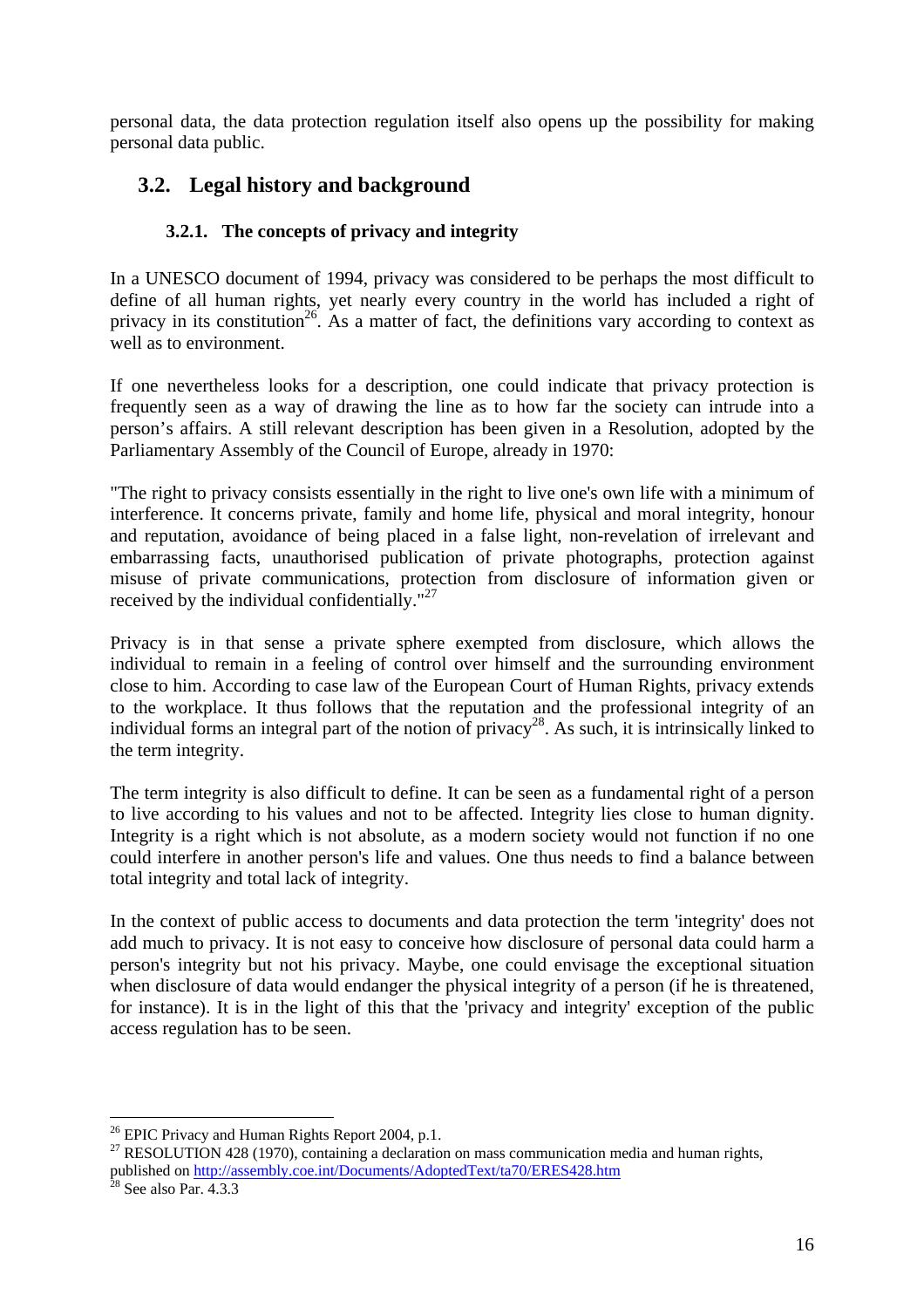personal data, the data protection regulation itself also opens up the possibility for making personal data public.

## 3.2. Legal history and background

### 3.2.1. The concepts of privacy and integrity

In a UNESCO document of 1994, privacy was considered to be perhaps the most difficult to define of all human rights, yet nearly every country in the world has included a right of privacy in its constitution[26]. As a matter of fact, the definitions vary according to context as well as to environment.

If one nevertheless looks for a description, one could indicate that privacy protection is frequently seen as a way of drawing the line as to how far the society can intrude into a person's affairs. A still relevant description has been given in a Resolution, adopted by the Parliamentary Assembly of the Council of Europe, already in 1970:

"The right to privacy consists essentially in the right to live one's own life with a minimum of interference. It concerns private, family and home life, physical and moral integrity, honour and reputation, avoidance of being placed in a false light, non-revelation of irrelevant and embarrassing facts, unauthorised publication of private photographs, protection against misuse of private communications, protection from disclosure of information given or received by the individual confidentially."[27]

Privacy is in that sense a private sphere exempted from disclosure, which allows the individual to remain in a feeling of control over himself and the surrounding environment close to him. According to case law of the European Court of Human Rights, privacy extends to the workplace. It thus follows that the reputation and the professional integrity of an individual forms an integral part of the notion of privacy[28]. As such, it is intrinsically linked to the term integrity.

The term integrity is also difficult to define. It can be seen as a fundamental right of a person to live according to his values and not to be affected. Integrity lies close to human dignity. Integrity is a right which is not absolute, as a modern society would not function if no one could interfere in another person's life and values. One thus needs to find a balance between total integrity and total lack of integrity.

In the context of public access to documents and data protection the term 'integrity' does not add much to privacy. It is not easy to conceive how disclosure of personal data could harm a person's integrity but not his privacy. Maybe, one could envisage the exceptional situation when disclosure of data would endanger the physical integrity of a person (if he is threatened, for instance). It is in the light of this that the 'privacy and integrity' exception of the public access regulation has to be seen.

---

[26] EPIC Privacy and Human Rights Report 2004, p.1.

[27] RESOLUTION 428 (1970), containing a declaration on mass communication media and human rights, published on http://assembly.coe.int/Documents/AdoptedText/ta70/ERES428.htm

[28] See also Par. 4.3.3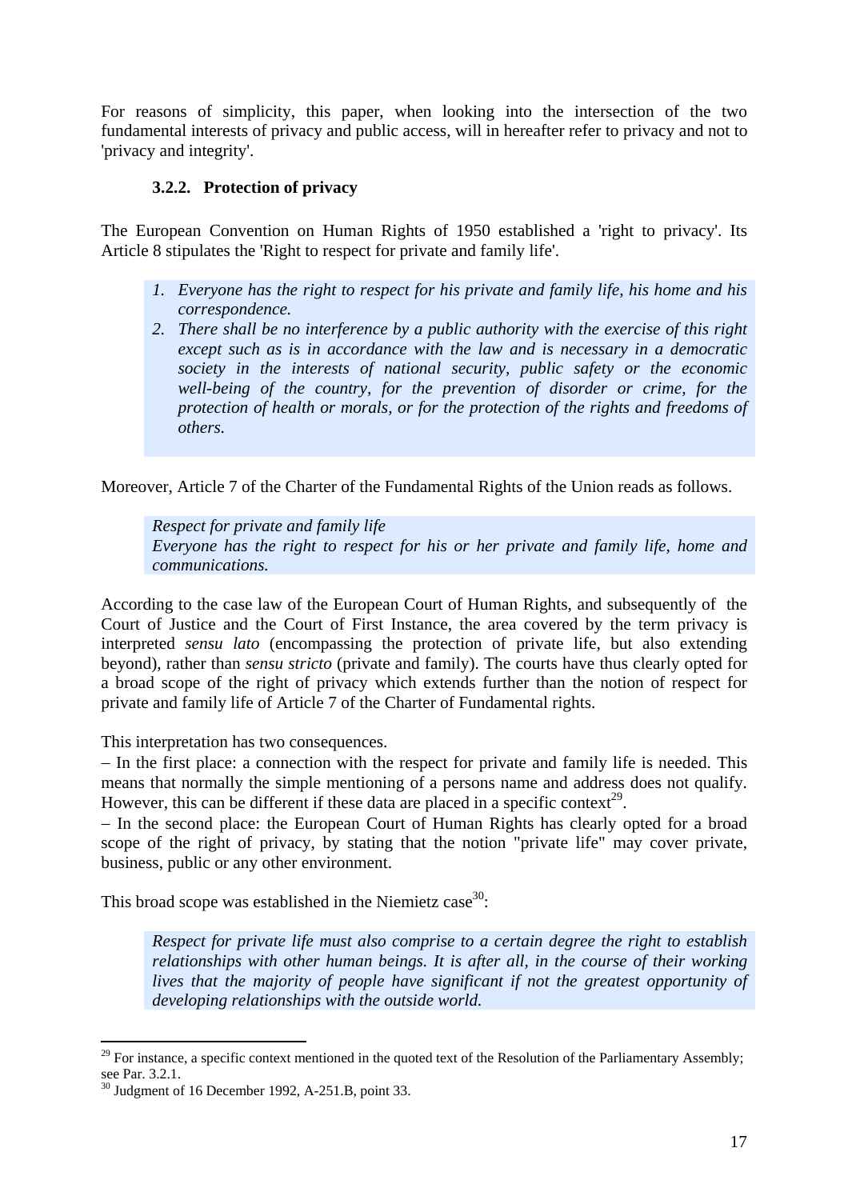For reasons of simplicity, this paper, when looking into the intersection of the two fundamental interests of privacy and public access, will in hereafter refer to privacy and not to 'privacy and integrity'.

### 3.2.2. Protection of privacy

The European Convention on Human Rights of 1950 established a 'right to privacy'. Its Article 8 stipulates the 'Right to respect for private and family life'.

> 1. *Everyone has the right to respect for his private and family life, his home and his correspondence.*
> 2. *There shall be no interference by a public authority with the exercise of this right except such as is in accordance with the law and is necessary in a democratic society in the interests of national security, public safety or the economic well-being of the country, for the prevention of disorder or crime, for the protection of health or morals, or for the protection of the rights and freedoms of others.*

Moreover, Article 7 of the Charter of the Fundamental Rights of the Union reads as follows.

> *Respect for private and family life*
> *Everyone has the right to respect for his or her private and family life, home and communications.*

According to the case law of the European Court of Human Rights, and subsequently of the Court of Justice and the Court of First Instance, the area covered by the term privacy is interpreted *sensu lato* (encompassing the protection of private life, but also extending beyond), rather than *sensu stricto* (private and family). The courts have thus clearly opted for a broad scope of the right of privacy which extends further than the notion of respect for private and family life of Article 7 of the Charter of Fundamental rights.

This interpretation has two consequences.
– In the first place: a connection with the respect for private and family life is needed. This means that normally the simple mentioning of a persons name and address does not qualify. However, this can be different if these data are placed in a specific context[29].
– In the second place: the European Court of Human Rights has clearly opted for a broad scope of the right of privacy, by stating that the notion "private life" may cover private, business, public or any other environment.

This broad scope was established in the Niemietz case[30]:

> *Respect for private life must also comprise to a certain degree the right to establish relationships with other human beings. It is after all, in the course of their working lives that the majority of people have significant if not the greatest opportunity of developing relationships with the outside world.*

---

[29] For instance, a specific context mentioned in the quoted text of the Resolution of the Parliamentary Assembly; see Par. 3.2.1.

[30] Judgment of 16 December 1992, A-251.B, point 33.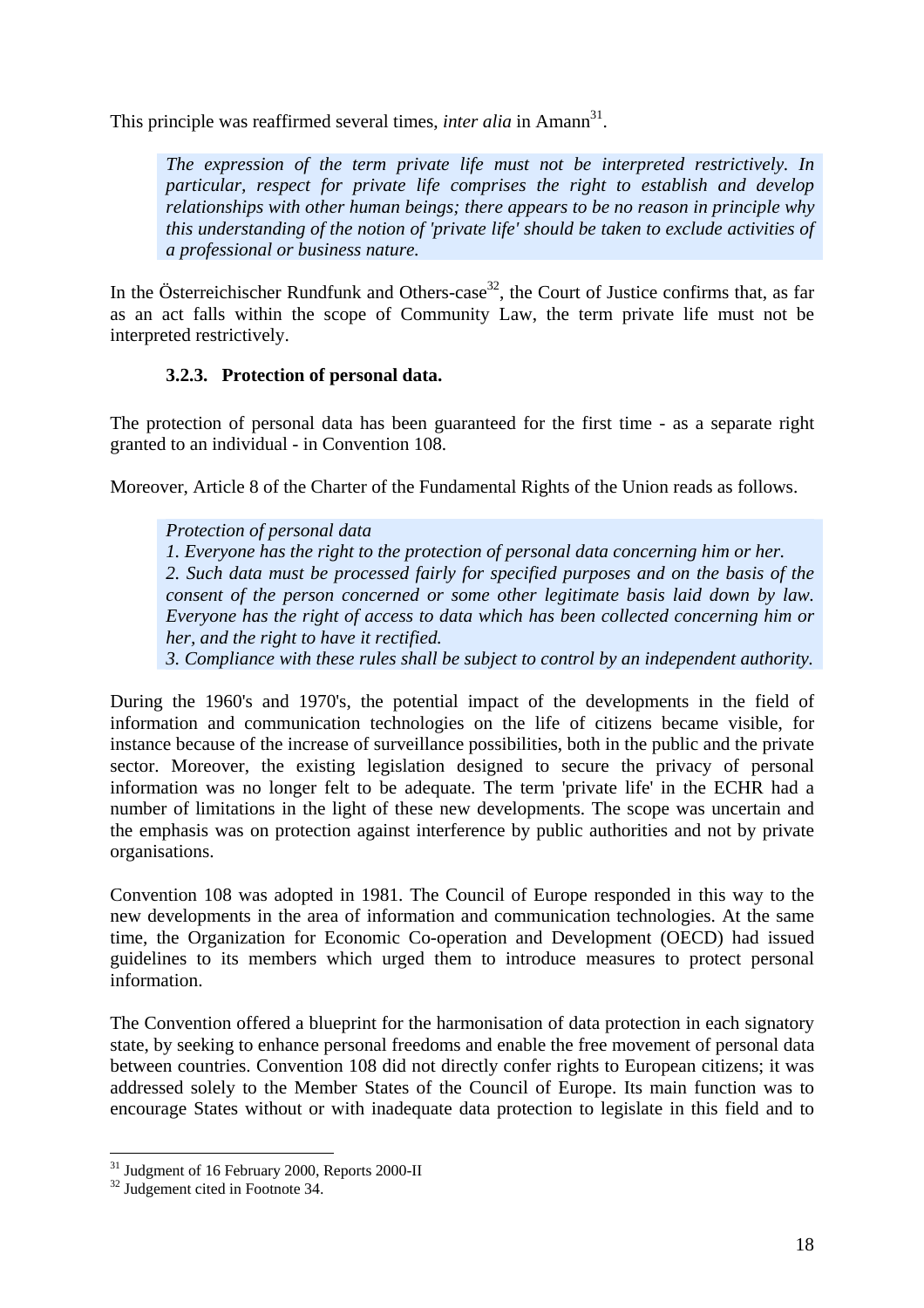This principle was reaffirmed several times, *inter alia* in Amann[31].

> *The expression of the term private life must not be interpreted restrictively. In particular, respect for private life comprises the right to establish and develop relationships with other human beings; there appears to be no reason in principle why this understanding of the notion of 'private life' should be taken to exclude activities of a professional or business nature.*

In the Österreichischer Rundfunk and Others-case[32], the Court of Justice confirms that, as far as an act falls within the scope of Community Law, the term private life must not be interpreted restrictively.

### 3.2.3. Protection of personal data.

The protection of personal data has been guaranteed for the first time - as a separate right granted to an individual - in Convention 108.

Moreover, Article 8 of the Charter of the Fundamental Rights of the Union reads as follows.

> *Protection of personal data*
> *1. Everyone has the right to the protection of personal data concerning him or her.*
> *2. Such data must be processed fairly for specified purposes and on the basis of the consent of the person concerned or some other legitimate basis laid down by law. Everyone has the right of access to data which has been collected concerning him or her, and the right to have it rectified.*
> *3. Compliance with these rules shall be subject to control by an independent authority.*

During the 1960's and 1970's, the potential impact of the developments in the field of information and communication technologies on the life of citizens became visible, for instance because of the increase of surveillance possibilities, both in the public and the private sector. Moreover, the existing legislation designed to secure the privacy of personal information was no longer felt to be adequate. The term 'private life' in the ECHR had a number of limitations in the light of these new developments. The scope was uncertain and the emphasis was on protection against interference by public authorities and not by private organisations.

Convention 108 was adopted in 1981. The Council of Europe responded in this way to the new developments in the area of information and communication technologies. At the same time, the Organization for Economic Co-operation and Development (OECD) had issued guidelines to its members which urged them to introduce measures to protect personal information.

The Convention offered a blueprint for the harmonisation of data protection in each signatory state, by seeking to enhance personal freedoms and enable the free movement of personal data between countries. Convention 108 did not directly confer rights to European citizens; it was addressed solely to the Member States of the Council of Europe. Its main function was to encourage States without or with inadequate data protection to legislate in this field and to

---

[31] Judgment of 16 February 2000, Reports 2000-II

[32] Judgement cited in Footnote 34.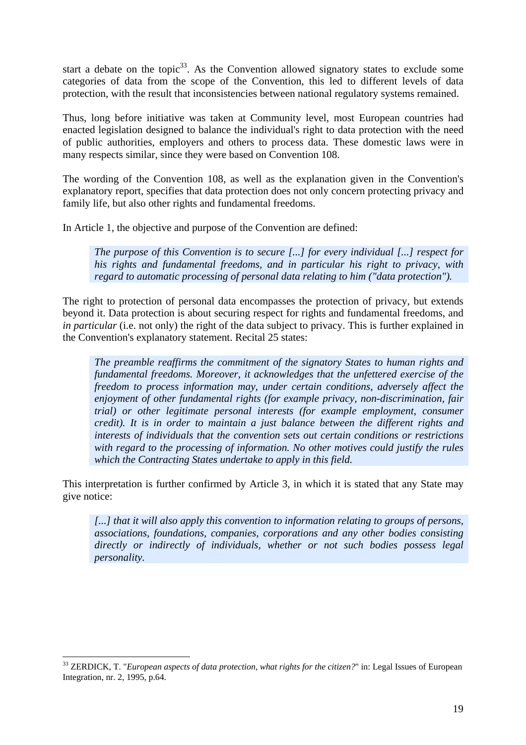start a debate on the topic[33]. As the Convention allowed signatory states to exclude some categories of data from the scope of the Convention, this led to different levels of data protection, with the result that inconsistencies between national regulatory systems remained.

Thus, long before initiative was taken at Community level, most European countries had enacted legislation designed to balance the individual's right to data protection with the need of public authorities, employers and others to process data. These domestic laws were in many respects similar, since they were based on Convention 108.

The wording of the Convention 108, as well as the explanation given in the Convention's explanatory report, specifies that data protection does not only concern protecting privacy and family life, but also other rights and fundamental freedoms.

In Article 1, the objective and purpose of the Convention are defined:

> *The purpose of this Convention is to secure [...] for every individual [...] respect for his rights and fundamental freedoms, and in particular his right to privacy, with regard to automatic processing of personal data relating to him ("data protection").*

The right to protection of personal data encompasses the protection of privacy, but extends beyond it. Data protection is about securing respect for rights and fundamental freedoms, and *in particular* (i.e. not only) the right of the data subject to privacy. This is further explained in the Convention's explanatory statement. Recital 25 states:

> *The preamble reaffirms the commitment of the signatory States to human rights and fundamental freedoms. Moreover, it acknowledges that the unfettered exercise of the freedom to process information may, under certain conditions, adversely affect the enjoyment of other fundamental rights (for example privacy, non-discrimination, fair trial) or other legitimate personal interests (for example employment, consumer credit). It is in order to maintain a just balance between the different rights and interests of individuals that the convention sets out certain conditions or restrictions with regard to the processing of information. No other motives could justify the rules which the Contracting States undertake to apply in this field.*

This interpretation is further confirmed by Article 3, in which it is stated that any State may give notice:

> *[...] that it will also apply this convention to information relating to groups of persons, associations, foundations, companies, corporations and any other bodies consisting directly or indirectly of individuals, whether or not such bodies possess legal personality.*

---

[33] ZERDICK, T. "*European aspects of data protection, what rights for the citizen?*" in: Legal Issues of European Integration, nr. 2, 1995, p.64.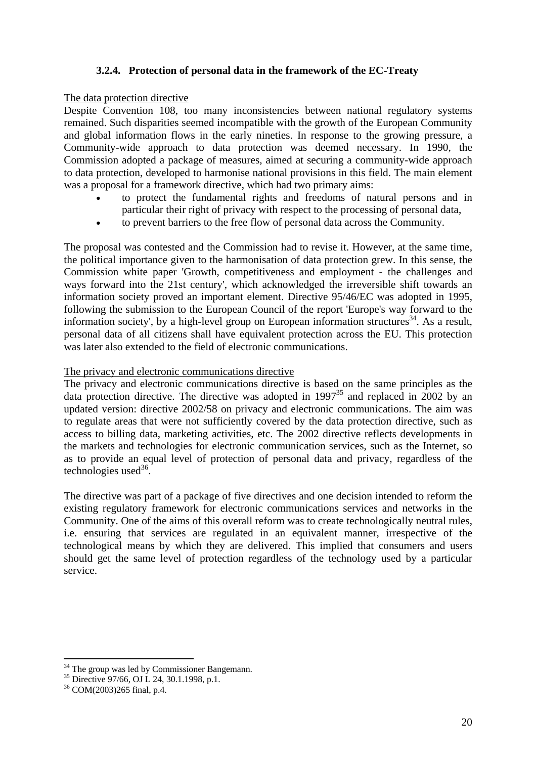### 3.2.4. Protection of personal data in the framework of the EC-Treaty

The data protection directive

Despite Convention 108, too many inconsistencies between national regulatory systems remained. Such disparities seemed incompatible with the growth of the European Community and global information flows in the early nineties. In response to the growing pressure, a Community-wide approach to data protection was deemed necessary. In 1990, the Commission adopted a package of measures, aimed at securing a community-wide approach to data protection, developed to harmonise national provisions in this field. The main element was a proposal for a framework directive, which had two primary aims:

- to protect the fundamental rights and freedoms of natural persons and in particular their right of privacy with respect to the processing of personal data,
- to prevent barriers to the free flow of personal data across the Community.

The proposal was contested and the Commission had to revise it. However, at the same time, the political importance given to the harmonisation of data protection grew. In this sense, the Commission white paper 'Growth, competitiveness and employment - the challenges and ways forward into the 21st century', which acknowledged the irreversible shift towards an information society proved an important element. Directive 95/46/EC was adopted in 1995, following the submission to the European Council of the report 'Europe's way forward to the information society', by a high-level group on European information structures[34]. As a result, personal data of all citizens shall have equivalent protection across the EU. This protection was later also extended to the field of electronic communications.

The privacy and electronic communications directive

The privacy and electronic communications directive is based on the same principles as the data protection directive. The directive was adopted in 1997[35] and replaced in 2002 by an updated version: directive 2002/58 on privacy and electronic communications. The aim was to regulate areas that were not sufficiently covered by the data protection directive, such as access to billing data, marketing activities, etc. The 2002 directive reflects developments in the markets and technologies for electronic communication services, such as the Internet, so as to provide an equal level of protection of personal data and privacy, regardless of the technologies used[36].

The directive was part of a package of five directives and one decision intended to reform the existing regulatory framework for electronic communications services and networks in the Community. One of the aims of this overall reform was to create technologically neutral rules, i.e. ensuring that services are regulated in an equivalent manner, irrespective of the technological means by which they are delivered. This implied that consumers and users should get the same level of protection regardless of the technology used by a particular service.

---

[34] The group was led by Commissioner Bangemann.

[35] Directive 97/66, OJ L 24, 30.1.1998, p.1.

[36] COM(2003)265 final, p.4.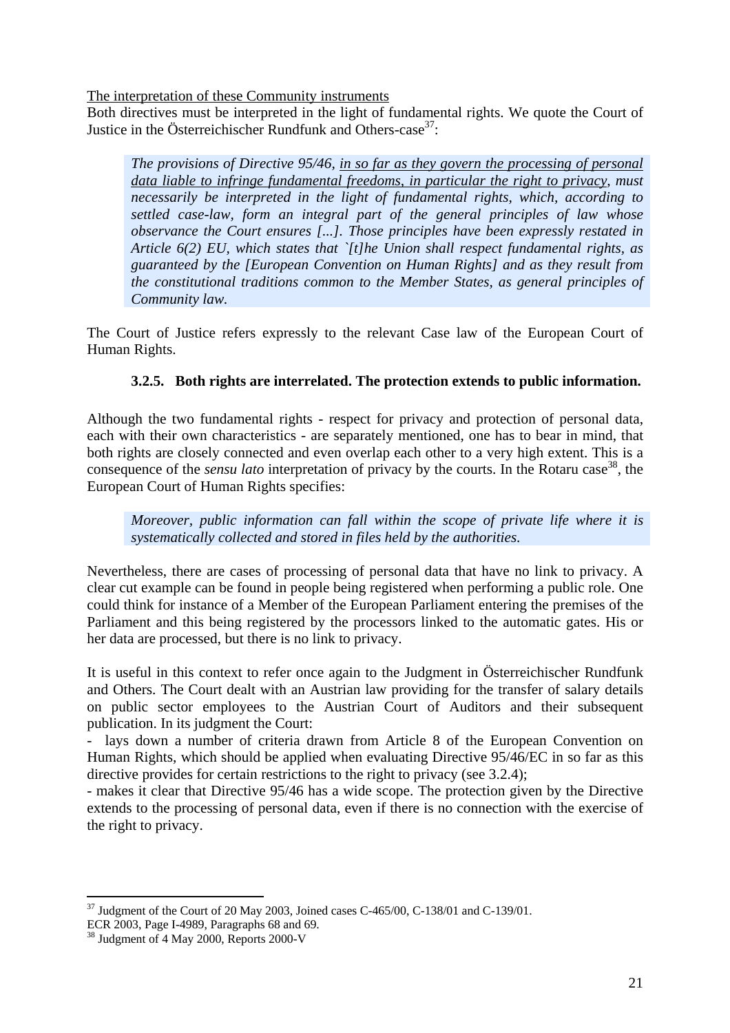The interpretation of these Community instruments

Both directives must be interpreted in the light of fundamental rights. We quote the Court of Justice in the Österreichischer Rundfunk and Others-case[37]:

> *The provisions of Directive 95/46, <u>in so far as they govern the processing of personal data liable to infringe fundamental freedoms, in particular the right to privacy</u>, must necessarily be interpreted in the light of fundamental rights, which, according to settled case-law, form an integral part of the general principles of law whose observance the Court ensures [...]. Those principles have been expressly restated in Article 6(2) EU, which states that `[t]he Union shall respect fundamental rights, as guaranteed by the [European Convention on Human Rights] and as they result from the constitutional traditions common to the Member States, as general principles of Community law.*

The Court of Justice refers expressly to the relevant Case law of the European Court of Human Rights.

### 3.2.5. Both rights are interrelated. The protection extends to public information.

Although the two fundamental rights - respect for privacy and protection of personal data, each with their own characteristics - are separately mentioned, one has to bear in mind, that both rights are closely connected and even overlap each other to a very high extent. This is a consequence of the *sensu lato* interpretation of privacy by the courts. In the Rotaru case[38], the European Court of Human Rights specifies:

> *Moreover, public information can fall within the scope of private life where it is systematically collected and stored in files held by the authorities.*

Nevertheless, there are cases of processing of personal data that have no link to privacy. A clear cut example can be found in people being registered when performing a public role. One could think for instance of a Member of the European Parliament entering the premises of the Parliament and this being registered by the processors linked to the automatic gates. His or her data are processed, but there is no link to privacy.

It is useful in this context to refer once again to the Judgment in Österreichischer Rundfunk and Others. The Court dealt with an Austrian law providing for the transfer of salary details on public sector employees to the Austrian Court of Auditors and their subsequent publication. In its judgment the Court:

- lays down a number of criteria drawn from Article 8 of the European Convention on Human Rights, which should be applied when evaluating Directive 95/46/EC in so far as this directive provides for certain restrictions to the right to privacy (see 3.2.4);
- makes it clear that Directive 95/46 has a wide scope. The protection given by the Directive extends to the processing of personal data, even if there is no connection with the exercise of the right to privacy.

---

[37] Judgment of the Court of 20 May 2003, Joined cases C-465/00, C-138/01 and C-139/01. ECR 2003, Page I-4989, Paragraphs 68 and 69.

[38] Judgment of 4 May 2000, Reports 2000-V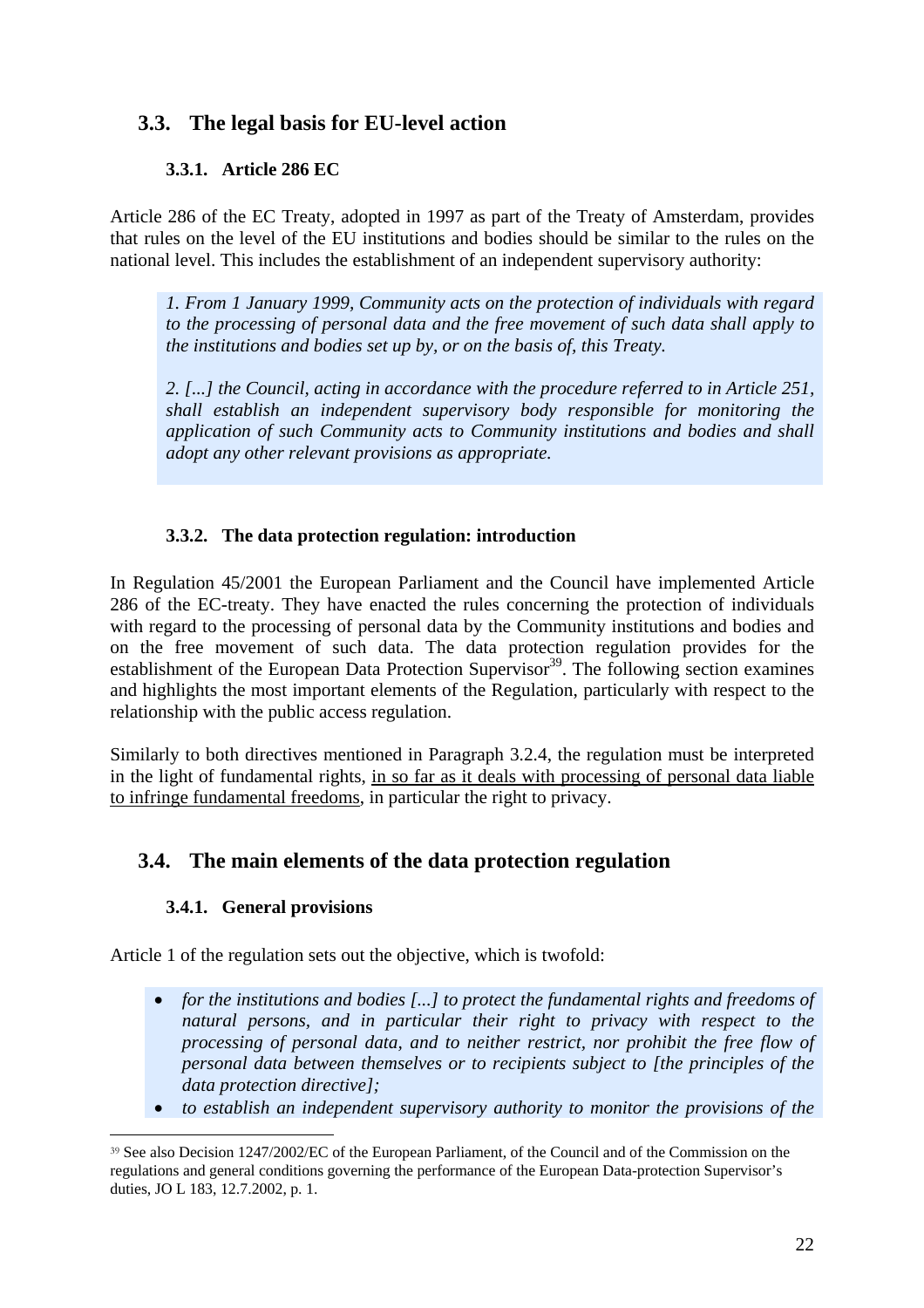## 3.3. The legal basis for EU-level action

### 3.3.1. Article 286 EC

Article 286 of the EC Treaty, adopted in 1997 as part of the Treaty of Amsterdam, provides that rules on the level of the EU institutions and bodies should be similar to the rules on the national level. This includes the establishment of an independent supervisory authority:

> *1. From 1 January 1999, Community acts on the protection of individuals with regard to the processing of personal data and the free movement of such data shall apply to the institutions and bodies set up by, or on the basis of, this Treaty.*
>
> *2. [...] the Council, acting in accordance with the procedure referred to in Article 251, shall establish an independent supervisory body responsible for monitoring the application of such Community acts to Community institutions and bodies and shall adopt any other relevant provisions as appropriate.*

### 3.3.2. The data protection regulation: introduction

In Regulation 45/2001 the European Parliament and the Council have implemented Article 286 of the EC-treaty. They have enacted the rules concerning the protection of individuals with regard to the processing of personal data by the Community institutions and bodies and on the free movement of such data. The data protection regulation provides for the establishment of the European Data Protection Supervisor[39]. The following section examines and highlights the most important elements of the Regulation, particularly with respect to the relationship with the public access regulation.

Similarly to both directives mentioned in Paragraph 3.2.4, the regulation must be interpreted in the light of fundamental rights, <u>in so far as it deals with processing of personal data liable to infringe fundamental freedoms</u>, in particular the right to privacy.

## 3.4. The main elements of the data protection regulation

### 3.4.1. General provisions

Article 1 of the regulation sets out the objective, which is twofold:

- *for the institutions and bodies [...] to protect the fundamental rights and freedoms of natural persons, and in particular their right to privacy with respect to the processing of personal data, and to neither restrict, nor prohibit the free flow of personal data between themselves or to recipients subject to [the principles of the data protection directive];*
- *to establish an independent supervisory authority to monitor the provisions of the*

---

[39] See also Decision 1247/2002/EC of the European Parliament, of the Council and of the Commission on the regulations and general conditions governing the performance of the European Data-protection Supervisor's duties, JO L 183, 12.7.2002, p. 1.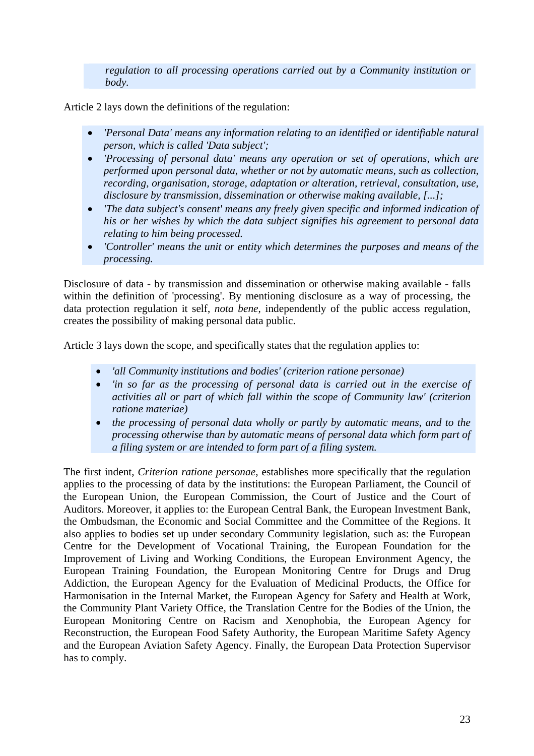*regulation to all processing operations carried out by a Community institution or body.*

Article 2 lays down the definitions of the regulation:

- *'Personal Data' means any information relating to an identified or identifiable natural person, which is called 'Data subject';*
- *'Processing of personal data' means any operation or set of operations, which are performed upon personal data, whether or not by automatic means, such as collection, recording, organisation, storage, adaptation or alteration, retrieval, consultation, use, disclosure by transmission, dissemination or otherwise making available, [...];*
- *'The data subject's consent' means any freely given specific and informed indication of his or her wishes by which the data subject signifies his agreement to personal data relating to him being processed.*
- *'Controller' means the unit or entity which determines the purposes and means of the processing.*

Disclosure of data - by transmission and dissemination or otherwise making available - falls within the definition of 'processing'. By mentioning disclosure as a way of processing, the data protection regulation it self, *nota bene*, independently of the public access regulation, creates the possibility of making personal data public.

Article 3 lays down the scope, and specifically states that the regulation applies to:

- *'all Community institutions and bodies' (criterion ratione personae)*
- *'in so far as the processing of personal data is carried out in the exercise of activities all or part of which fall within the scope of Community law' (criterion ratione materiae)*
- *the processing of personal data wholly or partly by automatic means, and to the processing otherwise than by automatic means of personal data which form part of a filing system or are intended to form part of a filing system.*

The first indent, *Criterion ratione personae*, establishes more specifically that the regulation applies to the processing of data by the institutions: the European Parliament, the Council of the European Union, the European Commission, the Court of Justice and the Court of Auditors. Moreover, it applies to: the European Central Bank, the European Investment Bank, the Ombudsman, the Economic and Social Committee and the Committee of the Regions. It also applies to bodies set up under secondary Community legislation, such as: the European Centre for the Development of Vocational Training, the European Foundation for the Improvement of Living and Working Conditions, the European Environment Agency, the European Training Foundation, the European Monitoring Centre for Drugs and Drug Addiction, the European Agency for the Evaluation of Medicinal Products, the Office for Harmonisation in the Internal Market, the European Agency for Safety and Health at Work, the Community Plant Variety Office, the Translation Centre for the Bodies of the Union, the European Monitoring Centre on Racism and Xenophobia, the European Agency for Reconstruction, the European Food Safety Authority, the European Maritime Safety Agency and the European Aviation Safety Agency. Finally, the European Data Protection Supervisor has to comply.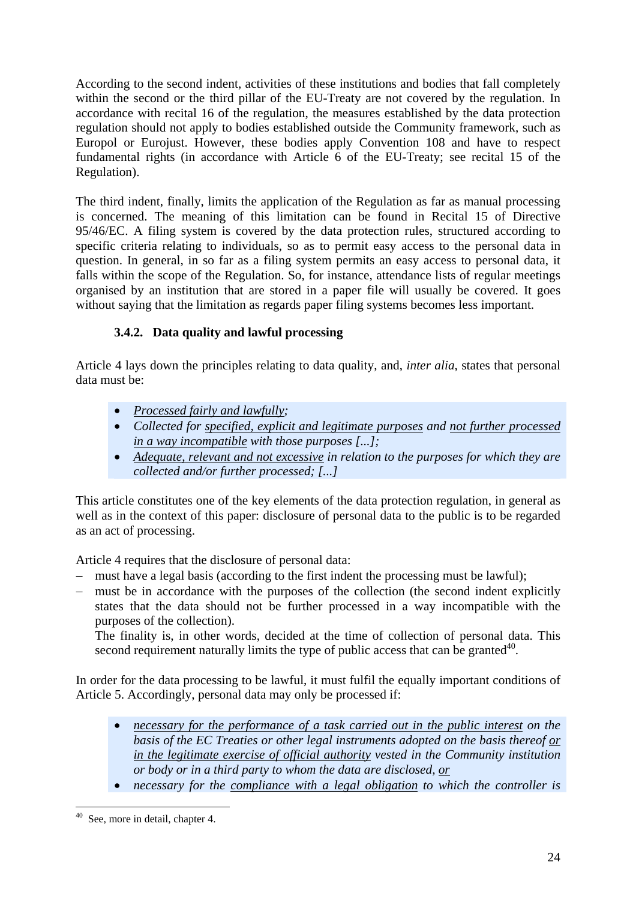According to the second indent, activities of these institutions and bodies that fall completely within the second or the third pillar of the EU-Treaty are not covered by the regulation. In accordance with recital 16 of the regulation, the measures established by the data protection regulation should not apply to bodies established outside the Community framework, such as Europol or Eurojust. However, these bodies apply Convention 108 and have to respect fundamental rights (in accordance with Article 6 of the EU-Treaty; see recital 15 of the Regulation).

The third indent, finally, limits the application of the Regulation as far as manual processing is concerned. The meaning of this limitation can be found in Recital 15 of Directive 95/46/EC. A filing system is covered by the data protection rules, structured according to specific criteria relating to individuals, so as to permit easy access to the personal data in question. In general, in so far as a filing system permits an easy access to personal data, it falls within the scope of the Regulation. So, for instance, attendance lists of regular meetings organised by an institution that are stored in a paper file will usually be covered. It goes without saying that the limitation as regards paper filing systems becomes less important.

### 3.4.2. Data quality and lawful processing

Article 4 lays down the principles relating to data quality, and, *inter alia*, states that personal data must be:

- *Processed fairly and lawfully;*
- *Collected for specified, explicit and legitimate purposes and not further processed in a way incompatible with those purposes [...];*
- *Adequate, relevant and not excessive in relation to the purposes for which they are collected and/or further processed; [...]*

This article constitutes one of the key elements of the data protection regulation, in general as well as in the context of this paper: disclosure of personal data to the public is to be regarded as an act of processing.

Article 4 requires that the disclosure of personal data:

- must have a legal basis (according to the first indent the processing must be lawful);
- must be in accordance with the purposes of the collection (the second indent explicitly states that the data should not be further processed in a way incompatible with the purposes of the collection).
  The finality is, in other words, decided at the time of collection of personal data. This second requirement naturally limits the type of public access that can be granted[40].

In order for the data processing to be lawful, it must fulfil the equally important conditions of Article 5. Accordingly, personal data may only be processed if:

- *necessary for the performance of a task carried out in the public interest on the basis of the EC Treaties or other legal instruments adopted on the basis thereof or in the legitimate exercise of official authority vested in the Community institution or body or in a third party to whom the data are disclosed, or*
- *necessary for the compliance with a legal obligation to which the controller is*

[40] See, more in detail, chapter 4.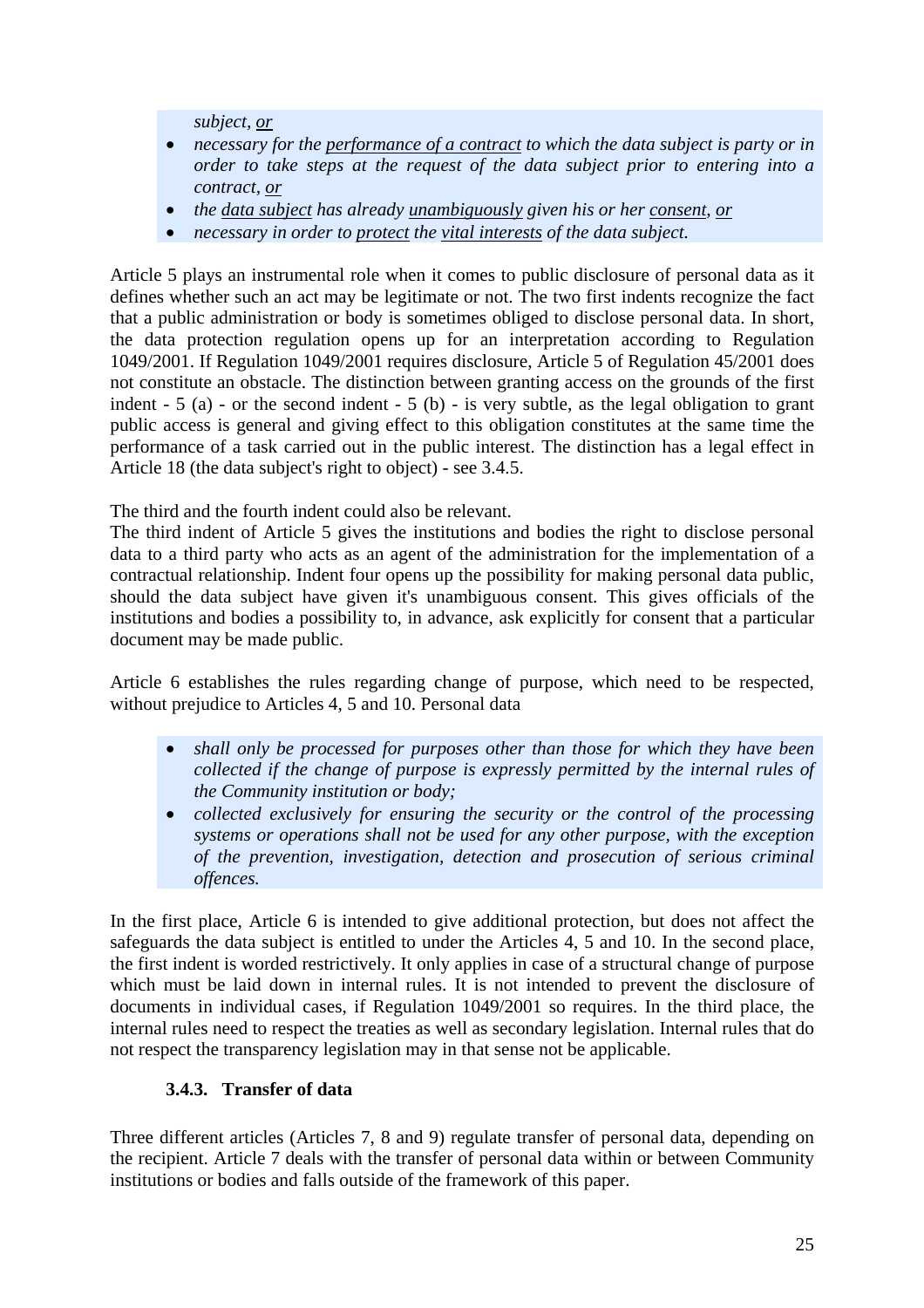> *subject, <u>or</u>*
> - *necessary for the <u>performance of a contract</u> to which the data subject is party or in order to take steps at the request of the data subject prior to entering into a contract, <u>or</u>*
> - *the <u>data subject</u> has already <u>unambiguously</u> given his or her <u>consent</u>, <u>or</u>*
> - *necessary in order to <u>protect</u> the <u>vital interests</u> of the data subject.*

Article 5 plays an instrumental role when it comes to public disclosure of personal data as it defines whether such an act may be legitimate or not. The two first indents recognize the fact that a public administration or body is sometimes obliged to disclose personal data. In short, the data protection regulation opens up for an interpretation according to Regulation 1049/2001. If Regulation 1049/2001 requires disclosure, Article 5 of Regulation 45/2001 does not constitute an obstacle. The distinction between granting access on the grounds of the first indent - 5 (a) - or the second indent - 5 (b) - is very subtle, as the legal obligation to grant public access is general and giving effect to this obligation constitutes at the same time the performance of a task carried out in the public interest. The distinction has a legal effect in Article 18 (the data subject's right to object) - see 3.4.5.

The third and the fourth indent could also be relevant.
The third indent of Article 5 gives the institutions and bodies the right to disclose personal data to a third party who acts as an agent of the administration for the implementation of a contractual relationship. Indent four opens up the possibility for making personal data public, should the data subject have given it's unambiguous consent. This gives officials of the institutions and bodies a possibility to, in advance, ask explicitly for consent that a particular document may be made public.

Article 6 establishes the rules regarding change of purpose, which need to be respected, without prejudice to Articles 4, 5 and 10. Personal data

> - *shall only be processed for purposes other than those for which they have been collected if the change of purpose is expressly permitted by the internal rules of the Community institution or body;*
> - *collected exclusively for ensuring the security or the control of the processing systems or operations shall not be used for any other purpose, with the exception of the prevention, investigation, detection and prosecution of serious criminal offences.*

In the first place, Article 6 is intended to give additional protection, but does not affect the safeguards the data subject is entitled to under the Articles 4, 5 and 10. In the second place, the first indent is worded restrictively. It only applies in case of a structural change of purpose which must be laid down in internal rules. It is not intended to prevent the disclosure of documents in individual cases, if Regulation 1049/2001 so requires. In the third place, the internal rules need to respect the treaties as well as secondary legislation. Internal rules that do not respect the transparency legislation may in that sense not be applicable.

### 3.4.3. Transfer of data

Three different articles (Articles 7, 8 and 9) regulate transfer of personal data, depending on the recipient. Article 7 deals with the transfer of personal data within or between Community institutions or bodies and falls outside of the framework of this paper.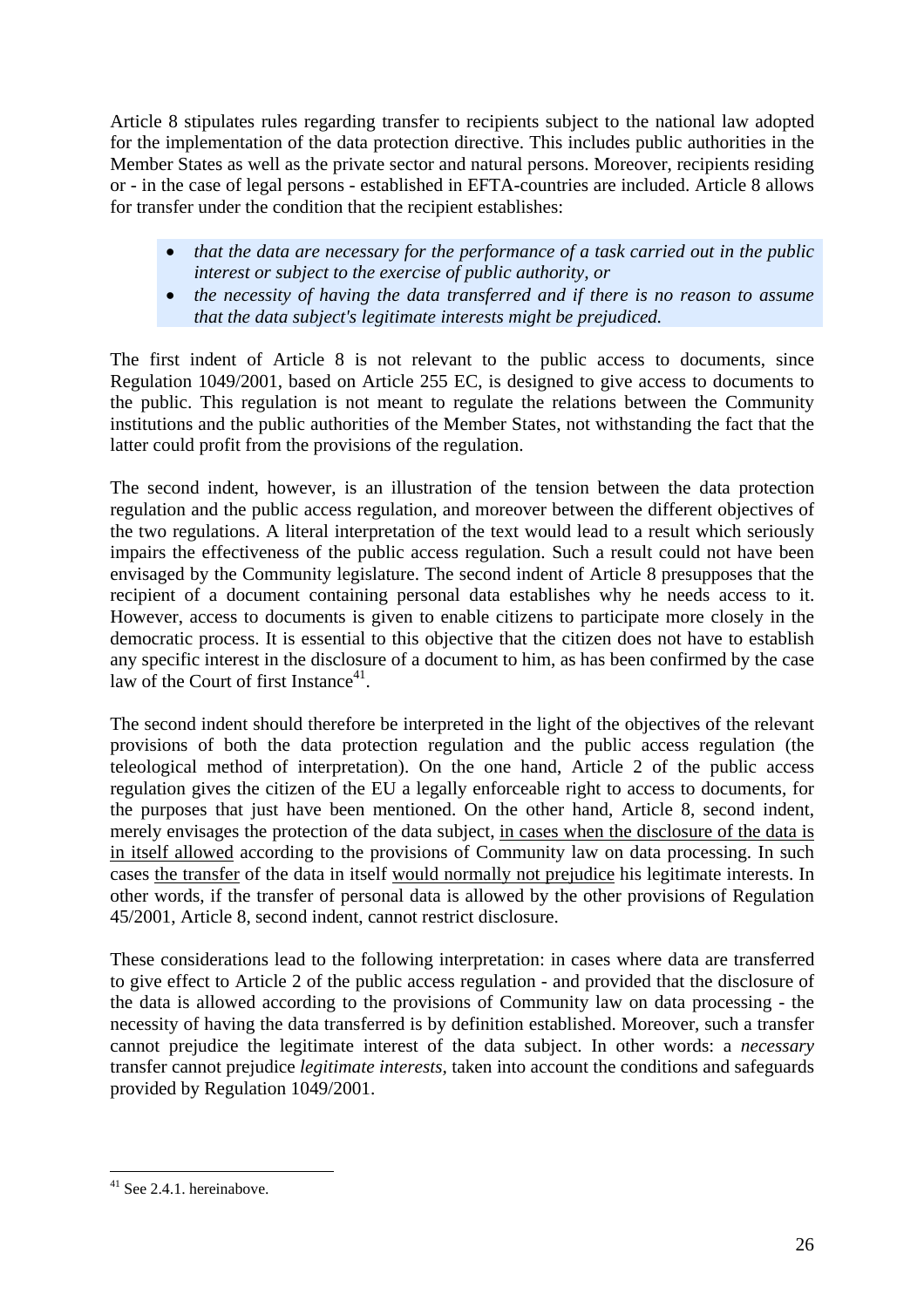Article 8 stipulates rules regarding transfer to recipients subject to the national law adopted for the implementation of the data protection directive. This includes public authorities in the Member States as well as the private sector and natural persons. Moreover, recipients residing or - in the case of legal persons - established in EFTA-countries are included. Article 8 allows for transfer under the condition that the recipient establishes:

- *that the data are necessary for the performance of a task carried out in the public interest or subject to the exercise of public authority, or*
- *the necessity of having the data transferred and if there is no reason to assume that the data subject's legitimate interests might be prejudiced.*

The first indent of Article 8 is not relevant to the public access to documents, since Regulation 1049/2001, based on Article 255 EC, is designed to give access to documents to the public. This regulation is not meant to regulate the relations between the Community institutions and the public authorities of the Member States, not withstanding the fact that the latter could profit from the provisions of the regulation.

The second indent, however, is an illustration of the tension between the data protection regulation and the public access regulation, and moreover between the different objectives of the two regulations. A literal interpretation of the text would lead to a result which seriously impairs the effectiveness of the public access regulation. Such a result could not have been envisaged by the Community legislature. The second indent of Article 8 presupposes that the recipient of a document containing personal data establishes why he needs access to it. However, access to documents is given to enable citizens to participate more closely in the democratic process. It is essential to this objective that the citizen does not have to establish any specific interest in the disclosure of a document to him, as has been confirmed by the case law of the Court of first Instance[41].

The second indent should therefore be interpreted in the light of the objectives of the relevant provisions of both the data protection regulation and the public access regulation (the teleological method of interpretation). On the one hand, Article 2 of the public access regulation gives the citizen of the EU a legally enforceable right to access to documents, for the purposes that just have been mentioned. On the other hand, Article 8, second indent, merely envisages the protection of the data subject, <u>in cases when the disclosure of the data is in itself allowed</u> according to the provisions of Community law on data processing. In such cases <u>the transfer</u> of the data in itself <u>would normally not prejudice</u> his legitimate interests. In other words, if the transfer of personal data is allowed by the other provisions of Regulation 45/2001, Article 8, second indent, cannot restrict disclosure.

These considerations lead to the following interpretation: in cases where data are transferred to give effect to Article 2 of the public access regulation - and provided that the disclosure of the data is allowed according to the provisions of Community law on data processing - the necessity of having the data transferred is by definition established. Moreover, such a transfer cannot prejudice the legitimate interest of the data subject. In other words: a *necessary* transfer cannot prejudice *legitimate interests*, taken into account the conditions and safeguards provided by Regulation 1049/2001.

---

[41] See 2.4.1. hereinabove.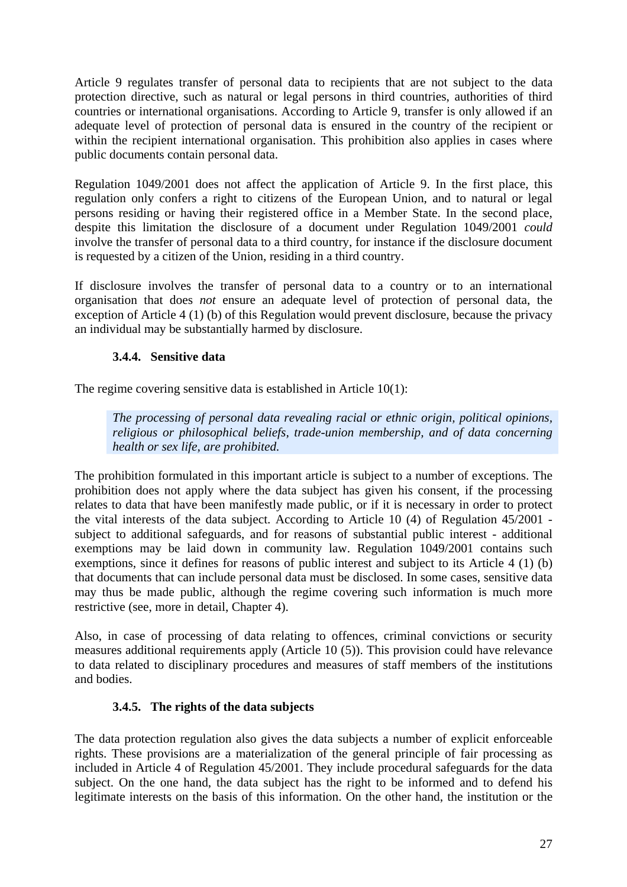Article 9 regulates transfer of personal data to recipients that are not subject to the data protection directive, such as natural or legal persons in third countries, authorities of third countries or international organisations. According to Article 9, transfer is only allowed if an adequate level of protection of personal data is ensured in the country of the recipient or within the recipient international organisation. This prohibition also applies in cases where public documents contain personal data.

Regulation 1049/2001 does not affect the application of Article 9. In the first place, this regulation only confers a right to citizens of the European Union, and to natural or legal persons residing or having their registered office in a Member State. In the second place, despite this limitation the disclosure of a document under Regulation 1049/2001 *could* involve the transfer of personal data to a third country, for instance if the disclosure document is requested by a citizen of the Union, residing in a third country.

If disclosure involves the transfer of personal data to a country or to an international organisation that does *not* ensure an adequate level of protection of personal data, the exception of Article 4 (1) (b) of this Regulation would prevent disclosure, because the privacy an individual may be substantially harmed by disclosure.

#### 3.4.4. Sensitive data

The regime covering sensitive data is established in Article 10(1):

> *The processing of personal data revealing racial or ethnic origin, political opinions, religious or philosophical beliefs, trade-union membership, and of data concerning health or sex life, are prohibited.*

The prohibition formulated in this important article is subject to a number of exceptions. The prohibition does not apply where the data subject has given his consent, if the processing relates to data that have been manifestly made public, or if it is necessary in order to protect the vital interests of the data subject. According to Article 10 (4) of Regulation 45/2001 - subject to additional safeguards, and for reasons of substantial public interest - additional exemptions may be laid down in community law. Regulation 1049/2001 contains such exemptions, since it defines for reasons of public interest and subject to its Article 4 (1) (b) that documents that can include personal data must be disclosed. In some cases, sensitive data may thus be made public, although the regime covering such information is much more restrictive (see, more in detail, Chapter 4).

Also, in case of processing of data relating to offences, criminal convictions or security measures additional requirements apply (Article 10 (5)). This provision could have relevance to data related to disciplinary procedures and measures of staff members of the institutions and bodies.

#### 3.4.5. The rights of the data subjects

The data protection regulation also gives the data subjects a number of explicit enforceable rights. These provisions are a materialization of the general principle of fair processing as included in Article 4 of Regulation 45/2001. They include procedural safeguards for the data subject. On the one hand, the data subject has the right to be informed and to defend his legitimate interests on the basis of this information. On the other hand, the institution or the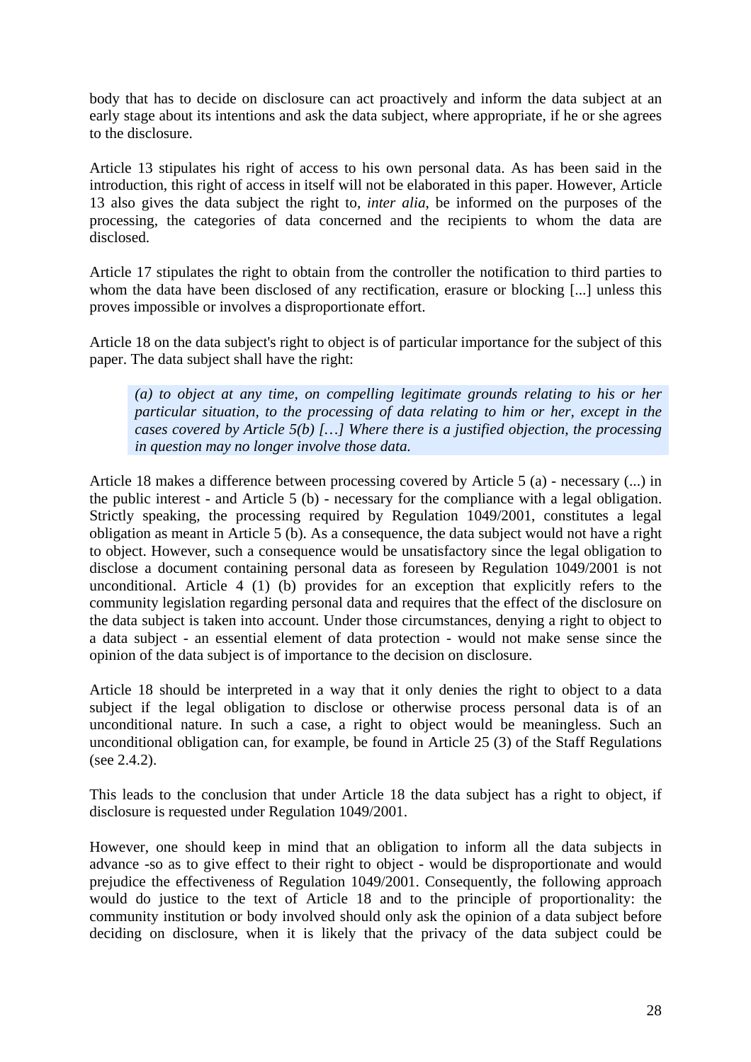body that has to decide on disclosure can act proactively and inform the data subject at an early stage about its intentions and ask the data subject, where appropriate, if he or she agrees to the disclosure.

Article 13 stipulates his right of access to his own personal data. As has been said in the introduction, this right of access in itself will not be elaborated in this paper. However, Article 13 also gives the data subject the right to, *inter alia*, be informed on the purposes of the processing, the categories of data concerned and the recipients to whom the data are disclosed.

Article 17 stipulates the right to obtain from the controller the notification to third parties to whom the data have been disclosed of any rectification, erasure or blocking [...] unless this proves impossible or involves a disproportionate effort.

Article 18 on the data subject's right to object is of particular importance for the subject of this paper. The data subject shall have the right:

> *(a) to object at any time, on compelling legitimate grounds relating to his or her particular situation, to the processing of data relating to him or her, except in the cases covered by Article 5(b) […] Where there is a justified objection, the processing in question may no longer involve those data.*

Article 18 makes a difference between processing covered by Article 5 (a) - necessary (...) in the public interest - and Article 5 (b) - necessary for the compliance with a legal obligation. Strictly speaking, the processing required by Regulation 1049/2001, constitutes a legal obligation as meant in Article 5 (b). As a consequence, the data subject would not have a right to object. However, such a consequence would be unsatisfactory since the legal obligation to disclose a document containing personal data as foreseen by Regulation 1049/2001 is not unconditional. Article 4 (1) (b) provides for an exception that explicitly refers to the community legislation regarding personal data and requires that the effect of the disclosure on the data subject is taken into account. Under those circumstances, denying a right to object to a data subject - an essential element of data protection - would not make sense since the opinion of the data subject is of importance to the decision on disclosure.

Article 18 should be interpreted in a way that it only denies the right to object to a data subject if the legal obligation to disclose or otherwise process personal data is of an unconditional nature. In such a case, a right to object would be meaningless. Such an unconditional obligation can, for example, be found in Article 25 (3) of the Staff Regulations (see 2.4.2).

This leads to the conclusion that under Article 18 the data subject has a right to object, if disclosure is requested under Regulation 1049/2001.

However, one should keep in mind that an obligation to inform all the data subjects in advance -so as to give effect to their right to object - would be disproportionate and would prejudice the effectiveness of Regulation 1049/2001. Consequently, the following approach would do justice to the text of Article 18 and to the principle of proportionality: the community institution or body involved should only ask the opinion of a data subject before deciding on disclosure, when it is likely that the privacy of the data subject could be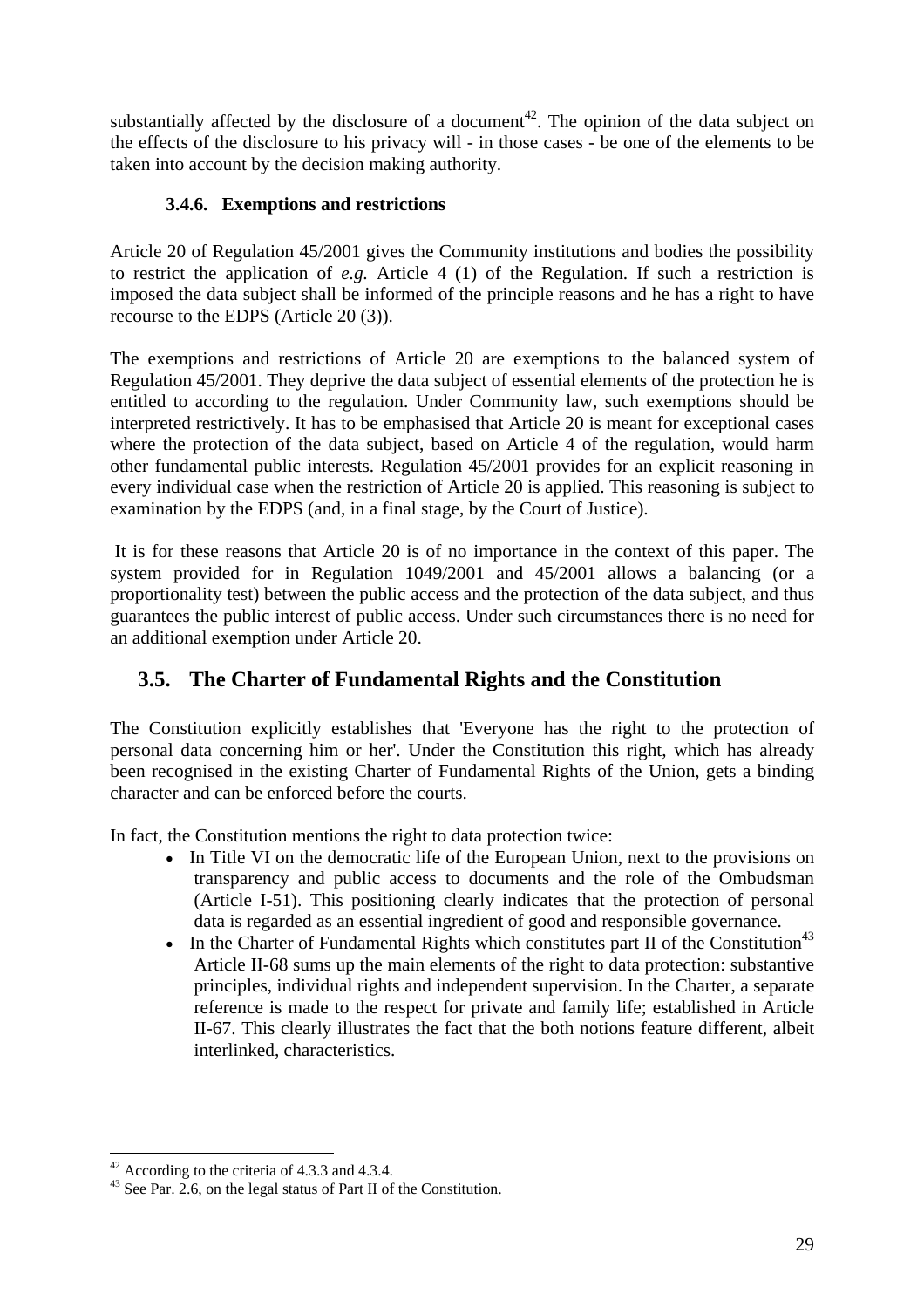substantially affected by the disclosure of a document[42]. The opinion of the data subject on the effects of the disclosure to his privacy will - in those cases - be one of the elements to be taken into account by the decision making authority.

#### 3.4.6. Exemptions and restrictions

Article 20 of Regulation 45/2001 gives the Community institutions and bodies the possibility to restrict the application of *e.g.* Article 4 (1) of the Regulation. If such a restriction is imposed the data subject shall be informed of the principle reasons and he has a right to have recourse to the EDPS (Article 20 (3)).

The exemptions and restrictions of Article 20 are exemptions to the balanced system of Regulation 45/2001. They deprive the data subject of essential elements of the protection he is entitled to according to the regulation. Under Community law, such exemptions should be interpreted restrictively. It has to be emphasised that Article 20 is meant for exceptional cases where the protection of the data subject, based on Article 4 of the regulation, would harm other fundamental public interests. Regulation 45/2001 provides for an explicit reasoning in every individual case when the restriction of Article 20 is applied. This reasoning is subject to examination by the EDPS (and, in a final stage, by the Court of Justice).

It is for these reasons that Article 20 is of no importance in the context of this paper. The system provided for in Regulation 1049/2001 and 45/2001 allows a balancing (or a proportionality test) between the public access and the protection of the data subject, and thus guarantees the public interest of public access. Under such circumstances there is no need for an additional exemption under Article 20.

### 3.5. The Charter of Fundamental Rights and the Constitution

The Constitution explicitly establishes that 'Everyone has the right to the protection of personal data concerning him or her'. Under the Constitution this right, which has already been recognised in the existing Charter of Fundamental Rights of the Union, gets a binding character and can be enforced before the courts.

In fact, the Constitution mentions the right to data protection twice:

- In Title VI on the democratic life of the European Union, next to the provisions on transparency and public access to documents and the role of the Ombudsman (Article I-51). This positioning clearly indicates that the protection of personal data is regarded as an essential ingredient of good and responsible governance.
- In the Charter of Fundamental Rights which constitutes part II of the Constitution[43] Article II-68 sums up the main elements of the right to data protection: substantive principles, individual rights and independent supervision. In the Charter, a separate reference is made to the respect for private and family life; established in Article II-67. This clearly illustrates the fact that the both notions feature different, albeit interlinked, characteristics.

---

[42] According to the criteria of 4.3.3 and 4.3.4.

[43] See Par. 2.6, on the legal status of Part II of the Constitution.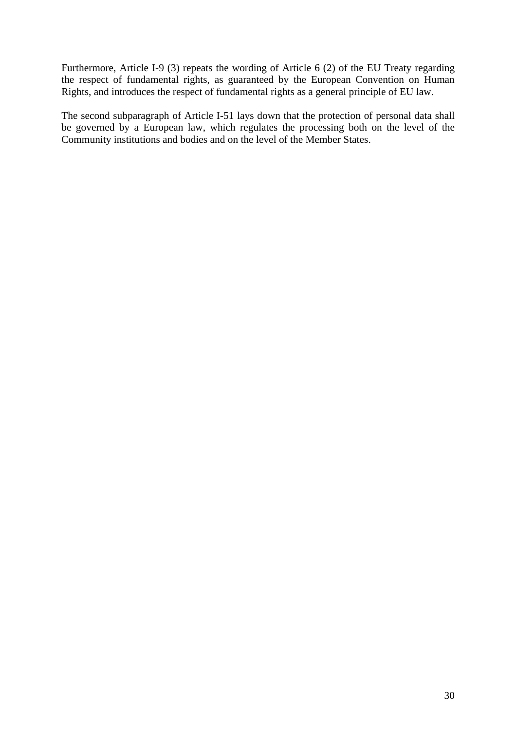Furthermore, Article I-9 (3) repeats the wording of Article 6 (2) of the EU Treaty regarding the respect of fundamental rights, as guaranteed by the European Convention on Human Rights, and introduces the respect of fundamental rights as a general principle of EU law.

The second subparagraph of Article I-51 lays down that the protection of personal data shall be governed by a European law, which regulates the processing both on the level of the Community institutions and bodies and on the level of the Member States.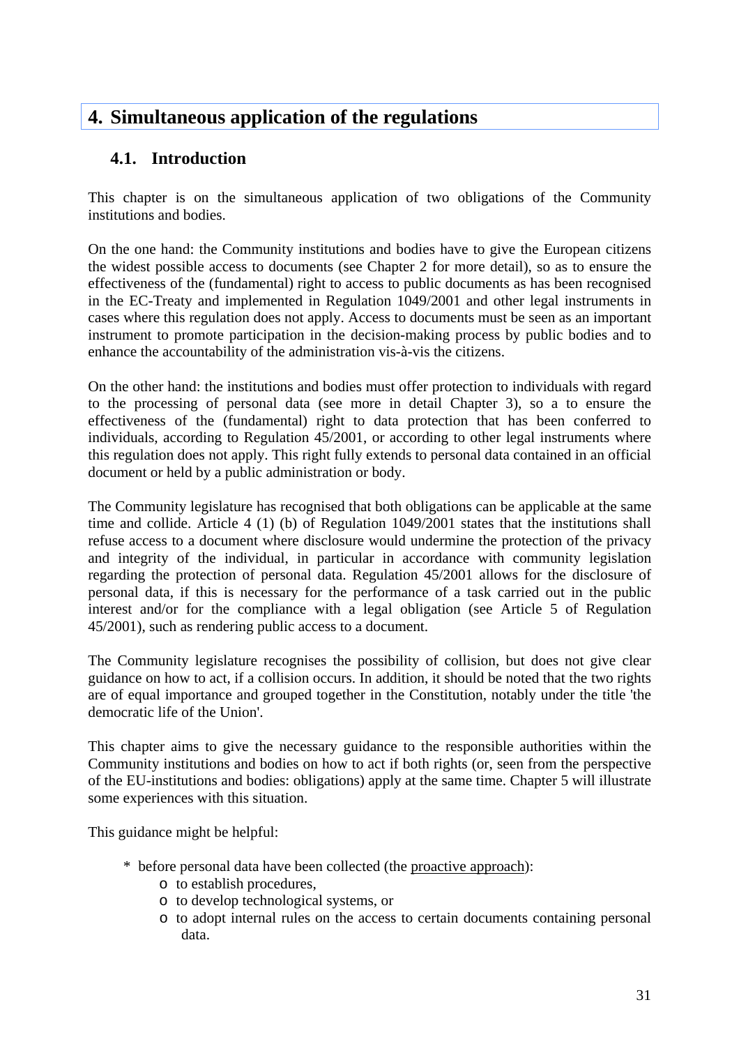# 4. Simultaneous application of the regulations

## 4.1. Introduction

This chapter is on the simultaneous application of two obligations of the Community institutions and bodies.

On the one hand: the Community institutions and bodies have to give the European citizens the widest possible access to documents (see Chapter 2 for more detail), so as to ensure the effectiveness of the (fundamental) right to access to public documents as has been recognised in the EC-Treaty and implemented in Regulation 1049/2001 and other legal instruments in cases where this regulation does not apply. Access to documents must be seen as an important instrument to promote participation in the decision-making process by public bodies and to enhance the accountability of the administration vis-à-vis the citizens.

On the other hand: the institutions and bodies must offer protection to individuals with regard to the processing of personal data (see more in detail Chapter 3), so a to ensure the effectiveness of the (fundamental) right to data protection that has been conferred to individuals, according to Regulation 45/2001, or according to other legal instruments where this regulation does not apply. This right fully extends to personal data contained in an official document or held by a public administration or body.

The Community legislature has recognised that both obligations can be applicable at the same time and collide. Article 4 (1) (b) of Regulation 1049/2001 states that the institutions shall refuse access to a document where disclosure would undermine the protection of the privacy and integrity of the individual, in particular in accordance with community legislation regarding the protection of personal data. Regulation 45/2001 allows for the disclosure of personal data, if this is necessary for the performance of a task carried out in the public interest and/or for the compliance with a legal obligation (see Article 5 of Regulation 45/2001), such as rendering public access to a document.

The Community legislature recognises the possibility of collision, but does not give clear guidance on how to act, if a collision occurs. In addition, it should be noted that the two rights are of equal importance and grouped together in the Constitution, notably under the title 'the democratic life of the Union'.

This chapter aims to give the necessary guidance to the responsible authorities within the Community institutions and bodies on how to act if both rights (or, seen from the perspective of the EU-institutions and bodies: obligations) apply at the same time. Chapter 5 will illustrate some experiences with this situation.

This guidance might be helpful:

* before personal data have been collected (the proactive approach):
    - to establish procedures,
    - to develop technological systems, or
    - to adopt internal rules on the access to certain documents containing personal data.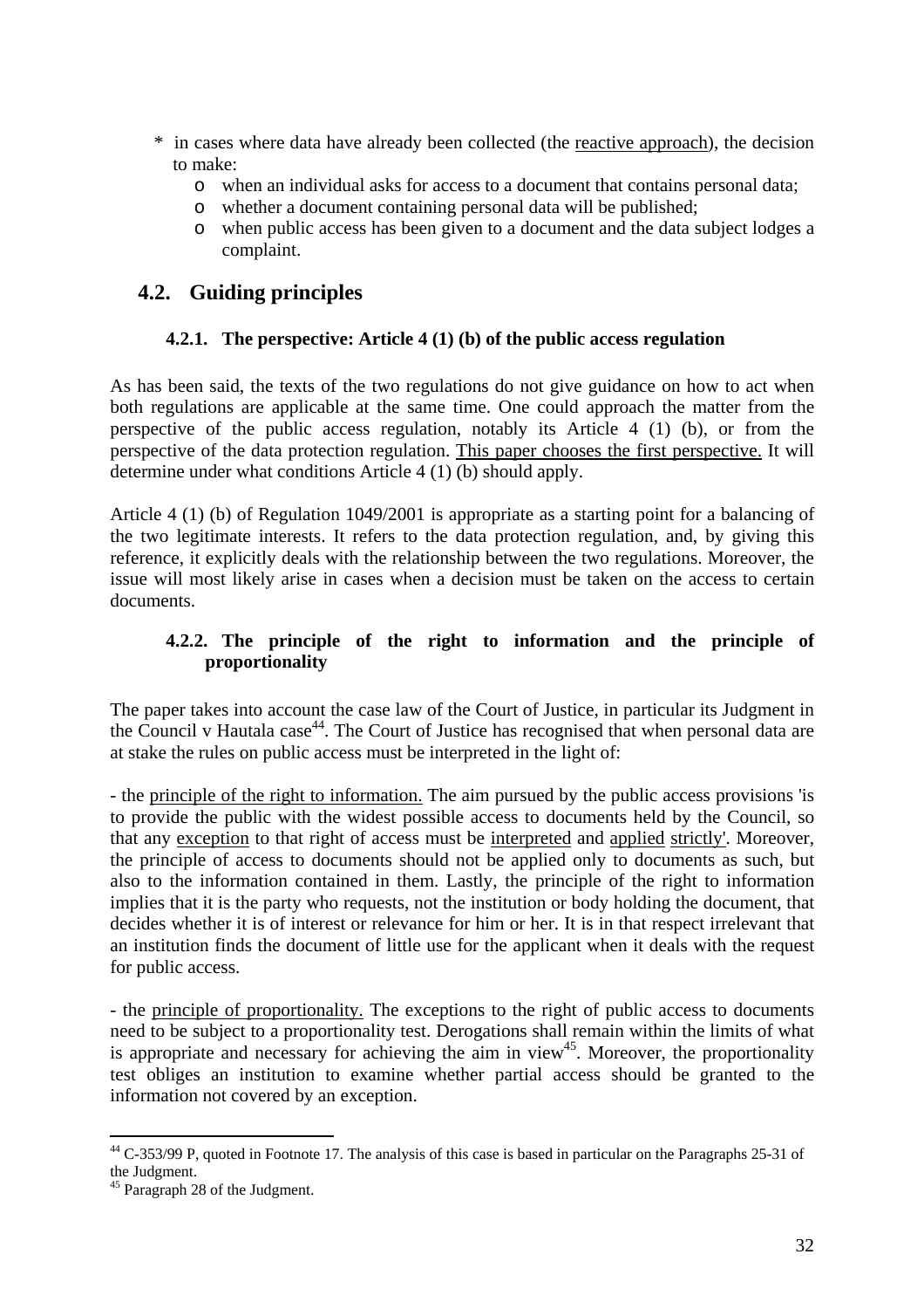* in cases where data have already been collected (the reactive approach), the decision to make:
    - when an individual asks for access to a document that contains personal data;
    - whether a document containing personal data will be published;
    - when public access has been given to a document and the data subject lodges a complaint.

## 4.2. Guiding principles

### 4.2.1. The perspective: Article 4 (1) (b) of the public access regulation

As has been said, the texts of the two regulations do not give guidance on how to act when both regulations are applicable at the same time. One could approach the matter from the perspective of the public access regulation, notably its Article 4 (1) (b), or from the perspective of the data protection regulation. This paper chooses the first perspective. It will determine under what conditions Article 4 (1) (b) should apply.

Article 4 (1) (b) of Regulation 1049/2001 is appropriate as a starting point for a balancing of the two legitimate interests. It refers to the data protection regulation, and, by giving this reference, it explicitly deals with the relationship between the two regulations. Moreover, the issue will most likely arise in cases when a decision must be taken on the access to certain documents.

### 4.2.2. The principle of the right to information and the principle of proportionality

The paper takes into account the case law of the Court of Justice, in particular its Judgment in the Council v Hautala case[44]. The Court of Justice has recognised that when personal data are at stake the rules on public access must be interpreted in the light of:

- the principle of the right to information. The aim pursued by the public access provisions 'is to provide the public with the widest possible access to documents held by the Council, so that any exception to that right of access must be interpreted and applied strictly'. Moreover, the principle of access to documents should not be applied only to documents as such, but also to the information contained in them. Lastly, the principle of the right to information implies that it is the party who requests, not the institution or body holding the document, that decides whether it is of interest or relevance for him or her. It is in that respect irrelevant that an institution finds the document of little use for the applicant when it deals with the request for public access.

- the principle of proportionality. The exceptions to the right of public access to documents need to be subject to a proportionality test. Derogations shall remain within the limits of what is appropriate and necessary for achieving the aim in view[45]. Moreover, the proportionality test obliges an institution to examine whether partial access should be granted to the information not covered by an exception.

---

[44] C-353/99 P, quoted in Footnote 17. The analysis of this case is based in particular on the Paragraphs 25-31 of the Judgment.

[45] Paragraph 28 of the Judgment.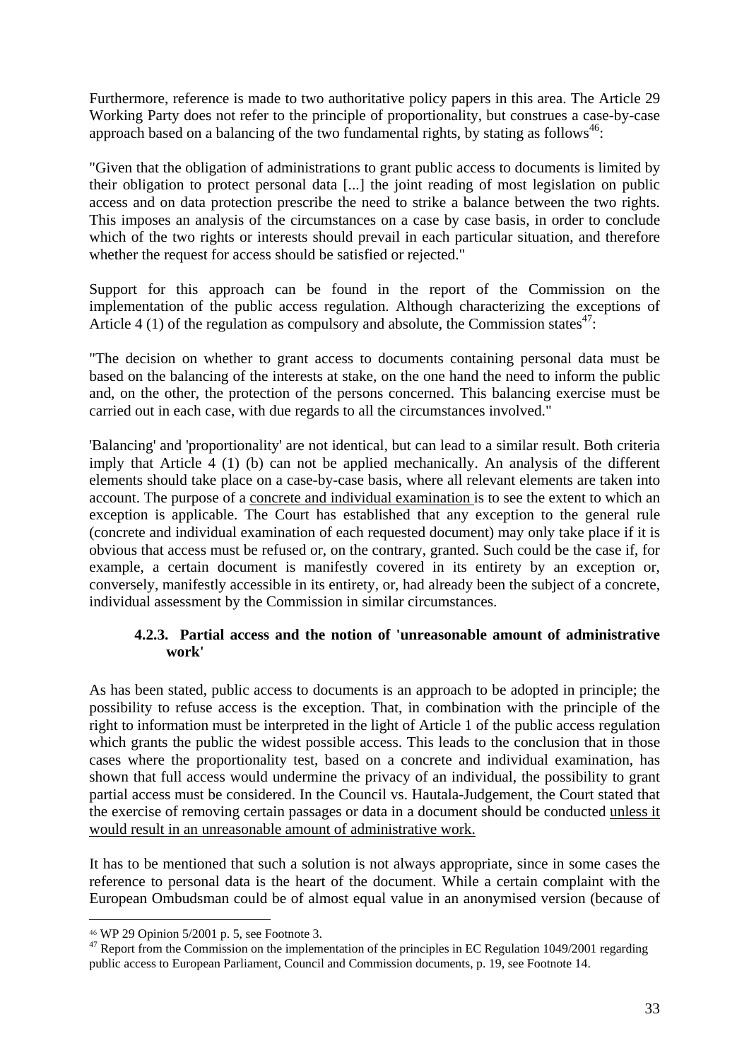Furthermore, reference is made to two authoritative policy papers in this area. The Article 29 Working Party does not refer to the principle of proportionality, but construes a case-by-case approach based on a balancing of the two fundamental rights, by stating as follows[46]:

"Given that the obligation of administrations to grant public access to documents is limited by their obligation to protect personal data [...] the joint reading of most legislation on public access and on data protection prescribe the need to strike a balance between the two rights. This imposes an analysis of the circumstances on a case by case basis, in order to conclude which of the two rights or interests should prevail in each particular situation, and therefore whether the request for access should be satisfied or rejected."

Support for this approach can be found in the report of the Commission on the implementation of the public access regulation. Although characterizing the exceptions of Article 4 (1) of the regulation as compulsory and absolute, the Commission states[47]:

"The decision on whether to grant access to documents containing personal data must be based on the balancing of the interests at stake, on the one hand the need to inform the public and, on the other, the protection of the persons concerned. This balancing exercise must be carried out in each case, with due regards to all the circumstances involved."

'Balancing' and 'proportionality' are not identical, but can lead to a similar result. Both criteria imply that Article 4 (1) (b) can not be applied mechanically. An analysis of the different elements should take place on a case-by-case basis, where all relevant elements are taken into account. The purpose of a concrete and individual examination is to see the extent to which an exception is applicable. The Court has established that any exception to the general rule (concrete and individual examination of each requested document) may only take place if it is obvious that access must be refused or, on the contrary, granted. Such could be the case if, for example, a certain document is manifestly covered in its entirety by an exception or, conversely, manifestly accessible in its entirety, or, had already been the subject of a concrete, individual assessment by the Commission in similar circumstances.

#### 4.2.3. Partial access and the notion of 'unreasonable amount of administrative work'

As has been stated, public access to documents is an approach to be adopted in principle; the possibility to refuse access is the exception. That, in combination with the principle of the right to information must be interpreted in the light of Article 1 of the public access regulation which grants the public the widest possible access. This leads to the conclusion that in those cases where the proportionality test, based on a concrete and individual examination, has shown that full access would undermine the privacy of an individual, the possibility to grant partial access must be considered. In the Council vs. Hautala-Judgement, the Court stated that the exercise of removing certain passages or data in a document should be conducted unless it would result in an unreasonable amount of administrative work.

It has to be mentioned that such a solution is not always appropriate, since in some cases the reference to personal data is the heart of the document. While a certain complaint with the European Ombudsman could be of almost equal value in an anonymised version (because of

---

[46] WP 29 Opinion 5/2001 p. 5, see Footnote 3.

[47] Report from the Commission on the implementation of the principles in EC Regulation 1049/2001 regarding public access to European Parliament, Council and Commission documents, p. 19, see Footnote 14.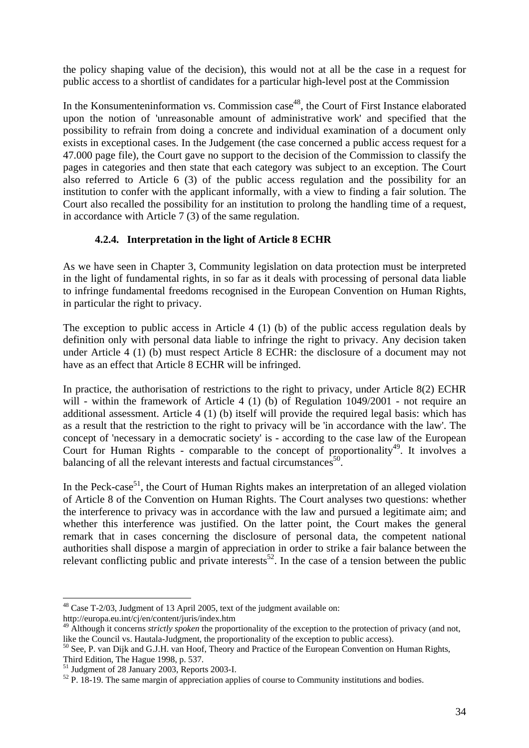the policy shaping value of the decision), this would not at all be the case in a request for public access to a shortlist of candidates for a particular high-level post at the Commission

In the Konsumenteninformation vs. Commission case[48], the Court of First Instance elaborated upon the notion of 'unreasonable amount of administrative work' and specified that the possibility to refrain from doing a concrete and individual examination of a document only exists in exceptional cases. In the Judgement (the case concerned a public access request for a 47.000 page file), the Court gave no support to the decision of the Commission to classify the pages in categories and then state that each category was subject to an exception. The Court also referred to Article 6 (3) of the public access regulation and the possibility for an institution to confer with the applicant informally, with a view to finding a fair solution. The Court also recalled the possibility for an institution to prolong the handling time of a request, in accordance with Article 7 (3) of the same regulation.

#### 4.2.4. Interpretation in the light of Article 8 ECHR

As we have seen in Chapter 3, Community legislation on data protection must be interpreted in the light of fundamental rights, in so far as it deals with processing of personal data liable to infringe fundamental freedoms recognised in the European Convention on Human Rights, in particular the right to privacy.

The exception to public access in Article 4 (1) (b) of the public access regulation deals by definition only with personal data liable to infringe the right to privacy. Any decision taken under Article 4 (1) (b) must respect Article 8 ECHR: the disclosure of a document may not have as an effect that Article 8 ECHR will be infringed.

In practice, the authorisation of restrictions to the right to privacy, under Article 8(2) ECHR will - within the framework of Article 4 (1) (b) of Regulation 1049/2001 - not require an additional assessment. Article 4 (1) (b) itself will provide the required legal basis: which has as a result that the restriction to the right to privacy will be 'in accordance with the law'. The concept of 'necessary in a democratic society' is - according to the case law of the European Court for Human Rights - comparable to the concept of proportionality[49]. It involves a balancing of all the relevant interests and factual circumstances[50].

In the Peck-case[51], the Court of Human Rights makes an interpretation of an alleged violation of Article 8 of the Convention on Human Rights. The Court analyses two questions: whether the interference to privacy was in accordance with the law and pursued a legitimate aim; and whether this interference was justified. On the latter point, the Court makes the general remark that in cases concerning the disclosure of personal data, the competent national authorities shall dispose a margin of appreciation in order to strike a fair balance between the relevant conflicting public and private interests[52]. In the case of a tension between the public

---

[48] Case T-2/03, Judgment of 13 April 2005, text of the judgment available on: http://europa.eu.int/cj/en/content/juris/index.htm

[49] Although it concerns *strictly spoken* the proportionality of the exception to the protection of privacy (and not, like the Council vs. Hautala-Judgment, the proportionality of the exception to public access).

[50] See, P. van Dijk and G.J.H. van Hoof, Theory and Practice of the European Convention on Human Rights, Third Edition, The Hague 1998, p. 537.

[51] Judgment of 28 January 2003, Reports 2003-I.

[52] P. 18-19. The same margin of appreciation applies of course to Community institutions and bodies.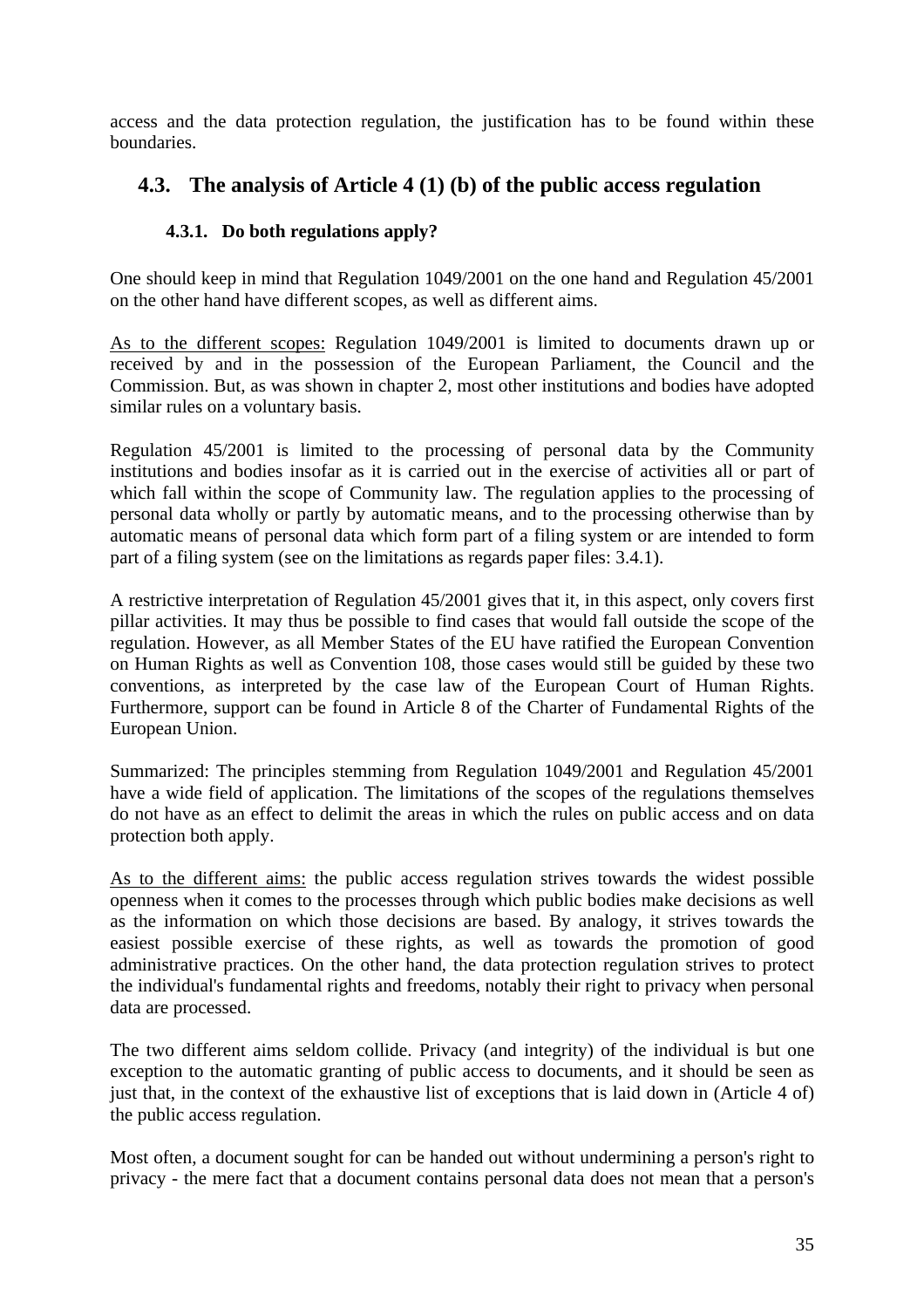access and the data protection regulation, the justification has to be found within these boundaries.

## 4.3. The analysis of Article 4 (1) (b) of the public access regulation

### 4.3.1. Do both regulations apply?

One should keep in mind that Regulation 1049/2001 on the one hand and Regulation 45/2001 on the other hand have different scopes, as well as different aims.

As to the different scopes: Regulation 1049/2001 is limited to documents drawn up or received by and in the possession of the European Parliament, the Council and the Commission. But, as was shown in chapter 2, most other institutions and bodies have adopted similar rules on a voluntary basis.

Regulation 45/2001 is limited to the processing of personal data by the Community institutions and bodies insofar as it is carried out in the exercise of activities all or part of which fall within the scope of Community law. The regulation applies to the processing of personal data wholly or partly by automatic means, and to the processing otherwise than by automatic means of personal data which form part of a filing system or are intended to form part of a filing system (see on the limitations as regards paper files: 3.4.1).

A restrictive interpretation of Regulation 45/2001 gives that it, in this aspect, only covers first pillar activities. It may thus be possible to find cases that would fall outside the scope of the regulation. However, as all Member States of the EU have ratified the European Convention on Human Rights as well as Convention 108, those cases would still be guided by these two conventions, as interpreted by the case law of the European Court of Human Rights. Furthermore, support can be found in Article 8 of the Charter of Fundamental Rights of the European Union.

Summarized: The principles stemming from Regulation 1049/2001 and Regulation 45/2001 have a wide field of application. The limitations of the scopes of the regulations themselves do not have as an effect to delimit the areas in which the rules on public access and on data protection both apply.

As to the different aims: the public access regulation strives towards the widest possible openness when it comes to the processes through which public bodies make decisions as well as the information on which those decisions are based. By analogy, it strives towards the easiest possible exercise of these rights, as well as towards the promotion of good administrative practices. On the other hand, the data protection regulation strives to protect the individual's fundamental rights and freedoms, notably their right to privacy when personal data are processed.

The two different aims seldom collide. Privacy (and integrity) of the individual is but one exception to the automatic granting of public access to documents, and it should be seen as just that, in the context of the exhaustive list of exceptions that is laid down in (Article 4 of) the public access regulation.

Most often, a document sought for can be handed out without undermining a person's right to privacy - the mere fact that a document contains personal data does not mean that a person's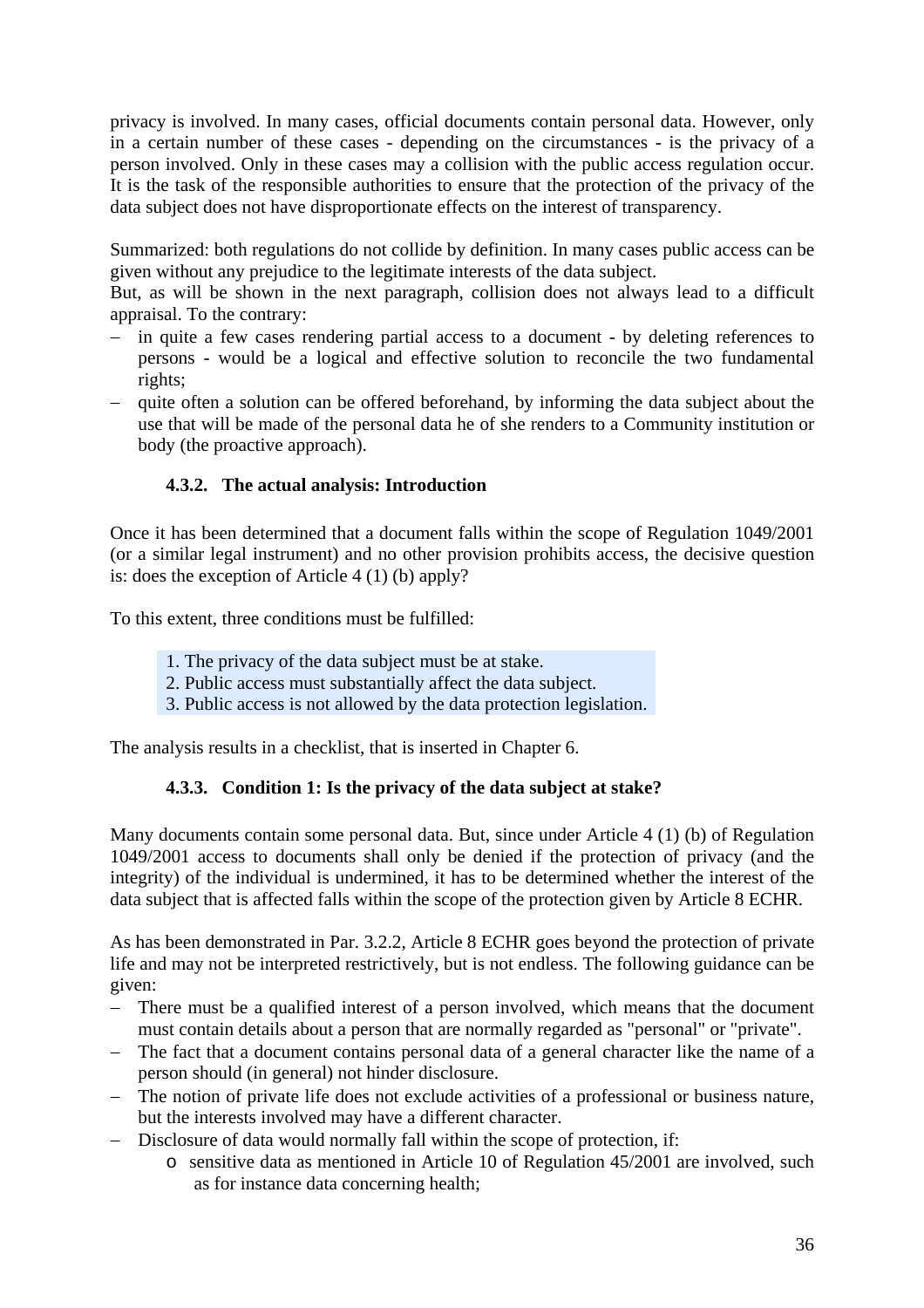privacy is involved. In many cases, official documents contain personal data. However, only in a certain number of these cases - depending on the circumstances - is the privacy of a person involved. Only in these cases may a collision with the public access regulation occur. It is the task of the responsible authorities to ensure that the protection of the privacy of the data subject does not have disproportionate effects on the interest of transparency.

Summarized: both regulations do not collide by definition. In many cases public access can be given without any prejudice to the legitimate interests of the data subject.
But, as will be shown in the next paragraph, collision does not always lead to a difficult appraisal. To the contrary:

- in quite a few cases rendering partial access to a document - by deleting references to persons - would be a logical and effective solution to reconcile the two fundamental rights;
- quite often a solution can be offered beforehand, by informing the data subject about the use that will be made of the personal data he of she renders to a Community institution or body (the proactive approach).

### 4.3.2. The actual analysis: Introduction

Once it has been determined that a document falls within the scope of Regulation 1049/2001 (or a similar legal instrument) and no other provision prohibits access, the decisive question is: does the exception of Article 4 (1) (b) apply?

To this extent, three conditions must be fulfilled:

1. The privacy of the data subject must be at stake.
2. Public access must substantially affect the data subject.
3. Public access is not allowed by the data protection legislation.

The analysis results in a checklist, that is inserted in Chapter 6.

### 4.3.3. Condition 1: Is the privacy of the data subject at stake?

Many documents contain some personal data. But, since under Article 4 (1) (b) of Regulation 1049/2001 access to documents shall only be denied if the protection of privacy (and the integrity) of the individual is undermined, it has to be determined whether the interest of the data subject that is affected falls within the scope of the protection given by Article 8 ECHR.

As has been demonstrated in Par. 3.2.2, Article 8 ECHR goes beyond the protection of private life and may not be interpreted restrictively, but is not endless. The following guidance can be given:

- There must be a qualified interest of a person involved, which means that the document must contain details about a person that are normally regarded as "personal" or "private".
- The fact that a document contains personal data of a general character like the name of a person should (in general) not hinder disclosure.
- The notion of private life does not exclude activities of a professional or business nature, but the interests involved may have a different character.
- Disclosure of data would normally fall within the scope of protection, if:
  - sensitive data as mentioned in Article 10 of Regulation 45/2001 are involved, such as for instance data concerning health;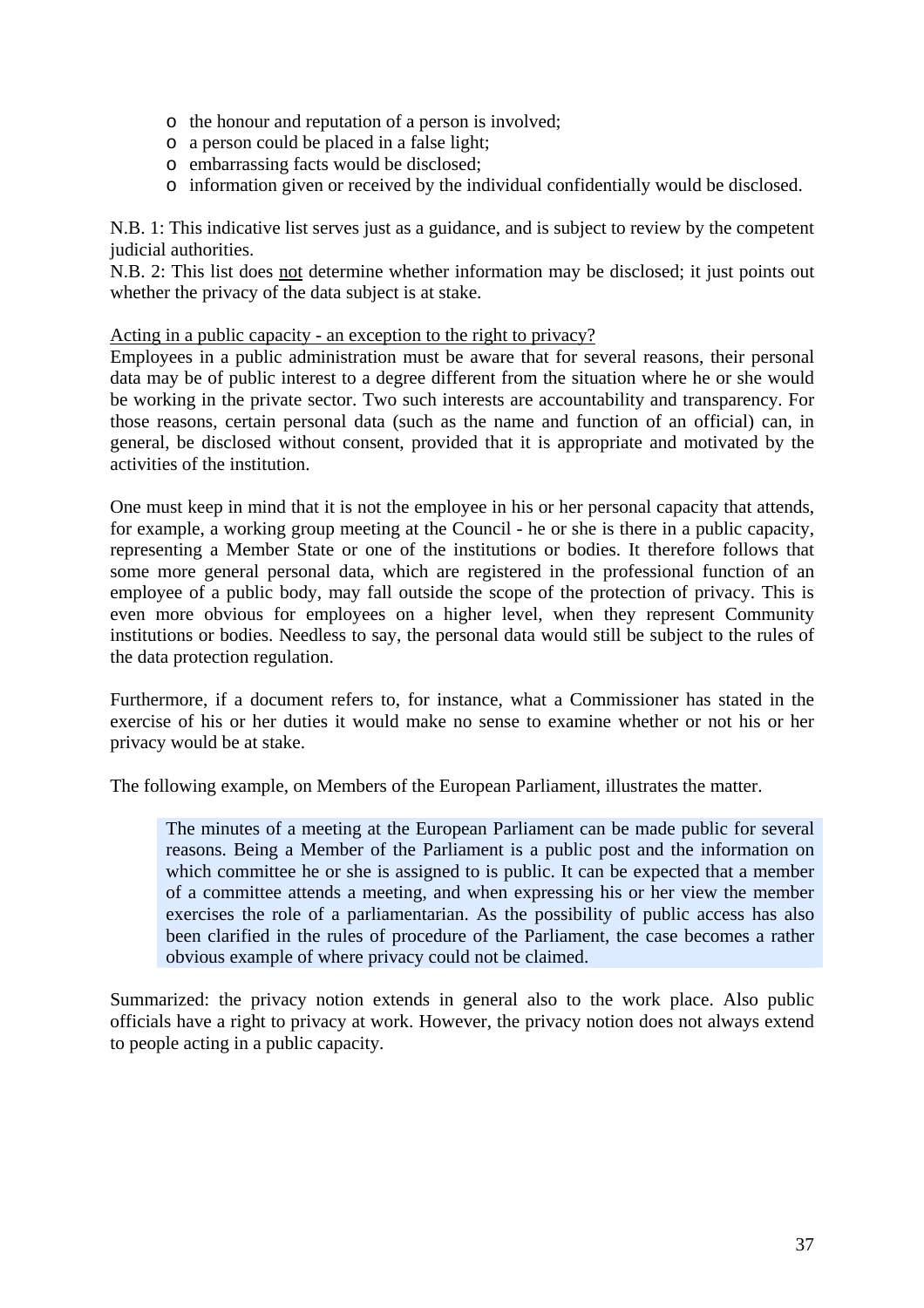- the honour and reputation of a person is involved;
- a person could be placed in a false light;
- embarrassing facts would be disclosed;
- information given or received by the individual confidentially would be disclosed.

N.B. 1: This indicative list serves just as a guidance, and is subject to review by the competent judicial authorities.
N.B. 2: This list does <u>not</u> determine whether information may be disclosed; it just points out whether the privacy of the data subject is at stake.

<u>Acting in a public capacity - an exception to the right to privacy?</u>
Employees in a public administration must be aware that for several reasons, their personal data may be of public interest to a degree different from the situation where he or she would be working in the private sector. Two such interests are accountability and transparency. For those reasons, certain personal data (such as the name and function of an official) can, in general, be disclosed without consent, provided that it is appropriate and motivated by the activities of the institution.

One must keep in mind that it is not the employee in his or her personal capacity that attends, for example, a working group meeting at the Council - he or she is there in a public capacity, representing a Member State or one of the institutions or bodies. It therefore follows that some more general personal data, which are registered in the professional function of an employee of a public body, may fall outside the scope of the protection of privacy. This is even more obvious for employees on a higher level, when they represent Community institutions or bodies. Needless to say, the personal data would still be subject to the rules of the data protection regulation.

Furthermore, if a document refers to, for instance, what a Commissioner has stated in the exercise of his or her duties it would make no sense to examine whether or not his or her privacy would be at stake.

The following example, on Members of the European Parliament, illustrates the matter.

> The minutes of a meeting at the European Parliament can be made public for several reasons. Being a Member of the Parliament is a public post and the information on which committee he or she is assigned to is public. It can be expected that a member of a committee attends a meeting, and when expressing his or her view the member exercises the role of a parliamentarian. As the possibility of public access has also been clarified in the rules of procedure of the Parliament, the case becomes a rather obvious example of where privacy could not be claimed.

Summarized: the privacy notion extends in general also to the work place. Also public officials have a right to privacy at work. However, the privacy notion does not always extend to people acting in a public capacity.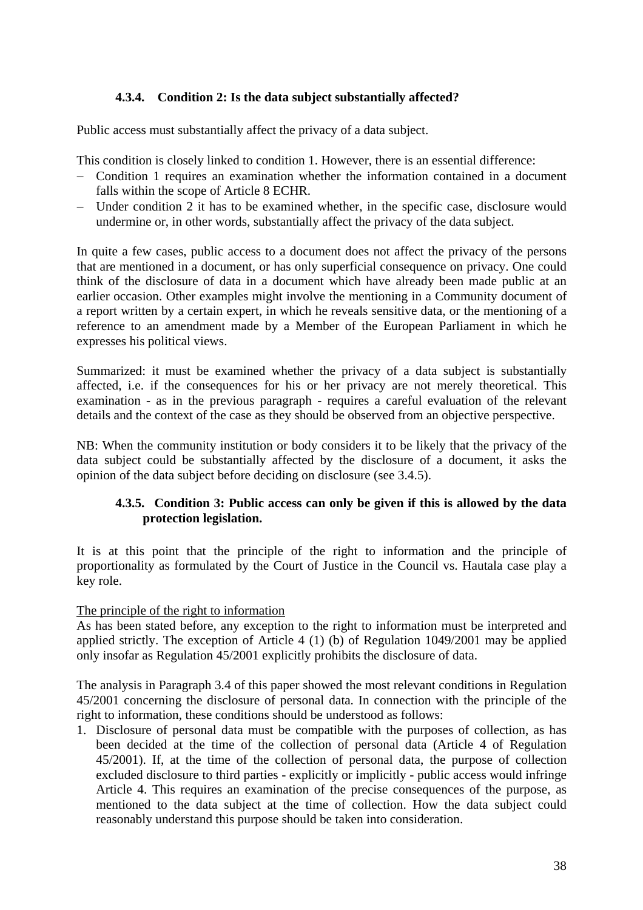#### 4.3.4. Condition 2: Is the data subject substantially affected?

Public access must substantially affect the privacy of a data subject.

This condition is closely linked to condition 1. However, there is an essential difference:

- Condition 1 requires an examination whether the information contained in a document falls within the scope of Article 8 ECHR.
- Under condition 2 it has to be examined whether, in the specific case, disclosure would undermine or, in other words, substantially affect the privacy of the data subject.

In quite a few cases, public access to a document does not affect the privacy of the persons that are mentioned in a document, or has only superficial consequence on privacy. One could think of the disclosure of data in a document which have already been made public at an earlier occasion. Other examples might involve the mentioning in a Community document of a report written by a certain expert, in which he reveals sensitive data, or the mentioning of a reference to an amendment made by a Member of the European Parliament in which he expresses his political views.

Summarized: it must be examined whether the privacy of a data subject is substantially affected, i.e. if the consequences for his or her privacy are not merely theoretical. This examination - as in the previous paragraph - requires a careful evaluation of the relevant details and the context of the case as they should be observed from an objective perspective.

NB: When the community institution or body considers it to be likely that the privacy of the data subject could be substantially affected by the disclosure of a document, it asks the opinion of the data subject before deciding on disclosure (see 3.4.5).

#### 4.3.5. Condition 3: Public access can only be given if this is allowed by the data protection legislation.

It is at this point that the principle of the right to information and the principle of proportionality as formulated by the Court of Justice in the Council vs. Hautala case play a key role.

<u>The principle of the right to information</u>

As has been stated before, any exception to the right to information must be interpreted and applied strictly. The exception of Article 4 (1) (b) of Regulation 1049/2001 may be applied only insofar as Regulation 45/2001 explicitly prohibits the disclosure of data.

The analysis in Paragraph 3.4 of this paper showed the most relevant conditions in Regulation 45/2001 concerning the disclosure of personal data. In connection with the principle of the right to information, these conditions should be understood as follows:

1. Disclosure of personal data must be compatible with the purposes of collection, as has been decided at the time of the collection of personal data (Article 4 of Regulation 45/2001). If, at the time of the collection of personal data, the purpose of collection excluded disclosure to third parties - explicitly or implicitly - public access would infringe Article 4. This requires an examination of the precise consequences of the purpose, as mentioned to the data subject at the time of collection. How the data subject could reasonably understand this purpose should be taken into consideration.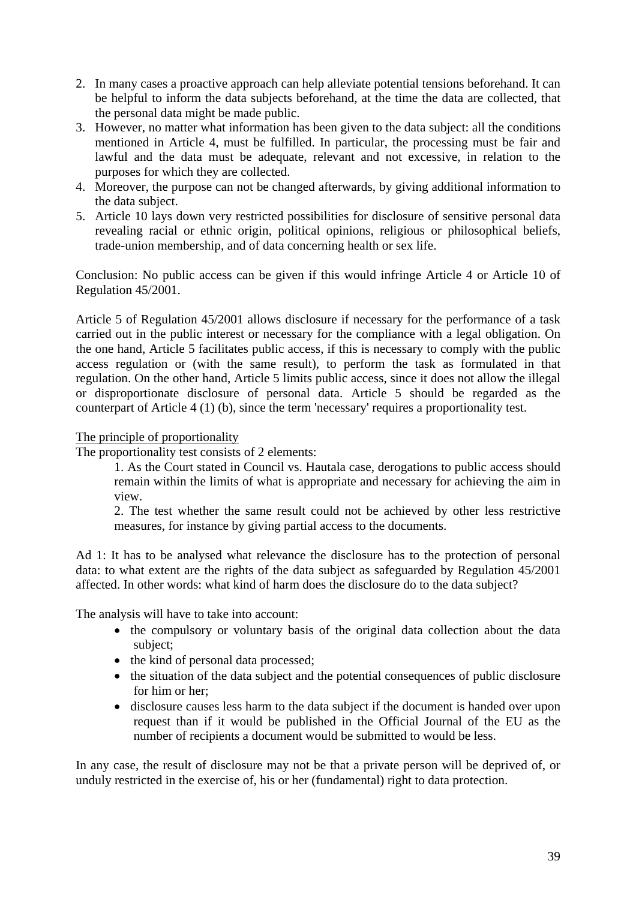2. In many cases a proactive approach can help alleviate potential tensions beforehand. It can be helpful to inform the data subjects beforehand, at the time the data are collected, that the personal data might be made public.
3. However, no matter what information has been given to the data subject: all the conditions mentioned in Article 4, must be fulfilled. In particular, the processing must be fair and lawful and the data must be adequate, relevant and not excessive, in relation to the purposes for which they are collected.
4. Moreover, the purpose can not be changed afterwards, by giving additional information to the data subject.
5. Article 10 lays down very restricted possibilities for disclosure of sensitive personal data revealing racial or ethnic origin, political opinions, religious or philosophical beliefs, trade-union membership, and of data concerning health or sex life.

Conclusion: No public access can be given if this would infringe Article 4 or Article 10 of Regulation 45/2001.

Article 5 of Regulation 45/2001 allows disclosure if necessary for the performance of a task carried out in the public interest or necessary for the compliance with a legal obligation. On the one hand, Article 5 facilitates public access, if this is necessary to comply with the public access regulation or (with the same result), to perform the task as formulated in that regulation. On the other hand, Article 5 limits public access, since it does not allow the illegal or disproportionate disclosure of personal data. Article 5 should be regarded as the counterpart of Article 4 (1) (b), since the term 'necessary' requires a proportionality test.

<u>The principle of proportionality</u>

The proportionality test consists of 2 elements:

1. As the Court stated in Council vs. Hautala case, derogations to public access should remain within the limits of what is appropriate and necessary for achieving the aim in view.
2. The test whether the same result could not be achieved by other less restrictive measures, for instance by giving partial access to the documents.

Ad 1: It has to be analysed what relevance the disclosure has to the protection of personal data: to what extent are the rights of the data subject as safeguarded by Regulation 45/2001 affected. In other words: what kind of harm does the disclosure do to the data subject?

The analysis will have to take into account:

- the compulsory or voluntary basis of the original data collection about the data subject;
- the kind of personal data processed;
- the situation of the data subject and the potential consequences of public disclosure for him or her;
- disclosure causes less harm to the data subject if the document is handed over upon request than if it would be published in the Official Journal of the EU as the number of recipients a document would be submitted to would be less.

In any case, the result of disclosure may not be that a private person will be deprived of, or unduly restricted in the exercise of, his or her (fundamental) right to data protection.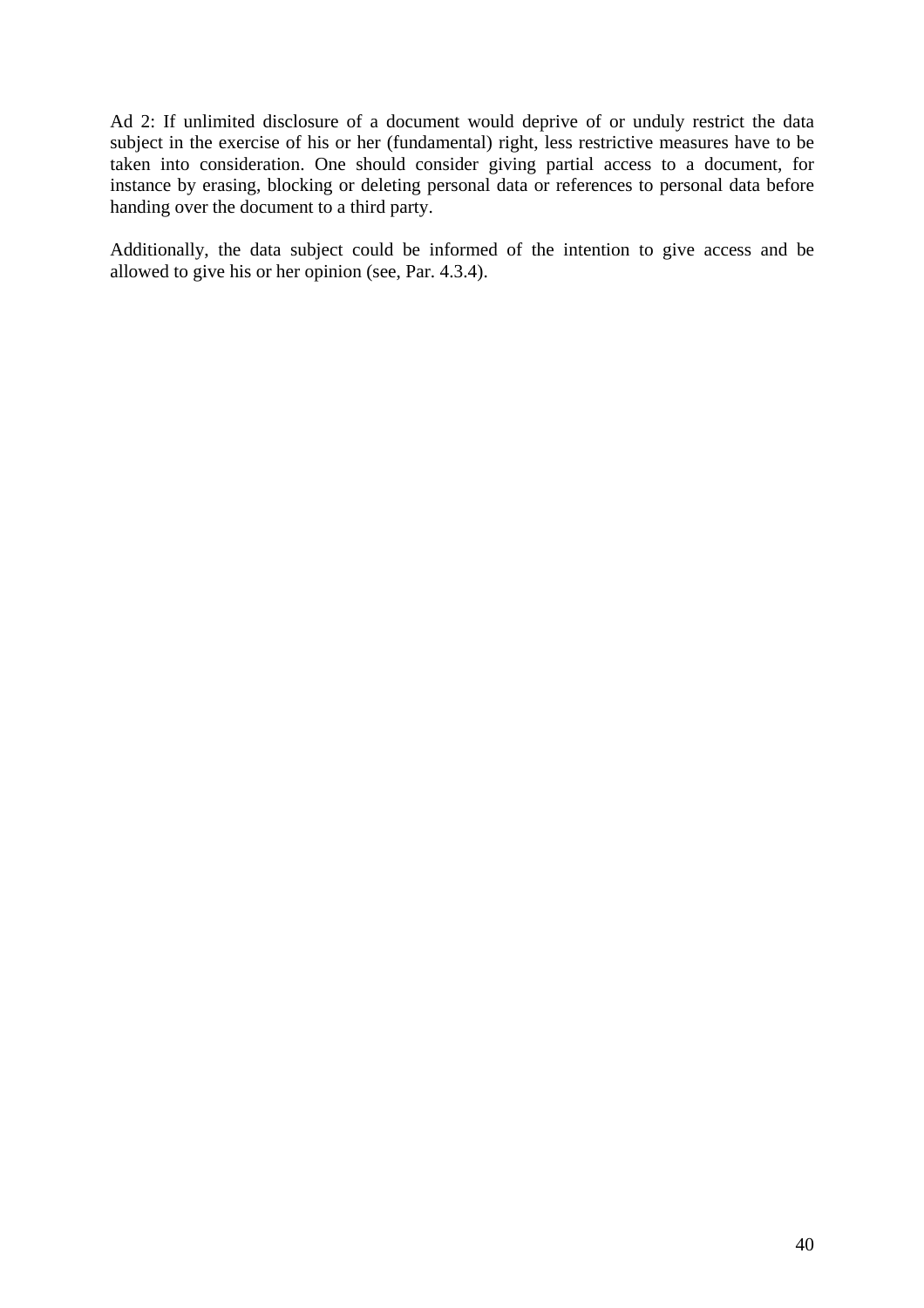Ad 2: If unlimited disclosure of a document would deprive of or unduly restrict the data subject in the exercise of his or her (fundamental) right, less restrictive measures have to be taken into consideration. One should consider giving partial access to a document, for instance by erasing, blocking or deleting personal data or references to personal data before handing over the document to a third party.

Additionally, the data subject could be informed of the intention to give access and be allowed to give his or her opinion (see, Par. 4.3.4).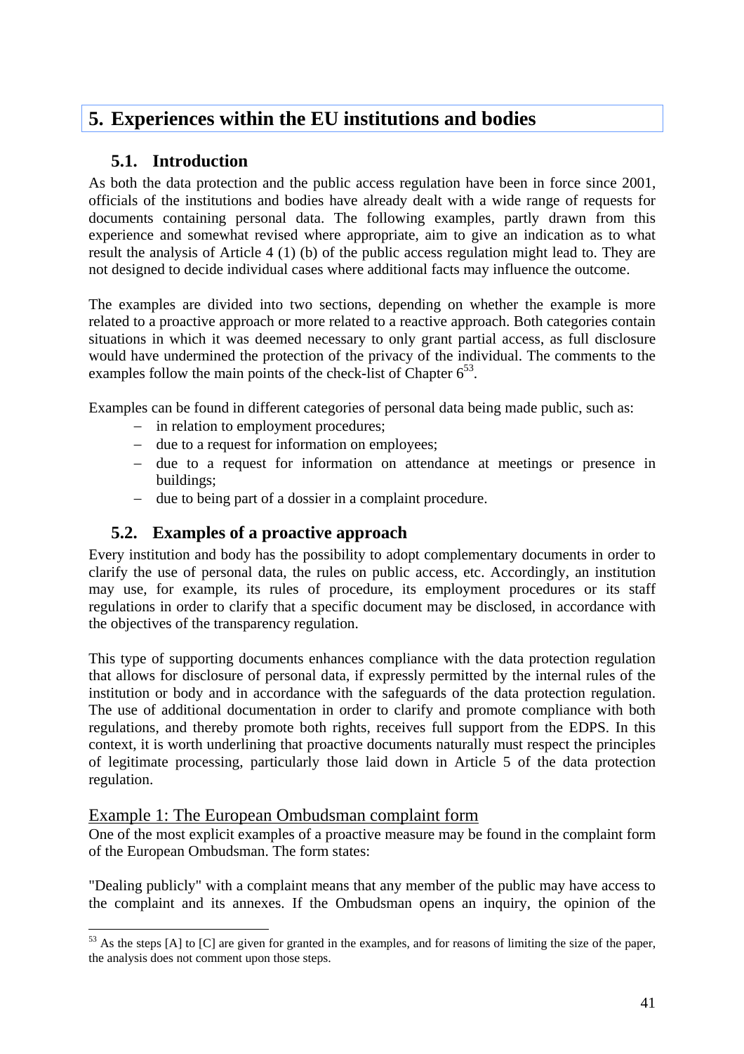# 5. Experiences within the EU institutions and bodies

## 5.1. Introduction

As both the data protection and the public access regulation have been in force since 2001, officials of the institutions and bodies have already dealt with a wide range of requests for documents containing personal data. The following examples, partly drawn from this experience and somewhat revised where appropriate, aim to give an indication as to what result the analysis of Article 4 (1) (b) of the public access regulation might lead to. They are not designed to decide individual cases where additional facts may influence the outcome.

The examples are divided into two sections, depending on whether the example is more related to a proactive approach or more related to a reactive approach. Both categories contain situations in which it was deemed necessary to only grant partial access, as full disclosure would have undermined the protection of the privacy of the individual. The comments to the examples follow the main points of the check-list of Chapter 6[53].

Examples can be found in different categories of personal data being made public, such as:

- in relation to employment procedures;
- due to a request for information on employees;
- due to a request for information on attendance at meetings or presence in buildings;
- due to being part of a dossier in a complaint procedure.

## 5.2. Examples of a proactive approach

Every institution and body has the possibility to adopt complementary documents in order to clarify the use of personal data, the rules on public access, etc. Accordingly, an institution may use, for example, its rules of procedure, its employment procedures or its staff regulations in order to clarify that a specific document may be disclosed, in accordance with the objectives of the transparency regulation.

This type of supporting documents enhances compliance with the data protection regulation that allows for disclosure of personal data, if expressly permitted by the internal rules of the institution or body and in accordance with the safeguards of the data protection regulation. The use of additional documentation in order to clarify and promote compliance with both regulations, and thereby promote both rights, receives full support from the EDPS. In this context, it is worth underlining that proactive documents naturally must respect the principles of legitimate processing, particularly those laid down in Article 5 of the data protection regulation.

Example 1: The European Ombudsman complaint form

One of the most explicit examples of a proactive measure may be found in the complaint form of the European Ombudsman. The form states:

"Dealing publicly" with a complaint means that any member of the public may have access to the complaint and its annexes. If the Ombudsman opens an inquiry, the opinion of the

[53] As the steps [A] to [C] are given for granted in the examples, and for reasons of limiting the size of the paper, the analysis does not comment upon those steps.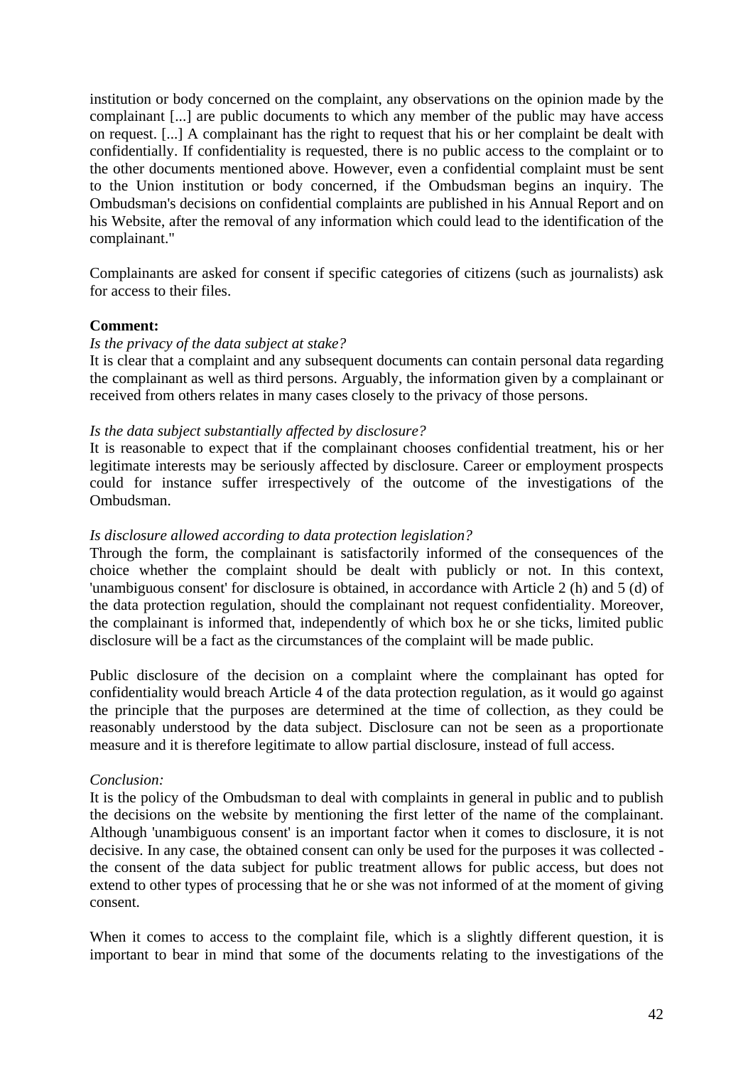institution or body concerned on the complaint, any observations on the opinion made by the complainant [...] are public documents to which any member of the public may have access on request. [...] A complainant has the right to request that his or her complaint be dealt with confidentially. If confidentiality is requested, there is no public access to the complaint or to the other documents mentioned above. However, even a confidential complaint must be sent to the Union institution or body concerned, if the Ombudsman begins an inquiry. The Ombudsman's decisions on confidential complaints are published in his Annual Report and on his Website, after the removal of any information which could lead to the identification of the complainant."

Complainants are asked for consent if specific categories of citizens (such as journalists) ask for access to their files.

**Comment:**

*Is the privacy of the data subject at stake?*

It is clear that a complaint and any subsequent documents can contain personal data regarding the complainant as well as third persons. Arguably, the information given by a complainant or received from others relates in many cases closely to the privacy of those persons.

*Is the data subject substantially affected by disclosure?*

It is reasonable to expect that if the complainant chooses confidential treatment, his or her legitimate interests may be seriously affected by disclosure. Career or employment prospects could for instance suffer irrespectively of the outcome of the investigations of the Ombudsman.

*Is disclosure allowed according to data protection legislation?*

Through the form, the complainant is satisfactorily informed of the consequences of the choice whether the complaint should be dealt with publicly or not. In this context, 'unambiguous consent' for disclosure is obtained, in accordance with Article 2 (h) and 5 (d) of the data protection regulation, should the complainant not request confidentiality. Moreover, the complainant is informed that, independently of which box he or she ticks, limited public disclosure will be a fact as the circumstances of the complaint will be made public.

Public disclosure of the decision on a complaint where the complainant has opted for confidentiality would breach Article 4 of the data protection regulation, as it would go against the principle that the purposes are determined at the time of collection, as they could be reasonably understood by the data subject. Disclosure can not be seen as a proportionate measure and it is therefore legitimate to allow partial disclosure, instead of full access.

*Conclusion:*

It is the policy of the Ombudsman to deal with complaints in general in public and to publish the decisions on the website by mentioning the first letter of the name of the complainant. Although 'unambiguous consent' is an important factor when it comes to disclosure, it is not decisive. In any case, the obtained consent can only be used for the purposes it was collected - the consent of the data subject for public treatment allows for public access, but does not extend to other types of processing that he or she was not informed of at the moment of giving consent.

When it comes to access to the complaint file, which is a slightly different question, it is important to bear in mind that some of the documents relating to the investigations of the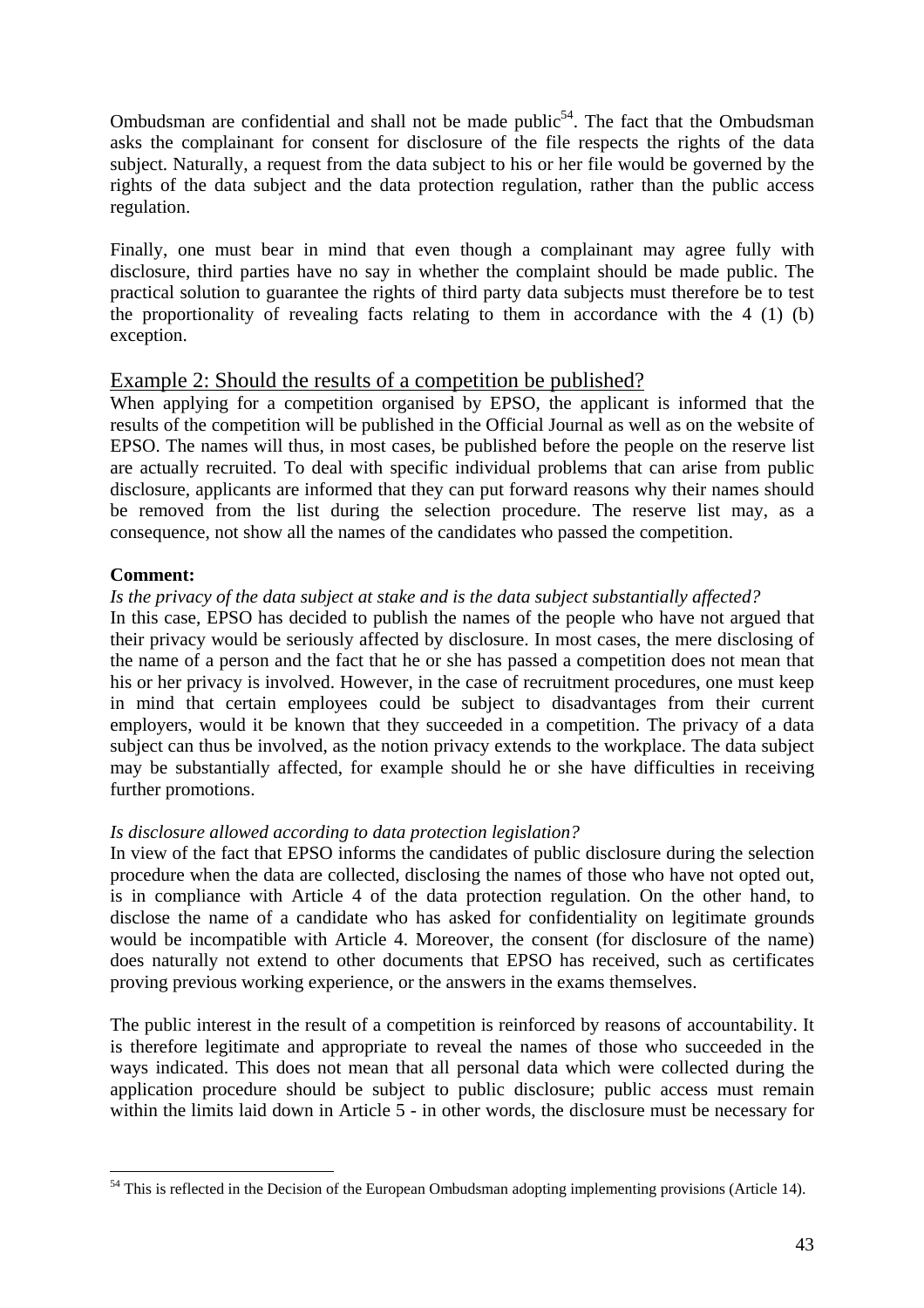Ombudsman are confidential and shall not be made public[54]. The fact that the Ombudsman asks the complainant for consent for disclosure of the file respects the rights of the data subject. Naturally, a request from the data subject to his or her file would be governed by the rights of the data subject and the data protection regulation, rather than the public access regulation.

Finally, one must bear in mind that even though a complainant may agree fully with disclosure, third parties have no say in whether the complaint should be made public. The practical solution to guarantee the rights of third party data subjects must therefore be to test the proportionality of revealing facts relating to them in accordance with the 4 (1) (b) exception.

## Example 2: Should the results of a competition be published?

When applying for a competition organised by EPSO, the applicant is informed that the results of the competition will be published in the Official Journal as well as on the website of EPSO. The names will thus, in most cases, be published before the people on the reserve list are actually recruited. To deal with specific individual problems that can arise from public disclosure, applicants are informed that they can put forward reasons why their names should be removed from the list during the selection procedure. The reserve list may, as a consequence, not show all the names of the candidates who passed the competition.

**Comment:**

*Is the privacy of the data subject at stake and is the data subject substantially affected?*

In this case, EPSO has decided to publish the names of the people who have not argued that their privacy would be seriously affected by disclosure. In most cases, the mere disclosing of the name of a person and the fact that he or she has passed a competition does not mean that his or her privacy is involved. However, in the case of recruitment procedures, one must keep in mind that certain employees could be subject to disadvantages from their current employers, would it be known that they succeeded in a competition. The privacy of a data subject can thus be involved, as the notion privacy extends to the workplace. The data subject may be substantially affected, for example should he or she have difficulties in receiving further promotions.

*Is disclosure allowed according to data protection legislation?*

In view of the fact that EPSO informs the candidates of public disclosure during the selection procedure when the data are collected, disclosing the names of those who have not opted out, is in compliance with Article 4 of the data protection regulation. On the other hand, to disclose the name of a candidate who has asked for confidentiality on legitimate grounds would be incompatible with Article 4. Moreover, the consent (for disclosure of the name) does naturally not extend to other documents that EPSO has received, such as certificates proving previous working experience, or the answers in the exams themselves.

The public interest in the result of a competition is reinforced by reasons of accountability. It is therefore legitimate and appropriate to reveal the names of those who succeeded in the ways indicated. This does not mean that all personal data which were collected during the application procedure should be subject to public disclosure; public access must remain within the limits laid down in Article 5 - in other words, the disclosure must be necessary for

---

[54] This is reflected in the Decision of the European Ombudsman adopting implementing provisions (Article 14).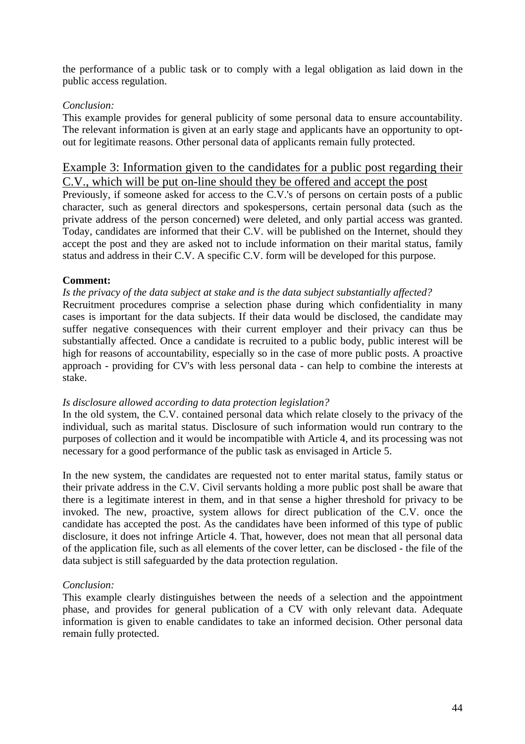the performance of a public task or to comply with a legal obligation as laid down in the public access regulation.

*Conclusion:*

This example provides for general publicity of some personal data to ensure accountability. The relevant information is given at an early stage and applicants have an opportunity to opt-out for legitimate reasons. Other personal data of applicants remain fully protected.

## Example 3: Information given to the candidates for a public post regarding their C.V., which will be put on-line should they be offered and accept the post

Previously, if someone asked for access to the C.V.'s of persons on certain posts of a public character, such as general directors and spokespersons, certain personal data (such as the private address of the person concerned) were deleted, and only partial access was granted. Today, candidates are informed that their C.V. will be published on the Internet, should they accept the post and they are asked not to include information on their marital status, family status and address in their C.V. A specific C.V. form will be developed for this purpose.

**Comment:**

*Is the privacy of the data subject at stake and is the data subject substantially affected?*

Recruitment procedures comprise a selection phase during which confidentiality in many cases is important for the data subjects. If their data would be disclosed, the candidate may suffer negative consequences with their current employer and their privacy can thus be substantially affected. Once a candidate is recruited to a public body, public interest will be high for reasons of accountability, especially so in the case of more public posts. A proactive approach - providing for CV's with less personal data - can help to combine the interests at stake.

*Is disclosure allowed according to data protection legislation?*

In the old system, the C.V. contained personal data which relate closely to the privacy of the individual, such as marital status. Disclosure of such information would run contrary to the purposes of collection and it would be incompatible with Article 4, and its processing was not necessary for a good performance of the public task as envisaged in Article 5.

In the new system, the candidates are requested not to enter marital status, family status or their private address in the C.V. Civil servants holding a more public post shall be aware that there is a legitimate interest in them, and in that sense a higher threshold for privacy to be invoked. The new, proactive, system allows for direct publication of the C.V. once the candidate has accepted the post. As the candidates have been informed of this type of public disclosure, it does not infringe Article 4. That, however, does not mean that all personal data of the application file, such as all elements of the cover letter, can be disclosed - the file of the data subject is still safeguarded by the data protection regulation.

*Conclusion:*

This example clearly distinguishes between the needs of a selection and the appointment phase, and provides for general publication of a CV with only relevant data. Adequate information is given to enable candidates to take an informed decision. Other personal data remain fully protected.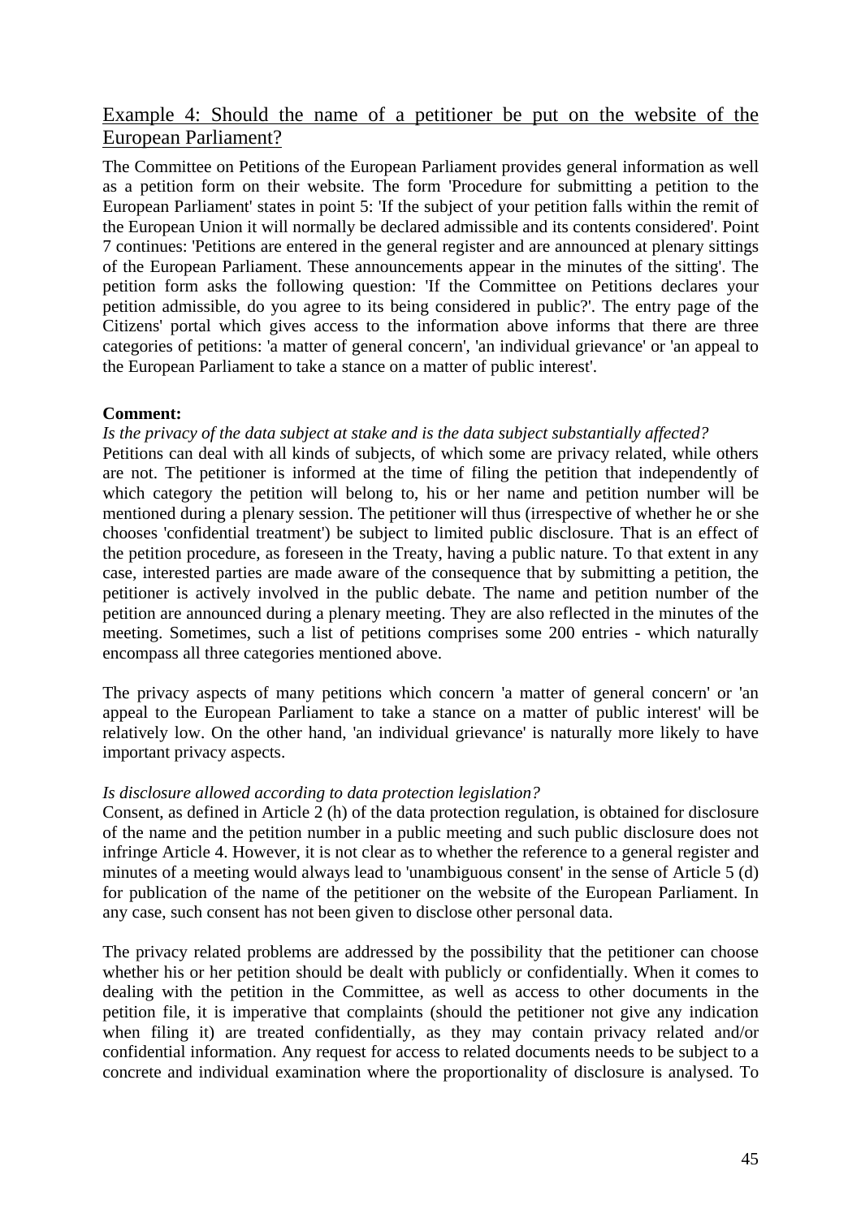## Example 4: Should the name of a petitioner be put on the website of the European Parliament?

The Committee on Petitions of the European Parliament provides general information as well as a petition form on their website. The form 'Procedure for submitting a petition to the European Parliament' states in point 5: 'If the subject of your petition falls within the remit of the European Union it will normally be declared admissible and its contents considered'. Point 7 continues: 'Petitions are entered in the general register and are announced at plenary sittings of the European Parliament. These announcements appear in the minutes of the sitting'. The petition form asks the following question: 'If the Committee on Petitions declares your petition admissible, do you agree to its being considered in public?'. The entry page of the Citizens' portal which gives access to the information above informs that there are three categories of petitions: 'a matter of general concern', 'an individual grievance' or 'an appeal to the European Parliament to take a stance on a matter of public interest'.

**Comment:**

*Is the privacy of the data subject at stake and is the data subject substantially affected?*

Petitions can deal with all kinds of subjects, of which some are privacy related, while others are not. The petitioner is informed at the time of filing the petition that independently of which category the petition will belong to, his or her name and petition number will be mentioned during a plenary session. The petitioner will thus (irrespective of whether he or she chooses 'confidential treatment') be subject to limited public disclosure. That is an effect of the petition procedure, as foreseen in the Treaty, having a public nature. To that extent in any case, interested parties are made aware of the consequence that by submitting a petition, the petitioner is actively involved in the public debate. The name and petition number of the petition are announced during a plenary meeting. They are also reflected in the minutes of the meeting. Sometimes, such a list of petitions comprises some 200 entries - which naturally encompass all three categories mentioned above.

The privacy aspects of many petitions which concern 'a matter of general concern' or 'an appeal to the European Parliament to take a stance on a matter of public interest' will be relatively low. On the other hand, 'an individual grievance' is naturally more likely to have important privacy aspects.

*Is disclosure allowed according to data protection legislation?*

Consent, as defined in Article 2 (h) of the data protection regulation, is obtained for disclosure of the name and the petition number in a public meeting and such public disclosure does not infringe Article 4. However, it is not clear as to whether the reference to a general register and minutes of a meeting would always lead to 'unambiguous consent' in the sense of Article 5 (d) for publication of the name of the petitioner on the website of the European Parliament. In any case, such consent has not been given to disclose other personal data.

The privacy related problems are addressed by the possibility that the petitioner can choose whether his or her petition should be dealt with publicly or confidentially. When it comes to dealing with the petition in the Committee, as well as access to other documents in the petition file, it is imperative that complaints (should the petitioner not give any indication when filing it) are treated confidentially, as they may contain privacy related and/or confidential information. Any request for access to related documents needs to be subject to a concrete and individual examination where the proportionality of disclosure is analysed. To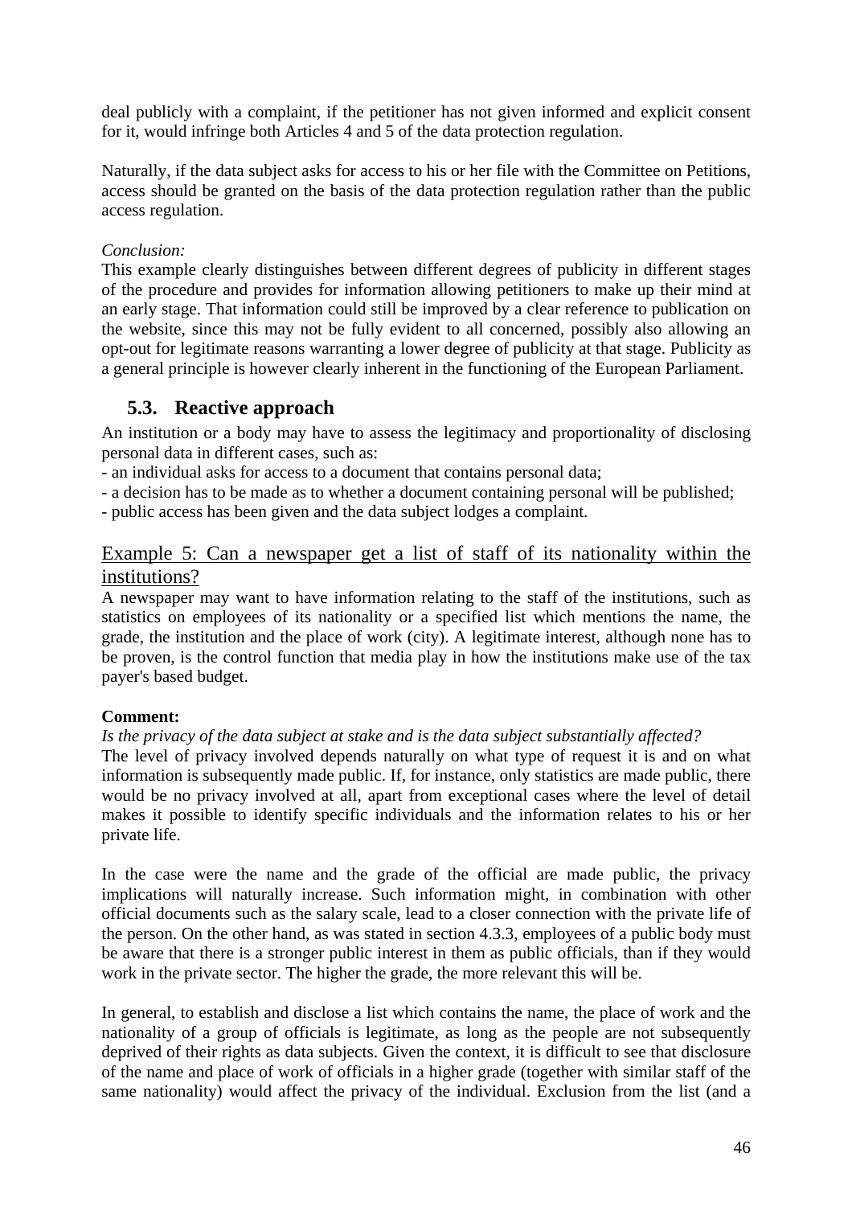deal publicly with a complaint, if the petitioner has not given informed and explicit consent for it, would infringe both Articles 4 and 5 of the data protection regulation.

Naturally, if the data subject asks for access to his or her file with the Committee on Petitions, access should be granted on the basis of the data protection regulation rather than the public access regulation.

*Conclusion:*
This example clearly distinguishes between different degrees of publicity in different stages of the procedure and provides for information allowing petitioners to make up their mind at an early stage. That information could still be improved by a clear reference to publication on the website, since this may not be fully evident to all concerned, possibly also allowing an opt-out for legitimate reasons warranting a lower degree of publicity at that stage. Publicity as a general principle is however clearly inherent in the functioning of the European Parliament.

## 5.3. Reactive approach

An institution or a body may have to assess the legitimacy and proportionality of disclosing personal data in different cases, such as:
- an individual asks for access to a document that contains personal data;
- a decision has to be made as to whether a document containing personal will be published;
- public access has been given and the data subject lodges a complaint.

### Example 5: Can a newspaper get a list of staff of its nationality within the institutions?

A newspaper may want to have information relating to the staff of the institutions, such as statistics on employees of its nationality or a specified list which mentions the name, the grade, the institution and the place of work (city). A legitimate interest, although none has to be proven, is the control function that media play in how the institutions make use of the tax payer's based budget.

**Comment:**

*Is the privacy of the data subject at stake and is the data subject substantially affected?*
The level of privacy involved depends naturally on what type of request it is and on what information is subsequently made public. If, for instance, only statistics are made public, there would be no privacy involved at all, apart from exceptional cases where the level of detail makes it possible to identify specific individuals and the information relates to his or her private life.

In the case were the name and the grade of the official are made public, the privacy implications will naturally increase. Such information might, in combination with other official documents such as the salary scale, lead to a closer connection with the private life of the person. On the other hand, as was stated in section 4.3.3, employees of a public body must be aware that there is a stronger public interest in them as public officials, than if they would work in the private sector. The higher the grade, the more relevant this will be.

In general, to establish and disclose a list which contains the name, the place of work and the nationality of a group of officials is legitimate, as long as the people are not subsequently deprived of their rights as data subjects. Given the context, it is difficult to see that disclosure of the name and place of work of officials in a higher grade (together with similar staff of the same nationality) would affect the privacy of the individual. Exclusion from the list (and a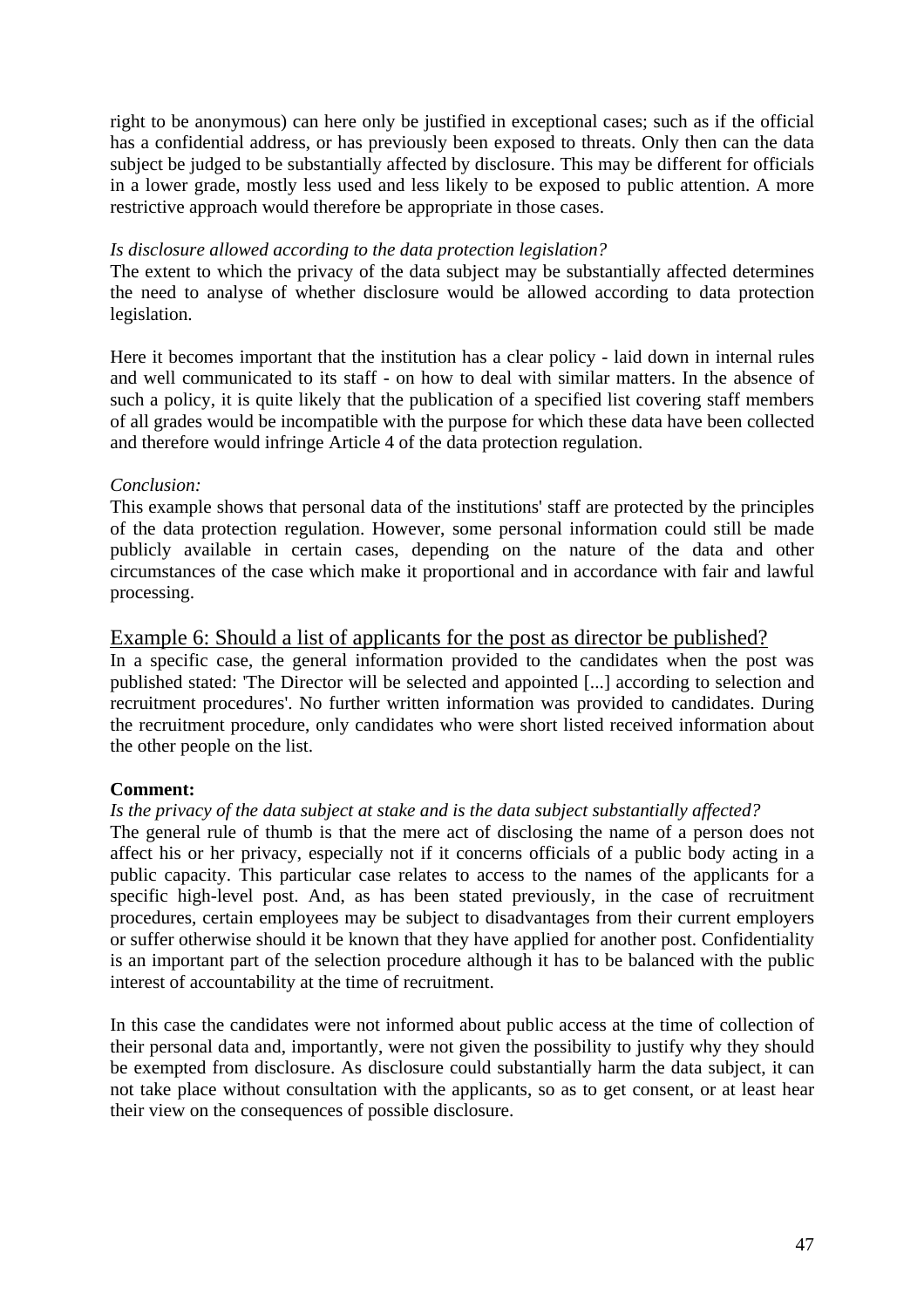right to be anonymous) can here only be justified in exceptional cases; such as if the official has a confidential address, or has previously been exposed to threats. Only then can the data subject be judged to be substantially affected by disclosure. This may be different for officials in a lower grade, mostly less used and less likely to be exposed to public attention. A more restrictive approach would therefore be appropriate in those cases.

*Is disclosure allowed according to the data protection legislation?*

The extent to which the privacy of the data subject may be substantially affected determines the need to analyse of whether disclosure would be allowed according to data protection legislation.

Here it becomes important that the institution has a clear policy - laid down in internal rules and well communicated to its staff - on how to deal with similar matters. In the absence of such a policy, it is quite likely that the publication of a specified list covering staff members of all grades would be incompatible with the purpose for which these data have been collected and therefore would infringe Article 4 of the data protection regulation.

*Conclusion:*

This example shows that personal data of the institutions' staff are protected by the principles of the data protection regulation. However, some personal information could still be made publicly available in certain cases, depending on the nature of the data and other circumstances of the case which make it proportional and in accordance with fair and lawful processing.

## Example 6: Should a list of applicants for the post as director be published?

In a specific case, the general information provided to the candidates when the post was published stated: 'The Director will be selected and appointed [...] according to selection and recruitment procedures'. No further written information was provided to candidates. During the recruitment procedure, only candidates who were short listed received information about the other people on the list.

**Comment:**

*Is the privacy of the data subject at stake and is the data subject substantially affected?*

The general rule of thumb is that the mere act of disclosing the name of a person does not affect his or her privacy, especially not if it concerns officials of a public body acting in a public capacity. This particular case relates to access to the names of the applicants for a specific high-level post. And, as has been stated previously, in the case of recruitment procedures, certain employees may be subject to disadvantages from their current employers or suffer otherwise should it be known that they have applied for another post. Confidentiality is an important part of the selection procedure although it has to be balanced with the public interest of accountability at the time of recruitment.

In this case the candidates were not informed about public access at the time of collection of their personal data and, importantly, were not given the possibility to justify why they should be exempted from disclosure. As disclosure could substantially harm the data subject, it can not take place without consultation with the applicants, so as to get consent, or at least hear their view on the consequences of possible disclosure.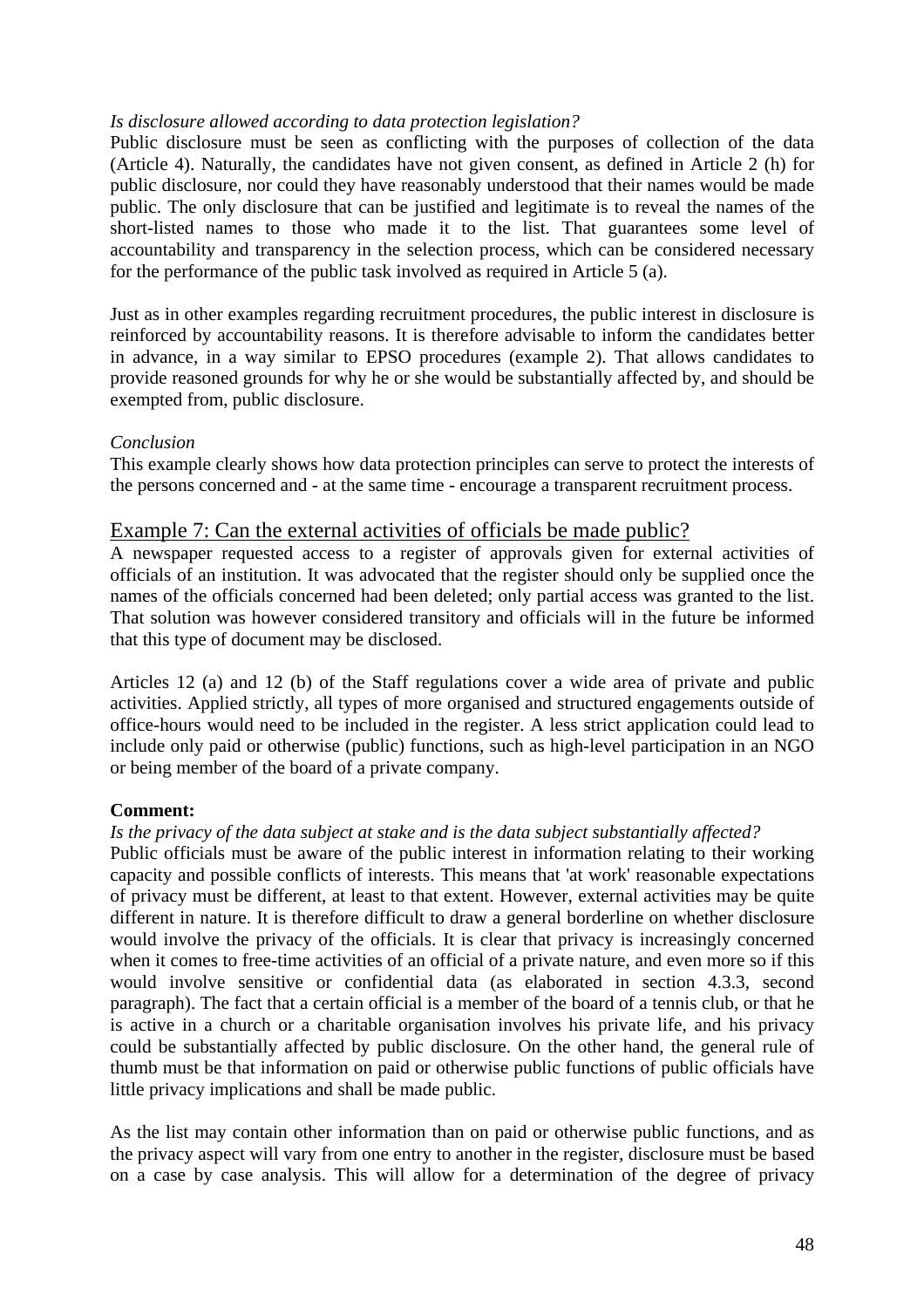*Is disclosure allowed according to data protection legislation?*

Public disclosure must be seen as conflicting with the purposes of collection of the data (Article 4). Naturally, the candidates have not given consent, as defined in Article 2 (h) for public disclosure, nor could they have reasonably understood that their names would be made public. The only disclosure that can be justified and legitimate is to reveal the names of the short-listed names to those who made it to the list. That guarantees some level of accountability and transparency in the selection process, which can be considered necessary for the performance of the public task involved as required in Article 5 (a).

Just as in other examples regarding recruitment procedures, the public interest in disclosure is reinforced by accountability reasons. It is therefore advisable to inform the candidates better in advance, in a way similar to EPSO procedures (example 2). That allows candidates to provide reasoned grounds for why he or she would be substantially affected by, and should be exempted from, public disclosure.

*Conclusion*

This example clearly shows how data protection principles can serve to protect the interests of the persons concerned and - at the same time - encourage a transparent recruitment process.

## Example 7: Can the external activities of officials be made public?

A newspaper requested access to a register of approvals given for external activities of officials of an institution. It was advocated that the register should only be supplied once the names of the officials concerned had been deleted; only partial access was granted to the list. That solution was however considered transitory and officials will in the future be informed that this type of document may be disclosed.

Articles 12 (a) and 12 (b) of the Staff regulations cover a wide area of private and public activities. Applied strictly, all types of more organised and structured engagements outside of office-hours would need to be included in the register. A less strict application could lead to include only paid or otherwise (public) functions, such as high-level participation in an NGO or being member of the board of a private company.

**Comment:**

*Is the privacy of the data subject at stake and is the data subject substantially affected?*

Public officials must be aware of the public interest in information relating to their working capacity and possible conflicts of interests. This means that 'at work' reasonable expectations of privacy must be different, at least to that extent. However, external activities may be quite different in nature. It is therefore difficult to draw a general borderline on whether disclosure would involve the privacy of the officials. It is clear that privacy is increasingly concerned when it comes to free-time activities of an official of a private nature, and even more so if this would involve sensitive or confidential data (as elaborated in section 4.3.3, second paragraph). The fact that a certain official is a member of the board of a tennis club, or that he is active in a church or a charitable organisation involves his private life, and his privacy could be substantially affected by public disclosure. On the other hand, the general rule of thumb must be that information on paid or otherwise public functions of public officials have little privacy implications and shall be made public.

As the list may contain other information than on paid or otherwise public functions, and as the privacy aspect will vary from one entry to another in the register, disclosure must be based on a case by case analysis. This will allow for a determination of the degree of privacy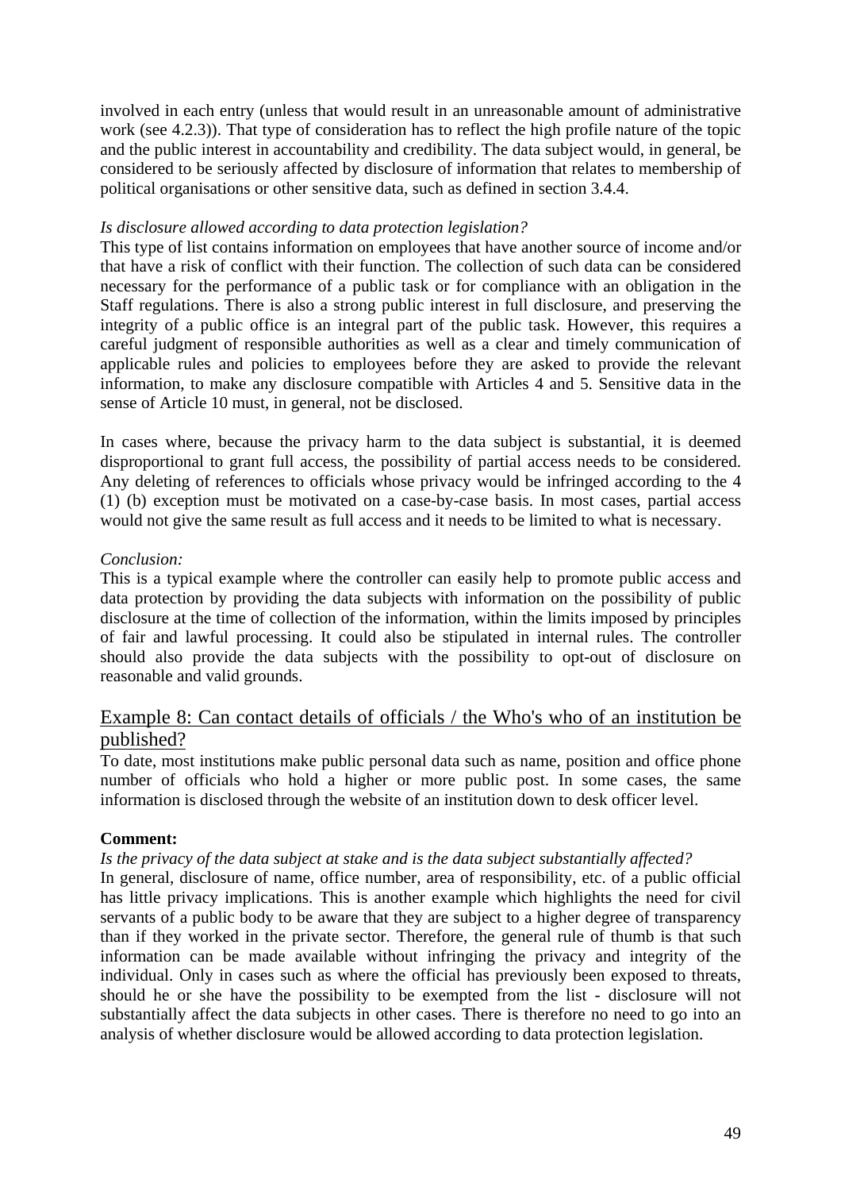involved in each entry (unless that would result in an unreasonable amount of administrative work (see 4.2.3)). That type of consideration has to reflect the high profile nature of the topic and the public interest in accountability and credibility. The data subject would, in general, be considered to be seriously affected by disclosure of information that relates to membership of political organisations or other sensitive data, such as defined in section 3.4.4.

*Is disclosure allowed according to data protection legislation?*

This type of list contains information on employees that have another source of income and/or that have a risk of conflict with their function. The collection of such data can be considered necessary for the performance of a public task or for compliance with an obligation in the Staff regulations. There is also a strong public interest in full disclosure, and preserving the integrity of a public office is an integral part of the public task. However, this requires a careful judgment of responsible authorities as well as a clear and timely communication of applicable rules and policies to employees before they are asked to provide the relevant information, to make any disclosure compatible with Articles 4 and 5. Sensitive data in the sense of Article 10 must, in general, not be disclosed.

In cases where, because the privacy harm to the data subject is substantial, it is deemed disproportional to grant full access, the possibility of partial access needs to be considered. Any deleting of references to officials whose privacy would be infringed according to the 4 (1) (b) exception must be motivated on a case-by-case basis. In most cases, partial access would not give the same result as full access and it needs to be limited to what is necessary.

*Conclusion:*

This is a typical example where the controller can easily help to promote public access and data protection by providing the data subjects with information on the possibility of public disclosure at the time of collection of the information, within the limits imposed by principles of fair and lawful processing. It could also be stipulated in internal rules. The controller should also provide the data subjects with the possibility to opt-out of disclosure on reasonable and valid grounds.

## Example 8: Can contact details of officials / the Who's who of an institution be published?

To date, most institutions make public personal data such as name, position and office phone number of officials who hold a higher or more public post. In some cases, the same information is disclosed through the website of an institution down to desk officer level.

**Comment:**

*Is the privacy of the data subject at stake and is the data subject substantially affected?*

In general, disclosure of name, office number, area of responsibility, etc. of a public official has little privacy implications. This is another example which highlights the need for civil servants of a public body to be aware that they are subject to a higher degree of transparency than if they worked in the private sector. Therefore, the general rule of thumb is that such information can be made available without infringing the privacy and integrity of the individual. Only in cases such as where the official has previously been exposed to threats, should he or she have the possibility to be exempted from the list - disclosure will not substantially affect the data subjects in other cases. There is therefore no need to go into an analysis of whether disclosure would be allowed according to data protection legislation.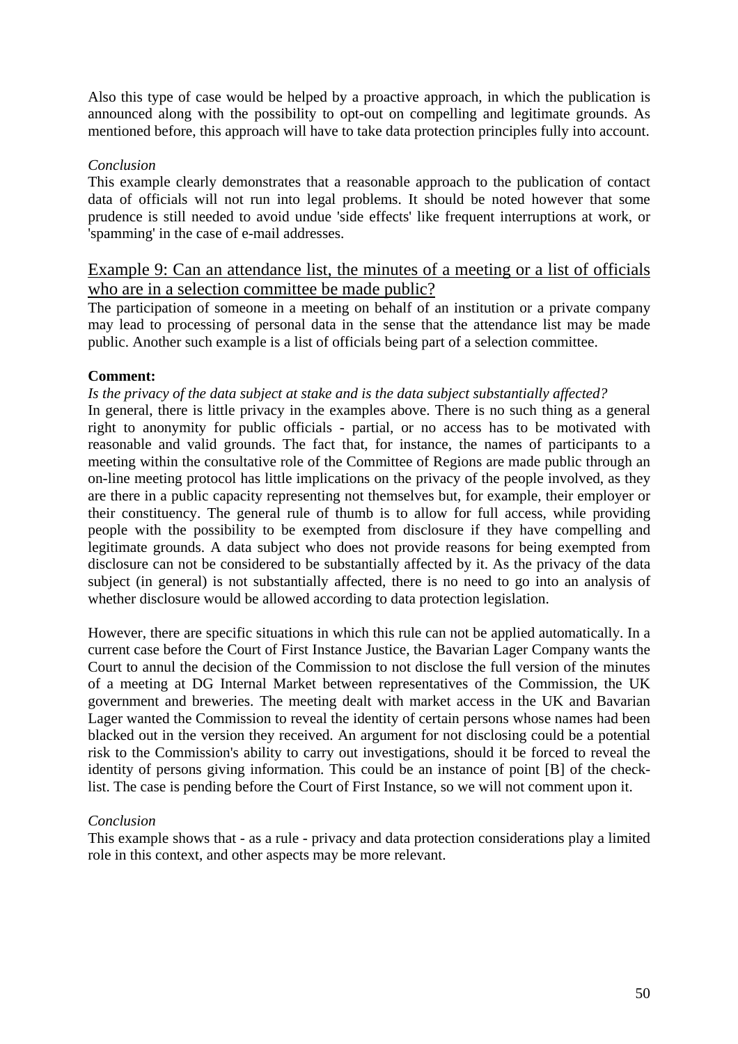Also this type of case would be helped by a proactive approach, in which the publication is announced along with the possibility to opt-out on compelling and legitimate grounds. As mentioned before, this approach will have to take data protection principles fully into account.

*Conclusion*

This example clearly demonstrates that a reasonable approach to the publication of contact data of officials will not run into legal problems. It should be noted however that some prudence is still needed to avoid undue 'side effects' like frequent interruptions at work, or 'spamming' in the case of e-mail addresses.

## Example 9: Can an attendance list, the minutes of a meeting or a list of officials who are in a selection committee be made public?

The participation of someone in a meeting on behalf of an institution or a private company may lead to processing of personal data in the sense that the attendance list may be made public. Another such example is a list of officials being part of a selection committee.

**Comment:**

*Is the privacy of the data subject at stake and is the data subject substantially affected?*

In general, there is little privacy in the examples above. There is no such thing as a general right to anonymity for public officials - partial, or no access has to be motivated with reasonable and valid grounds. The fact that, for instance, the names of participants to a meeting within the consultative role of the Committee of Regions are made public through an on-line meeting protocol has little implications on the privacy of the people involved, as they are there in a public capacity representing not themselves but, for example, their employer or their constituency. The general rule of thumb is to allow for full access, while providing people with the possibility to be exempted from disclosure if they have compelling and legitimate grounds. A data subject who does not provide reasons for being exempted from disclosure can not be considered to be substantially affected by it. As the privacy of the data subject (in general) is not substantially affected, there is no need to go into an analysis of whether disclosure would be allowed according to data protection legislation.

However, there are specific situations in which this rule can not be applied automatically. In a current case before the Court of First Instance Justice, the Bavarian Lager Company wants the Court to annul the decision of the Commission to not disclose the full version of the minutes of a meeting at DG Internal Market between representatives of the Commission, the UK government and breweries. The meeting dealt with market access in the UK and Bavarian Lager wanted the Commission to reveal the identity of certain persons whose names had been blacked out in the version they received. An argument for not disclosing could be a potential risk to the Commission's ability to carry out investigations, should it be forced to reveal the identity of persons giving information. This could be an instance of point [B] of the check-list. The case is pending before the Court of First Instance, so we will not comment upon it.

*Conclusion*

This example shows that - as a rule - privacy and data protection considerations play a limited role in this context, and other aspects may be more relevant.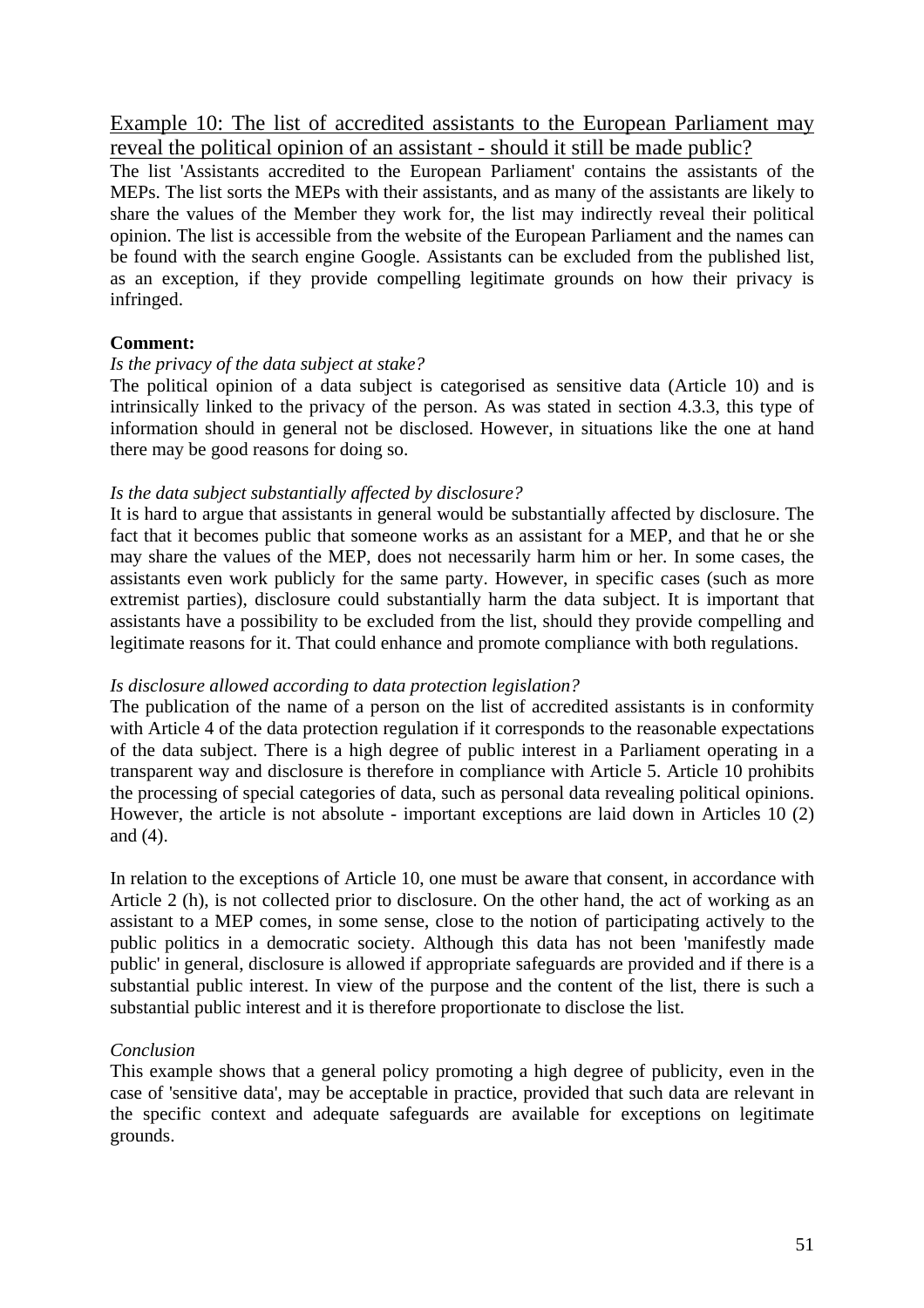Example 10: The list of accredited assistants to the European Parliament may reveal the political opinion of an assistant - should it still be made public?

The list 'Assistants accredited to the European Parliament' contains the assistants of the MEPs. The list sorts the MEPs with their assistants, and as many of the assistants are likely to share the values of the Member they work for, the list may indirectly reveal their political opinion. The list is accessible from the website of the European Parliament and the names can be found with the search engine Google. Assistants can be excluded from the published list, as an exception, if they provide compelling legitimate grounds on how their privacy is infringed.

**Comment:**

*Is the privacy of the data subject at stake?*

The political opinion of a data subject is categorised as sensitive data (Article 10) and is intrinsically linked to the privacy of the person. As was stated in section 4.3.3, this type of information should in general not be disclosed. However, in situations like the one at hand there may be good reasons for doing so.

*Is the data subject substantially affected by disclosure?*

It is hard to argue that assistants in general would be substantially affected by disclosure. The fact that it becomes public that someone works as an assistant for a MEP, and that he or she may share the values of the MEP, does not necessarily harm him or her. In some cases, the assistants even work publicly for the same party. However, in specific cases (such as more extremist parties), disclosure could substantially harm the data subject. It is important that assistants have a possibility to be excluded from the list, should they provide compelling and legitimate reasons for it. That could enhance and promote compliance with both regulations.

*Is disclosure allowed according to data protection legislation?*

The publication of the name of a person on the list of accredited assistants is in conformity with Article 4 of the data protection regulation if it corresponds to the reasonable expectations of the data subject. There is a high degree of public interest in a Parliament operating in a transparent way and disclosure is therefore in compliance with Article 5. Article 10 prohibits the processing of special categories of data, such as personal data revealing political opinions. However, the article is not absolute - important exceptions are laid down in Articles 10 (2) and (4).

In relation to the exceptions of Article 10, one must be aware that consent, in accordance with Article 2 (h), is not collected prior to disclosure. On the other hand, the act of working as an assistant to a MEP comes, in some sense, close to the notion of participating actively to the public politics in a democratic society. Although this data has not been 'manifestly made public' in general, disclosure is allowed if appropriate safeguards are provided and if there is a substantial public interest. In view of the purpose and the content of the list, there is such a substantial public interest and it is therefore proportionate to disclose the list.

*Conclusion*

This example shows that a general policy promoting a high degree of publicity, even in the case of 'sensitive data', may be acceptable in practice, provided that such data are relevant in the specific context and adequate safeguards are available for exceptions on legitimate grounds.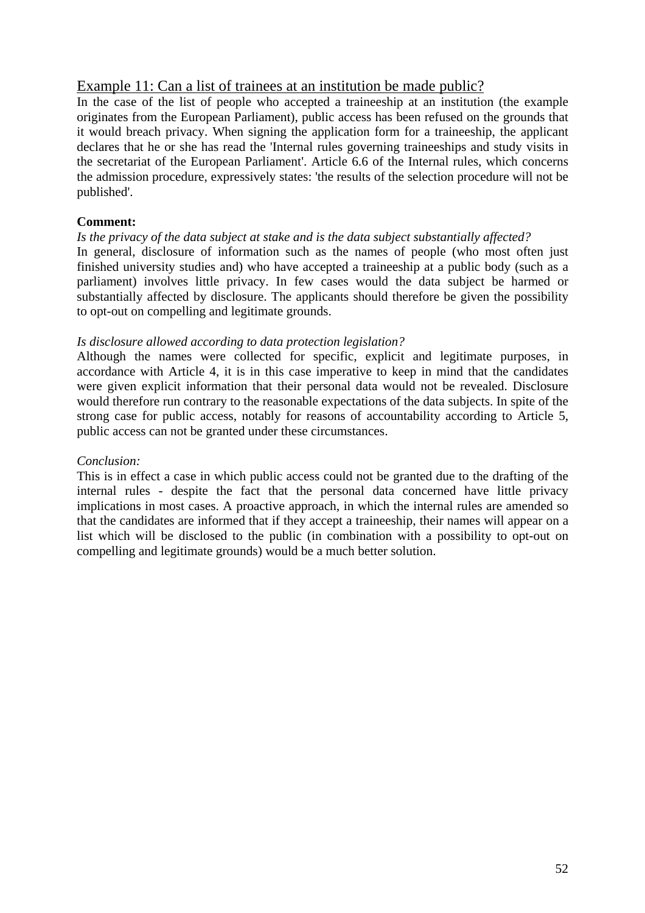## Example 11: Can a list of trainees at an institution be made public?

In the case of the list of people who accepted a traineeship at an institution (the example originates from the European Parliament), public access has been refused on the grounds that it would breach privacy. When signing the application form for a traineeship, the applicant declares that he or she has read the 'Internal rules governing traineeships and study visits in the secretariat of the European Parliament'. Article 6.6 of the Internal rules, which concerns the admission procedure, expressively states: 'the results of the selection procedure will not be published'.

**Comment:**

*Is the privacy of the data subject at stake and is the data subject substantially affected?*

In general, disclosure of information such as the names of people (who most often just finished university studies and) who have accepted a traineeship at a public body (such as a parliament) involves little privacy. In few cases would the data subject be harmed or substantially affected by disclosure. The applicants should therefore be given the possibility to opt-out on compelling and legitimate grounds.

*Is disclosure allowed according to data protection legislation?*

Although the names were collected for specific, explicit and legitimate purposes, in accordance with Article 4, it is in this case imperative to keep in mind that the candidates were given explicit information that their personal data would not be revealed. Disclosure would therefore run contrary to the reasonable expectations of the data subjects. In spite of the strong case for public access, notably for reasons of accountability according to Article 5, public access can not be granted under these circumstances.

*Conclusion:*

This is in effect a case in which public access could not be granted due to the drafting of the internal rules - despite the fact that the personal data concerned have little privacy implications in most cases. A proactive approach, in which the internal rules are amended so that the candidates are informed that if they accept a traineeship, their names will appear on a list which will be disclosed to the public (in combination with a possibility to opt-out on compelling and legitimate grounds) would be a much better solution.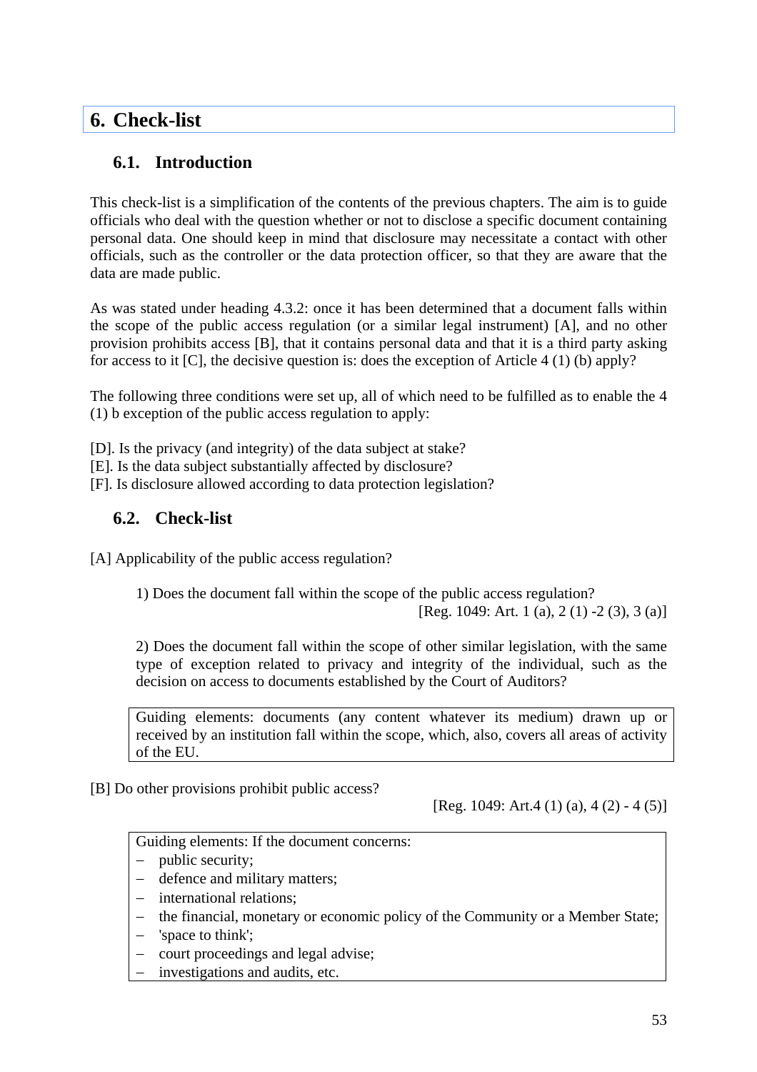# 6. Check-list

## 6.1. Introduction

This check-list is a simplification of the contents of the previous chapters. The aim is to guide officials who deal with the question whether or not to disclose a specific document containing personal data. One should keep in mind that disclosure may necessitate a contact with other officials, such as the controller or the data protection officer, so that they are aware that the data are made public.

As was stated under heading 4.3.2: once it has been determined that a document falls within the scope of the public access regulation (or a similar legal instrument) [A], and no other provision prohibits access [B], that it contains personal data and that it is a third party asking for access to it [C], the decisive question is: does the exception of Article 4 (1) (b) apply?

The following three conditions were set up, all of which need to be fulfilled as to enable the 4 (1) b exception of the public access regulation to apply:

[D]. Is the privacy (and integrity) of the data subject at stake?
[E]. Is the data subject substantially affected by disclosure?
[F]. Is disclosure allowed according to data protection legislation?

## 6.2. Check-list

[A] Applicability of the public access regulation?

> 1) Does the document fall within the scope of the public access regulation?
> [Reg. 1049: Art. 1 (a), 2 (1) -2 (3), 3 (a)]
>
> 2) Does the document fall within the scope of other similar legislation, with the same type of exception related to privacy and integrity of the individual, such as the decision on access to documents established by the Court of Auditors?

| Guiding elements: documents (any content whatever its medium) drawn up or received by an institution fall within the scope, which, also, covers all areas of activity of the EU. |
|---|

[B] Do other provisions prohibit public access?

[Reg. 1049: Art.4 (1) (a), 4 (2) - 4 (5)]

| Guiding elements: If the document concerns:<br>– public security;<br>– defence and military matters;<br>– international relations;<br>– the financial, monetary or economic policy of the Community or a Member State;<br>– 'space to think';<br>– court proceedings and legal advise;<br>– investigations and audits, etc. |
|---|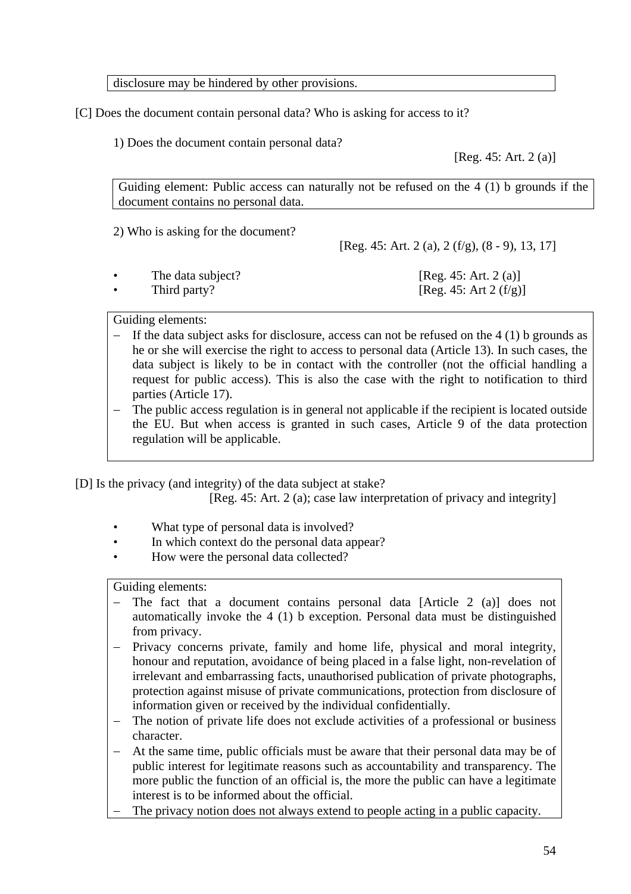disclosure may be hindered by other provisions.

[C] Does the document contain personal data? Who is asking for access to it?

1) Does the document contain personal data?

[Reg. 45: Art. 2 (a)]

Guiding element: Public access can naturally not be refused on the 4 (1) b grounds if the document contains no personal data.

2) Who is asking for the document?

[Reg. 45: Art. 2 (a), 2 (f/g), (8 - 9), 13, 17]

- The data subject? [Reg. 45: Art. 2 (a)]
- Third party? [Reg. 45: Art 2 (f/g)]

Guiding elements:

- If the data subject asks for disclosure, access can not be refused on the 4 (1) b grounds as he or she will exercise the right to access to personal data (Article 13). In such cases, the data subject is likely to be in contact with the controller (not the official handling a request for public access). This is also the case with the right to notification to third parties (Article 17).
- The public access regulation is in general not applicable if the recipient is located outside the EU. But when access is granted in such cases, Article 9 of the data protection regulation will be applicable.

[D] Is the privacy (and integrity) of the data subject at stake?

[Reg. 45: Art. 2 (a); case law interpretation of privacy and integrity]

- What type of personal data is involved?
- In which context do the personal data appear?
- How were the personal data collected?

Guiding elements:

- The fact that a document contains personal data [Article 2 (a)] does not automatically invoke the 4 (1) b exception. Personal data must be distinguished from privacy.
- Privacy concerns private, family and home life, physical and moral integrity, honour and reputation, avoidance of being placed in a false light, non-revelation of irrelevant and embarrassing facts, unauthorised publication of private photographs, protection against misuse of private communications, protection from disclosure of information given or received by the individual confidentially.
- The notion of private life does not exclude activities of a professional or business character.
- At the same time, public officials must be aware that their personal data may be of public interest for legitimate reasons such as accountability and transparency. The more public the function of an official is, the more the public can have a legitimate interest is to be informed about the official.
- The privacy notion does not always extend to people acting in a public capacity.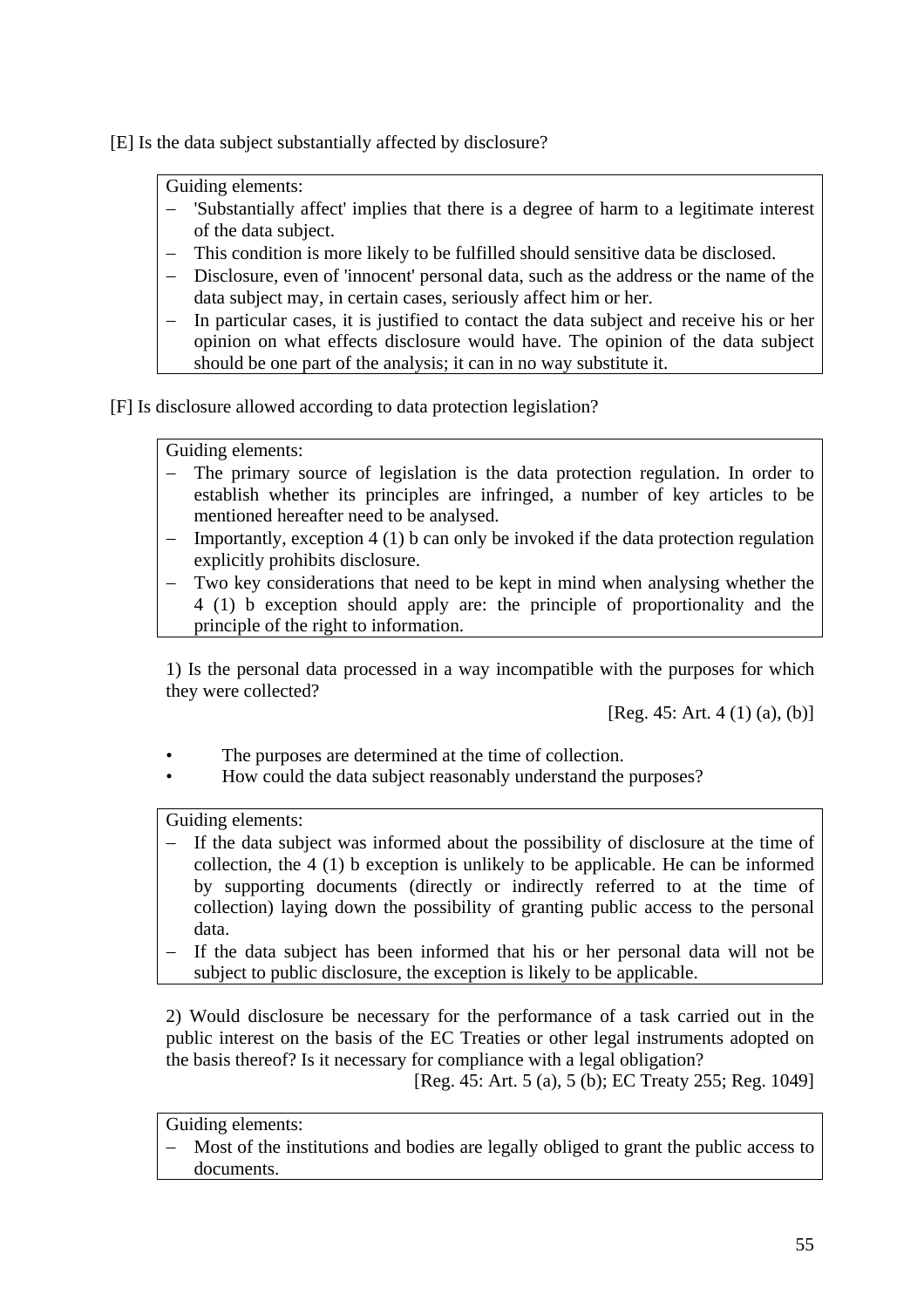[E] Is the data subject substantially affected by disclosure?

> Guiding elements:
> - 'Substantially affect' implies that there is a degree of harm to a legitimate interest of the data subject.
> - This condition is more likely to be fulfilled should sensitive data be disclosed.
> - Disclosure, even of 'innocent' personal data, such as the address or the name of the data subject may, in certain cases, seriously affect him or her.
> - In particular cases, it is justified to contact the data subject and receive his or her opinion on what effects disclosure would have. The opinion of the data subject should be one part of the analysis; it can in no way substitute it.

[F] Is disclosure allowed according to data protection legislation?

> Guiding elements:
> - The primary source of legislation is the data protection regulation. In order to establish whether its principles are infringed, a number of key articles to be mentioned hereafter need to be analysed.
> - Importantly, exception 4 (1) b can only be invoked if the data protection regulation explicitly prohibits disclosure.
> - Two key considerations that need to be kept in mind when analysing whether the 4 (1) b exception should apply are: the principle of proportionality and the principle of the right to information.

1) Is the personal data processed in a way incompatible with the purposes for which they were collected?

[Reg. 45: Art. 4 (1) (a), (b)]

- The purposes are determined at the time of collection.
- How could the data subject reasonably understand the purposes?

> Guiding elements:
> - If the data subject was informed about the possibility of disclosure at the time of collection, the 4 (1) b exception is unlikely to be applicable. He can be informed by supporting documents (directly or indirectly referred to at the time of collection) laying down the possibility of granting public access to the personal data.
> - If the data subject has been informed that his or her personal data will not be subject to public disclosure, the exception is likely to be applicable.

2) Would disclosure be necessary for the performance of a task carried out in the public interest on the basis of the EC Treaties or other legal instruments adopted on the basis thereof? Is it necessary for compliance with a legal obligation?

[Reg. 45: Art. 5 (a), 5 (b); EC Treaty 255; Reg. 1049]

> Guiding elements:
> - Most of the institutions and bodies are legally obliged to grant the public access to documents.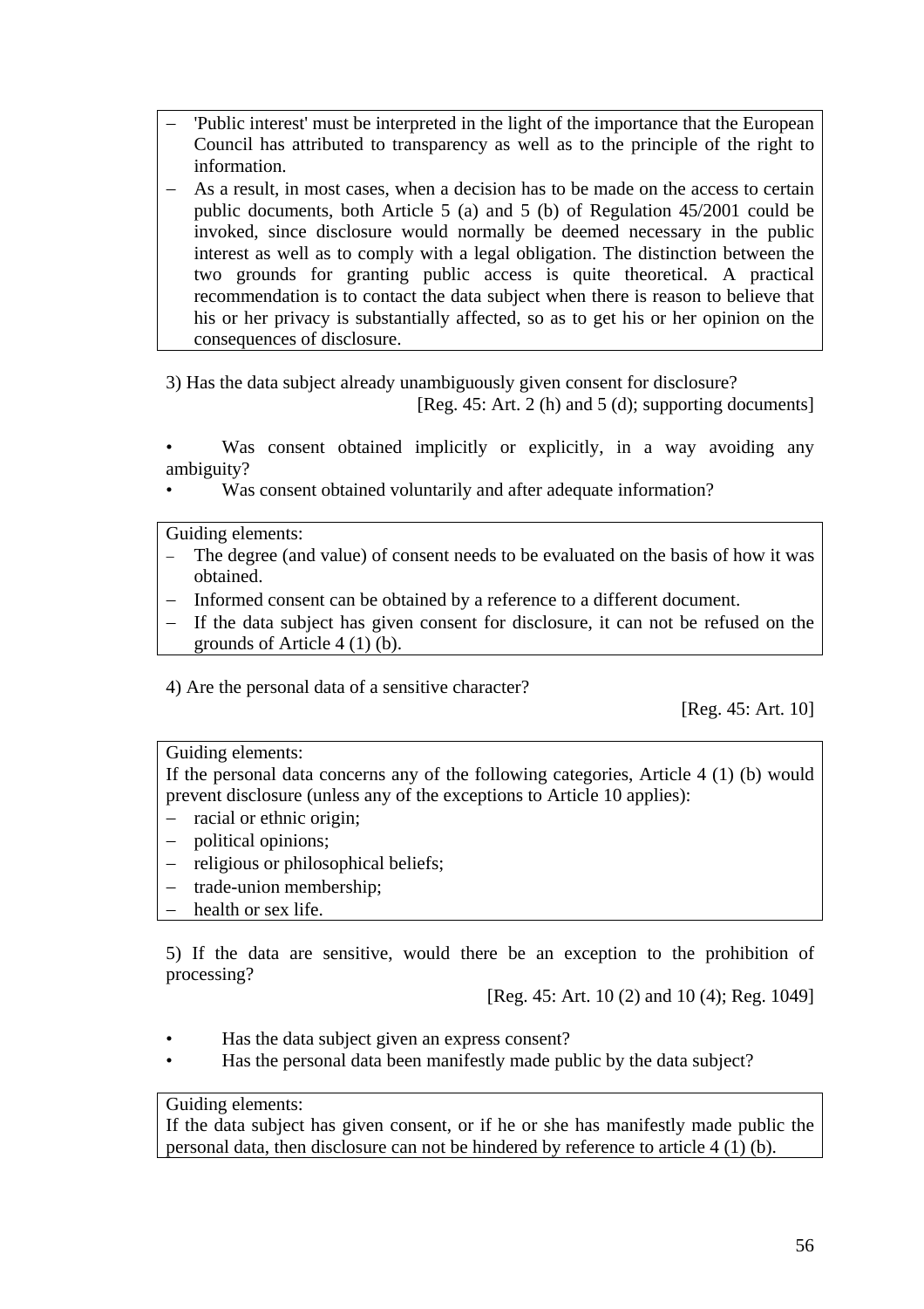- 'Public interest' must be interpreted in the light of the importance that the European Council has attributed to transparency as well as to the principle of the right to information.
- As a result, in most cases, when a decision has to be made on the access to certain public documents, both Article 5 (a) and 5 (b) of Regulation 45/2001 could be invoked, since disclosure would normally be deemed necessary in the public interest as well as to comply with a legal obligation. The distinction between the two grounds for granting public access is quite theoretical. A practical recommendation is to contact the data subject when there is reason to believe that his or her privacy is substantially affected, so as to get his or her opinion on the consequences of disclosure.

3) Has the data subject already unambiguously given consent for disclosure?

[Reg. 45: Art. 2 (h) and 5 (d); supporting documents]

- Was consent obtained implicitly or explicitly, in a way avoiding any ambiguity?
- Was consent obtained voluntarily and after adequate information?

Guiding elements:

- The degree (and value) of consent needs to be evaluated on the basis of how it was obtained.
- Informed consent can be obtained by a reference to a different document.
- If the data subject has given consent for disclosure, it can not be refused on the grounds of Article 4 (1) (b).

4) Are the personal data of a sensitive character?

[Reg. 45: Art. 10]

Guiding elements:

If the personal data concerns any of the following categories, Article 4 (1) (b) would prevent disclosure (unless any of the exceptions to Article 10 applies):

- racial or ethnic origin;
- political opinions;
- religious or philosophical beliefs;
- trade-union membership;
- health or sex life.

5) If the data are sensitive, would there be an exception to the prohibition of processing?

[Reg. 45: Art. 10 (2) and 10 (4); Reg. 1049]

- Has the data subject given an express consent?
- Has the personal data been manifestly made public by the data subject?

Guiding elements:

If the data subject has given consent, or if he or she has manifestly made public the personal data, then disclosure can not be hindered by reference to article 4 (1) (b).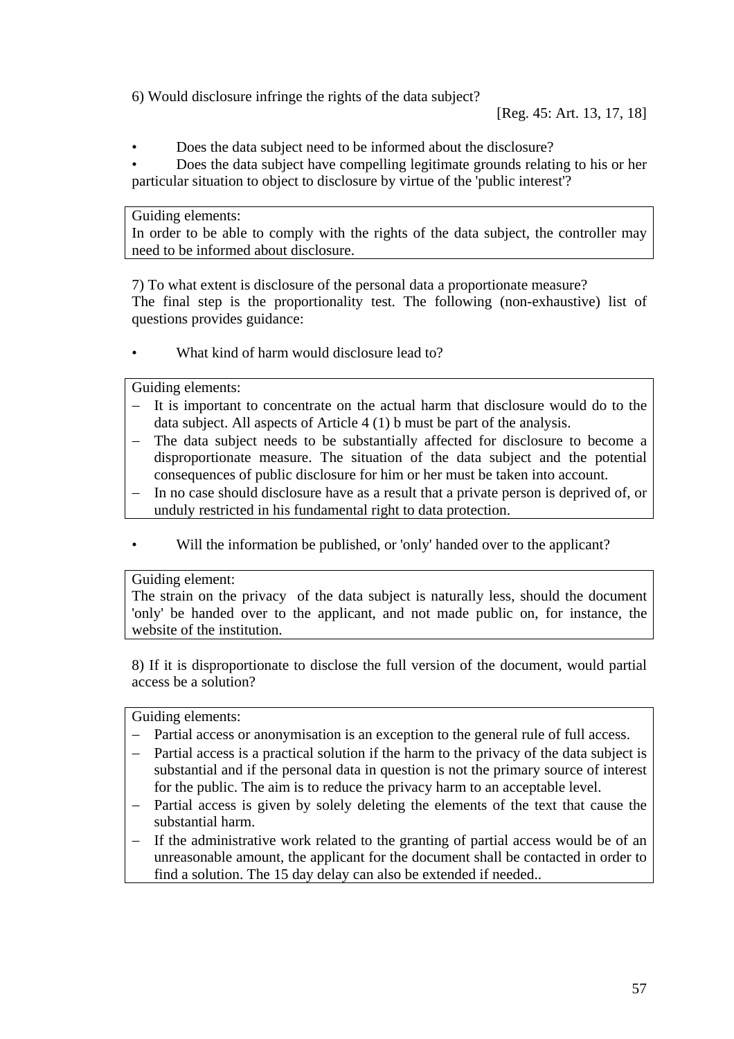6) Would disclosure infringe the rights of the data subject?

[Reg. 45: Art. 13, 17, 18]

- Does the data subject need to be informed about the disclosure?
- Does the data subject have compelling legitimate grounds relating to his or her particular situation to object to disclosure by virtue of the 'public interest'?

> Guiding elements:
> In order to be able to comply with the rights of the data subject, the controller may need to be informed about disclosure.

7) To what extent is disclosure of the personal data a proportionate measure?
The final step is the proportionality test. The following (non-exhaustive) list of questions provides guidance:

- What kind of harm would disclosure lead to?

> Guiding elements:
> - It is important to concentrate on the actual harm that disclosure would do to the data subject. All aspects of Article 4 (1) b must be part of the analysis.
> - The data subject needs to be substantially affected for disclosure to become a disproportionate measure. The situation of the data subject and the potential consequences of public disclosure for him or her must be taken into account.
> - In no case should disclosure have as a result that a private person is deprived of, or unduly restricted in his fundamental right to data protection.

- Will the information be published, or 'only' handed over to the applicant?

> Guiding element:
> The strain on the privacy of the data subject is naturally less, should the document 'only' be handed over to the applicant, and not made public on, for instance, the website of the institution.

8) If it is disproportionate to disclose the full version of the document, would partial access be a solution?

> Guiding elements:
> - Partial access or anonymisation is an exception to the general rule of full access.
> - Partial access is a practical solution if the harm to the privacy of the data subject is substantial and if the personal data in question is not the primary source of interest for the public. The aim is to reduce the privacy harm to an acceptable level.
> - Partial access is given by solely deleting the elements of the text that cause the substantial harm.
> - If the administrative work related to the granting of partial access would be of an unreasonable amount, the applicant for the document shall be contacted in order to find a solution. The 15 day delay can also be extended if needed..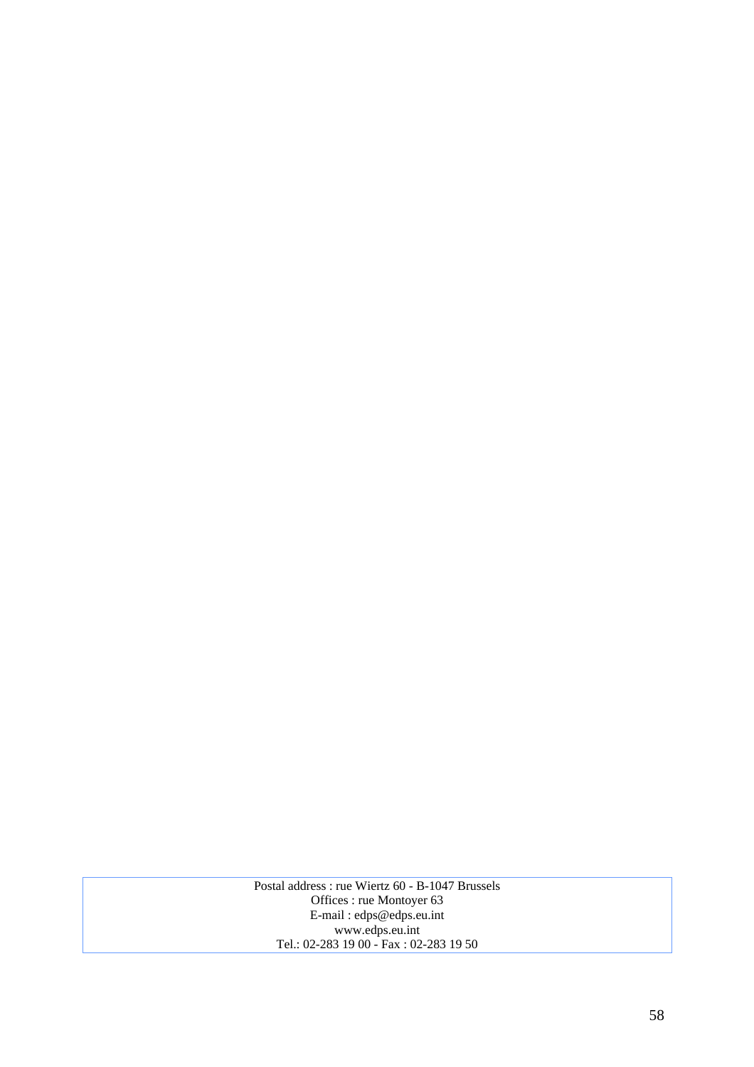Postal address : rue Wiertz 60 - B-1047 Brussels
Offices : rue Montoyer 63
E-mail : edps@edps.eu.int
www.edps.eu.int
Tel.: 02-283 19 00 - Fax : 02-283 19 50